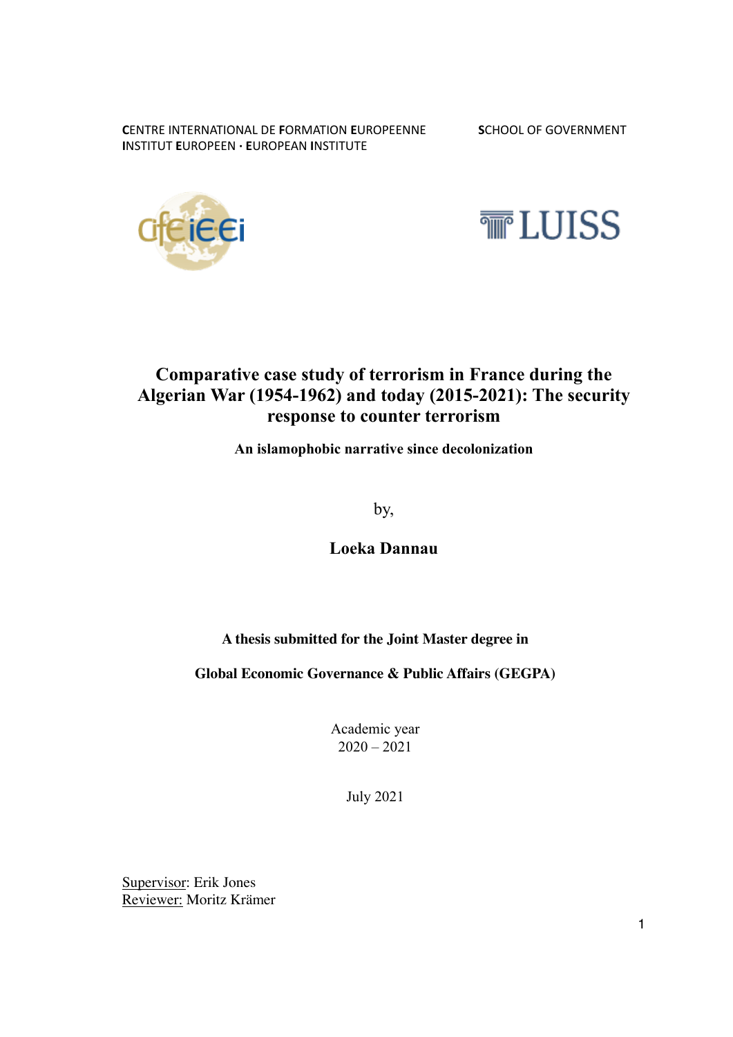**C**ENTRE INTERNATIONAL DE **F**ORMATION **E**UROPEENNE
**I**NSTITUT **E**UROPEEN · **E**UROPEAN **I**NSTITUTE

**S**CHOOL OF GOVERNMENT

# Comparative case study of terrorism in France during the Algerian War (1954-1962) and today (2015-2021): The security response to counter terrorism

**An islamophobic narrative since decolonization**

by,

**Loeka Dannau**

**A thesis submitted for the Joint Master degree in**

**Global Economic Governance & Public Affairs (GEGPA)**

Academic year
2020 – 2021

July 2021

Supervisor: Erik Jones
Reviewer: Moritz Krämer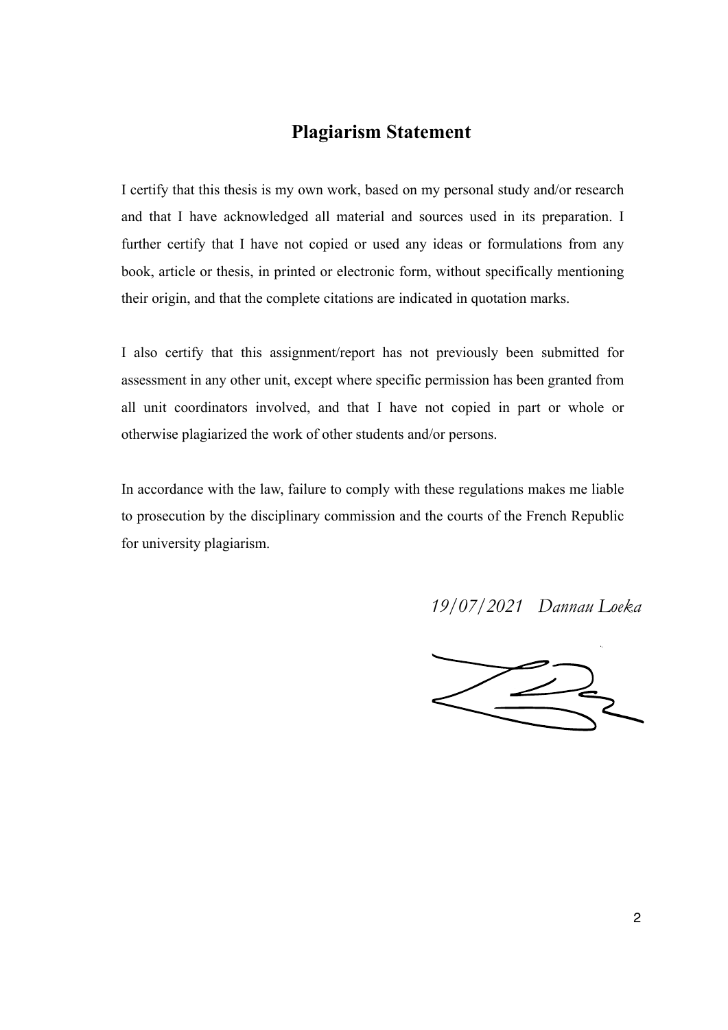# Plagiarism Statement

I certify that this thesis is my own work, based on my personal study and/or research and that I have acknowledged all material and sources used in its preparation. I further certify that I have not copied or used any ideas or formulations from any book, article or thesis, in printed or electronic form, without specifically mentioning their origin, and that the complete citations are indicated in quotation marks.

I also certify that this assignment/report has not previously been submitted for assessment in any other unit, except where specific permission has been granted from all unit coordinators involved, and that I have not copied in part or whole or otherwise plagiarized the work of other students and/or persons.

In accordance with the law, failure to comply with these regulations makes me liable to prosecution by the disciplinary commission and the courts of the French Republic for university plagiarism.

*19/07/2021 Dannau Loeka*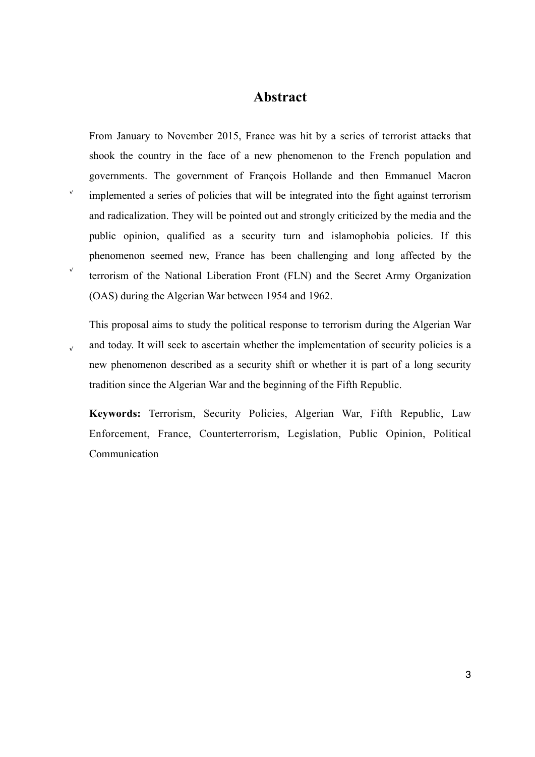# Abstract

From January to November 2015, France was hit by a series of terrorist attacks that shook the country in the face of a new phenomenon to the French population and governments. The government of François Hollande and then Emmanuel Macron implemented a series of policies that will be integrated into the fight against terrorism and radicalization. They will be pointed out and strongly criticized by the media and the public opinion, qualified as a security turn and islamophobia policies. If this phenomenon seemed new, France has been challenging and long affected by the terrorism of the National Liberation Front (FLN) and the Secret Army Organization (OAS) during the Algerian War between 1954 and 1962.

This proposal aims to study the political response to terrorism during the Algerian War and today. It will seek to ascertain whether the implementation of security policies is a new phenomenon described as a security shift or whether it is part of a long security tradition since the Algerian War and the beginning of the Fifth Republic.

**Keywords:** Terrorism, Security Policies, Algerian War, Fifth Republic, Law Enforcement, France, Counterterrorism, Legislation, Public Opinion, Political Communication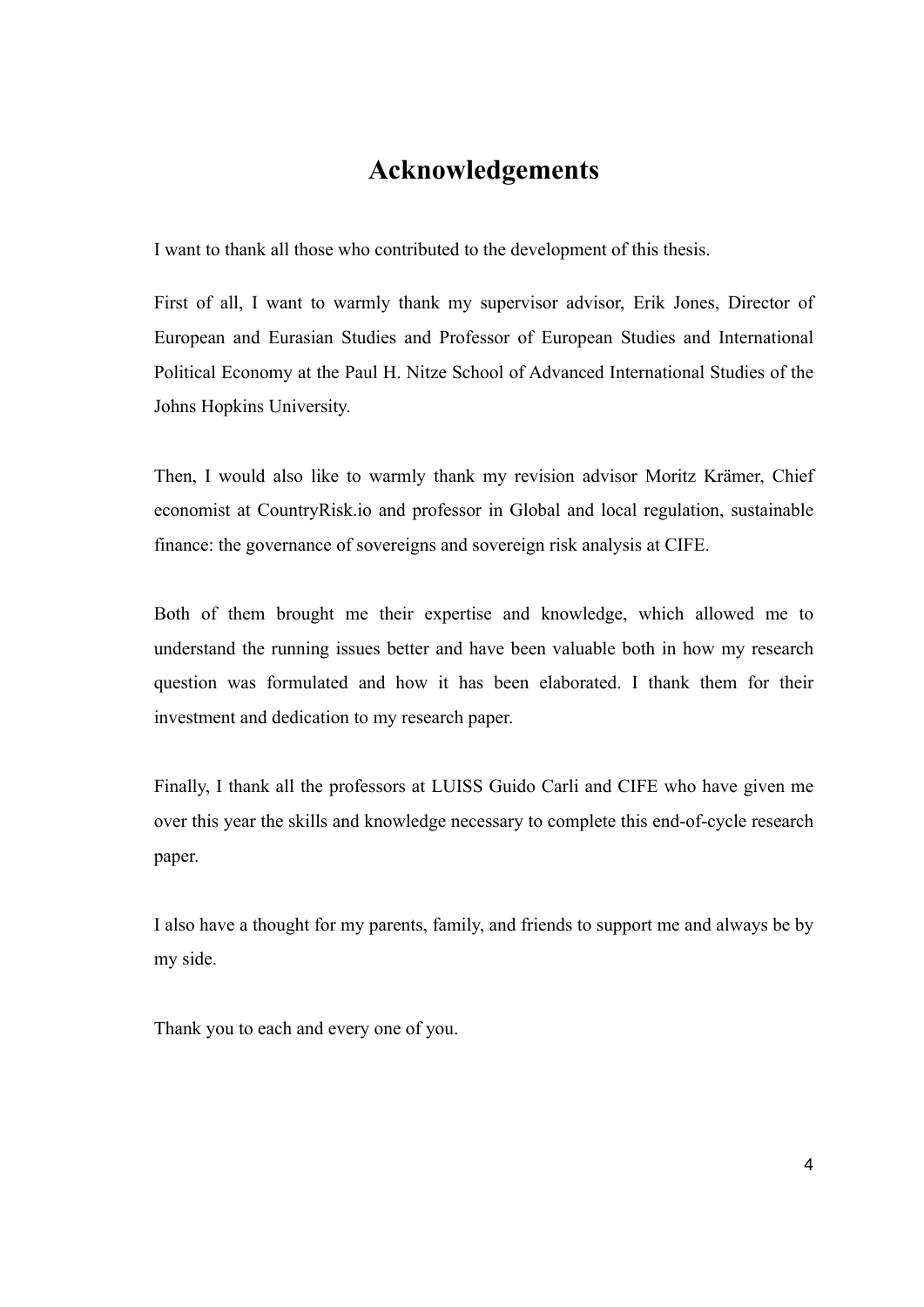# Acknowledgements

I want to thank all those who contributed to the development of this thesis.

First of all, I want to warmly thank my supervisor advisor, Erik Jones, Director of European and Eurasian Studies and Professor of European Studies and International Political Economy at the Paul H. Nitze School of Advanced International Studies of the Johns Hopkins University.

Then, I would also like to warmly thank my revision advisor Moritz Krämer, Chief economist at CountryRisk.io and professor in Global and local regulation, sustainable finance: the governance of sovereigns and sovereign risk analysis at CIFE.

Both of them brought me their expertise and knowledge, which allowed me to understand the running issues better and have been valuable both in how my research question was formulated and how it has been elaborated. I thank them for their investment and dedication to my research paper.

Finally, I thank all the professors at LUISS Guido Carli and CIFE who have given me over this year the skills and knowledge necessary to complete this end-of-cycle research paper.

I also have a thought for my parents, family, and friends to support me and always be by my side.

Thank you to each and every one of you.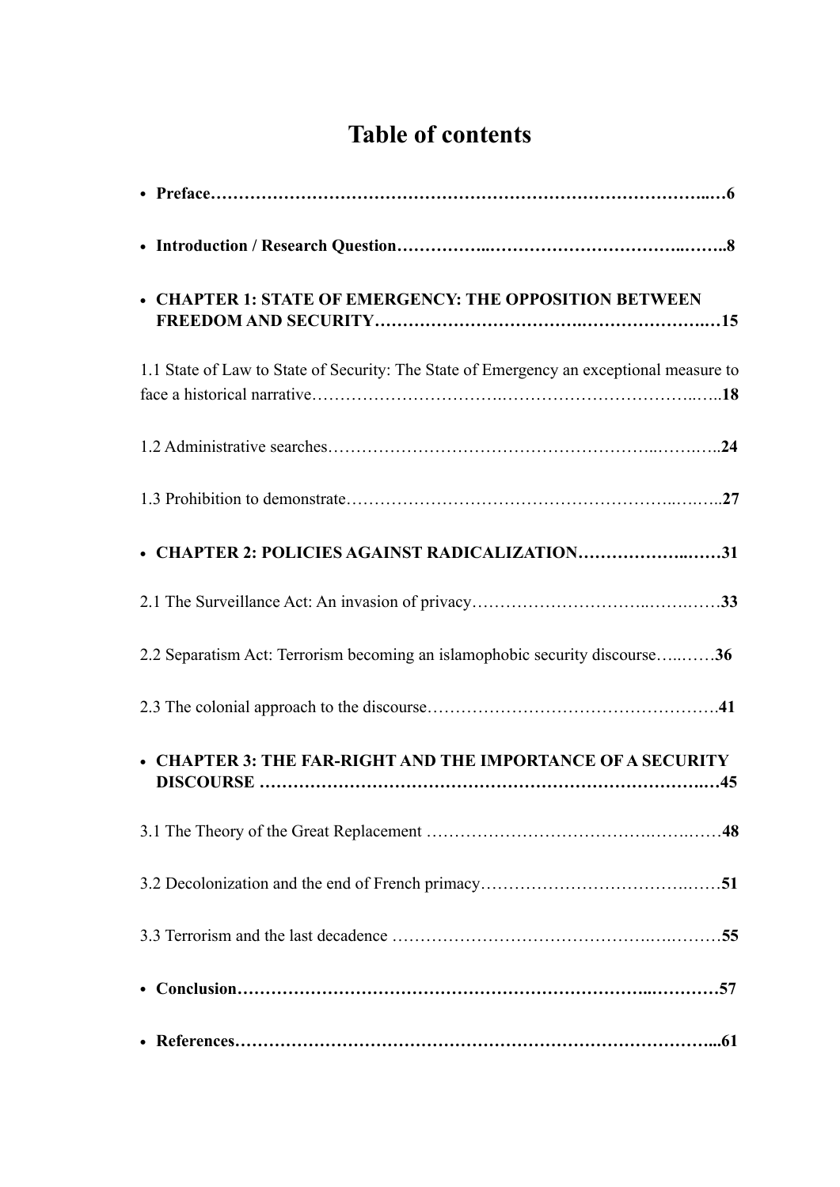# Table of contents

- **Preface……………………………………………………………………………..…6**
- **Introduction / Research Question……………..……………………………..……..8**
- **CHAPTER 1: STATE OF EMERGENCY: THE OPPOSITION BETWEEN FREEDOM AND SECURITY……………………………….…………………..…15**

1.1 State of Law to State of Security: The State of Emergency an exceptional measure to face a historical narrative…………………………….……………………………..…..**18**

1.2 Administrative searches…………………………………………………..……….…..**24**

1.3 Prohibition to demonstrate………………………………………………..….…..**27**

- **CHAPTER 2: POLICIES AGAINST RADICALIZATION………………..……31**

2.1 The Surveillance Act: An invasion of privacy………………………..…….….….**33**

2.2 Separatism Act: Terrorism becoming an islamophobic security discourse…..……**36**

2.3 The colonial approach to the discourse…………………………………………….**41**

- **CHAPTER 3: THE FAR-RIGHT AND THE IMPORTANCE OF A SECURITY DISCOURSE ……………………………………………………………………..…45**

3.1 The Theory of the Great Replacement ………………………………….…….……**48**

3.2 Decolonization and the end of French primacy……………………………….……**51**

3.3 Terrorism and the last decadence ……………………………………….….………**55**

- **Conclusion……………………………………………………………..…………57**
- **References………………………………………………………………………...61**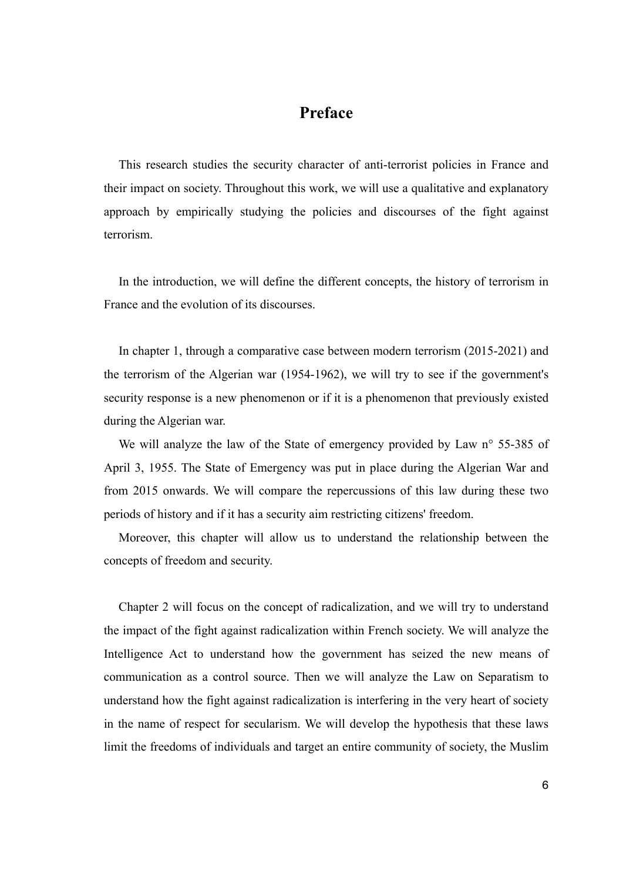# Preface

This research studies the security character of anti-terrorist policies in France and their impact on society. Throughout this work, we will use a qualitative and explanatory approach by empirically studying the policies and discourses of the fight against terrorism.

In the introduction, we will define the different concepts, the history of terrorism in France and the evolution of its discourses.

In chapter 1, through a comparative case between modern terrorism (2015-2021) and the terrorism of the Algerian war (1954-1962), we will try to see if the government's security response is a new phenomenon or if it is a phenomenon that previously existed during the Algerian war.

We will analyze the law of the State of emergency provided by Law n° 55-385 of April 3, 1955. The State of Emergency was put in place during the Algerian War and from 2015 onwards. We will compare the repercussions of this law during these two periods of history and if it has a security aim restricting citizens' freedom.

Moreover, this chapter will allow us to understand the relationship between the concepts of freedom and security.

Chapter 2 will focus on the concept of radicalization, and we will try to understand the impact of the fight against radicalization within French society. We will analyze the Intelligence Act to understand how the government has seized the new means of communication as a control source. Then we will analyze the Law on Separatism to understand how the fight against radicalization is interfering in the very heart of society in the name of respect for secularism. We will develop the hypothesis that these laws limit the freedoms of individuals and target an entire community of society, the Muslim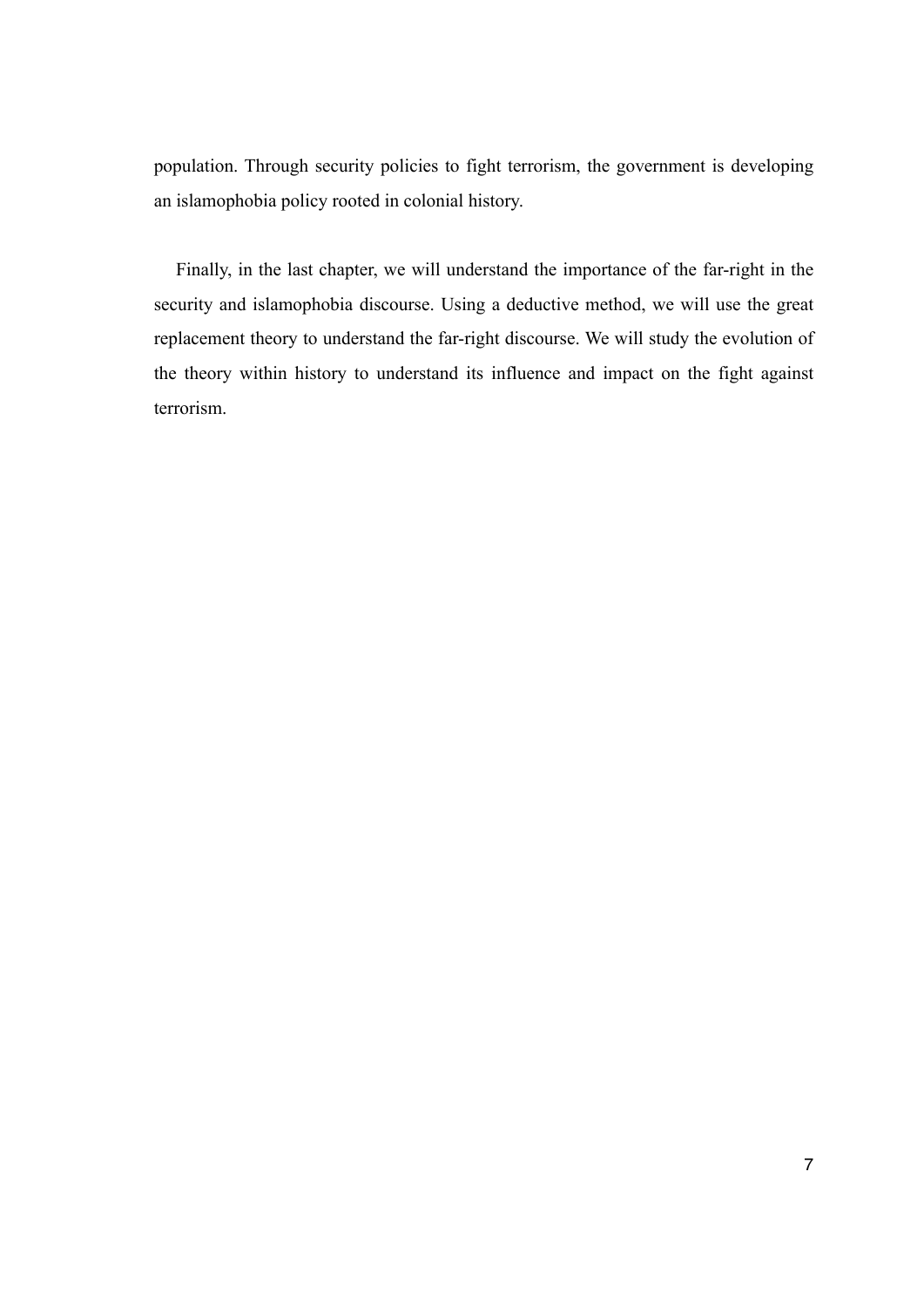population. Through security policies to fight terrorism, the government is developing an islamophobia policy rooted in colonial history.

Finally, in the last chapter, we will understand the importance of the far-right in the security and islamophobia discourse. Using a deductive method, we will use the great replacement theory to understand the far-right discourse. We will study the evolution of the theory within history to understand its influence and impact on the fight against terrorism.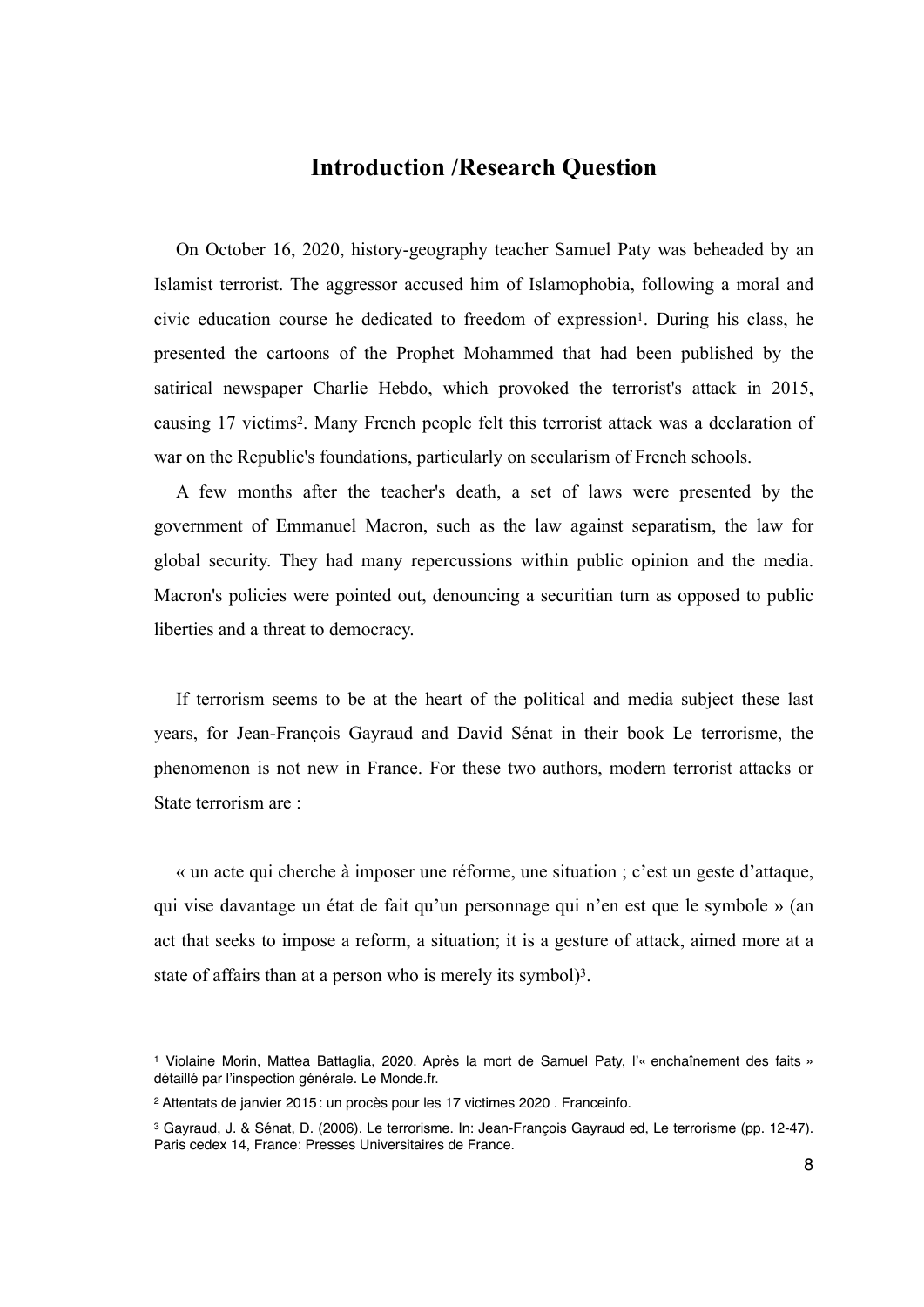## Introduction /Research Question

On October 16, 2020, history-geography teacher Samuel Paty was beheaded by an Islamist terrorist. The aggressor accused him of Islamophobia, following a moral and civic education course he dedicated to freedom of expression[1]. During his class, he presented the cartoons of the Prophet Mohammed that had been published by the satirical newspaper Charlie Hebdo, which provoked the terrorist's attack in 2015, causing 17 victims[2]. Many French people felt this terrorist attack was a declaration of war on the Republic's foundations, particularly on secularism of French schools.

A few months after the teacher's death, a set of laws were presented by the government of Emmanuel Macron, such as the law against separatism, the law for global security. They had many repercussions within public opinion and the media. Macron's policies were pointed out, denouncing a securitian turn as opposed to public liberties and a threat to democracy.

If terrorism seems to be at the heart of the political and media subject these last years, for Jean-François Gayraud and David Sénat in their book Le terrorisme, the phenomenon is not new in France. For these two authors, modern terrorist attacks or State terrorism are :

« un acte qui cherche à imposer une réforme, une situation ; c'est un geste d'attaque, qui vise davantage un état de fait qu'un personnage qui n'en est que le symbole » (an act that seeks to impose a reform, a situation; it is a gesture of attack, aimed more at a state of affairs than at a person who is merely its symbol)[3].

---

[1] Violaine Morin, Mattea Battaglia, 2020. Après la mort de Samuel Paty, l'« enchaînement des faits » détaillé par l'inspection générale. Le Monde.fr.

[2] Attentats de janvier 2015 : un procès pour les 17 victimes 2020 . Franceinfo.

[3] Gayraud, J. & Sénat, D. (2006). Le terrorisme. In: Jean-François Gayraud ed, Le terrorisme (pp. 12-47). Paris cedex 14, France: Presses Universitaires de France.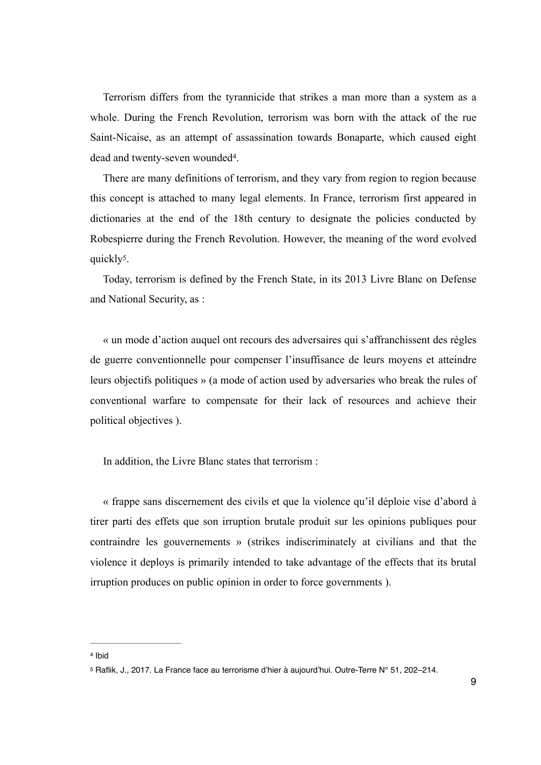Terrorism differs from the tyrannicide that strikes a man more than a system as a whole. During the French Revolution, terrorism was born with the attack of the rue Saint-Nicaise, as an attempt of assassination towards Bonaparte, which caused eight dead and twenty-seven wounded[4].

There are many definitions of terrorism, and they vary from region to region because this concept is attached to many legal elements. In France, terrorism first appeared in dictionaries at the end of the 18th century to designate the policies conducted by Robespierre during the French Revolution. However, the meaning of the word evolved quickly[5].

Today, terrorism is defined by the French State, in its 2013 Livre Blanc on Defense and National Security, as :

« un mode d'action auquel ont recours des adversaires qui s'affranchissent des règles de guerre conventionnelle pour compenser l'insuffisance de leurs moyens et atteindre leurs objectifs politiques » (a mode of action used by adversaries who break the rules of conventional warfare to compensate for their lack of resources and achieve their political objectives ).

In addition, the Livre Blanc states that terrorism :

« frappe sans discernement des civils et que la violence qu'il déploie vise d'abord à tirer parti des effets que son irruption brutale produit sur les opinions publiques pour contraindre les gouvernements » (strikes indiscriminately at civilians and that the violence it deploys is primarily intended to take advantage of the effects that its brutal irruption produces on public opinion in order to force governments ).

---

[4] Ibid

[5] Raflik, J., 2017. La France face au terrorisme d'hier à aujourd'hui. Outre-Terre N° 51, 202–214.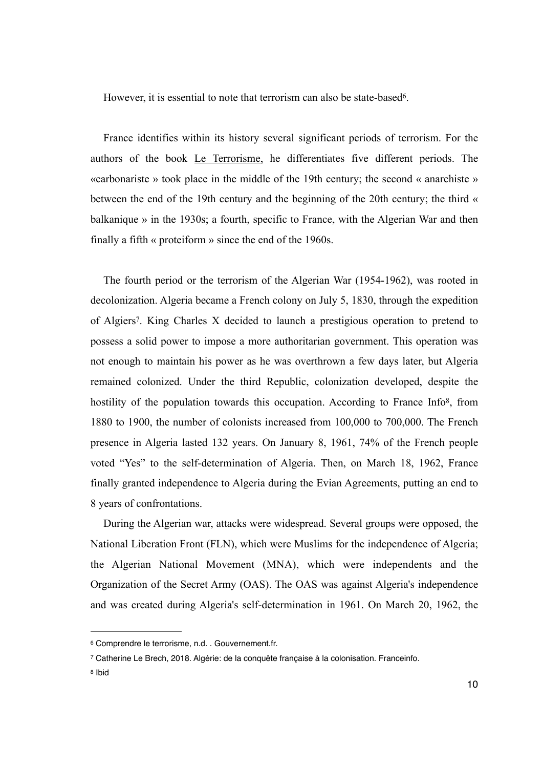However, it is essential to note that terrorism can also be state-based[6].

France identifies within its history several significant periods of terrorism. For the authors of the book Le Terrorisme, he differentiates five different periods. The «carbonariste » took place in the middle of the 19th century; the second « anarchiste » between the end of the 19th century and the beginning of the 20th century; the third « balkanique » in the 1930s; a fourth, specific to France, with the Algerian War and then finally a fifth « proteiform » since the end of the 1960s.

The fourth period or the terrorism of the Algerian War (1954-1962), was rooted in decolonization. Algeria became a French colony on July 5, 1830, through the expedition of Algiers[7]. King Charles X decided to launch a prestigious operation to pretend to possess a solid power to impose a more authoritarian government. This operation was not enough to maintain his power as he was overthrown a few days later, but Algeria remained colonized. Under the third Republic, colonization developed, despite the hostility of the population towards this occupation. According to France Info[8], from 1880 to 1900, the number of colonists increased from 100,000 to 700,000. The French presence in Algeria lasted 132 years. On January 8, 1961, 74% of the French people voted "Yes" to the self-determination of Algeria. Then, on March 18, 1962, France finally granted independence to Algeria during the Evian Agreements, putting an end to 8 years of confrontations.

During the Algerian war, attacks were widespread. Several groups were opposed, the National Liberation Front (FLN), which were Muslims for the independence of Algeria; the Algerian National Movement (MNA), which were independents and the Organization of the Secret Army (OAS). The OAS was against Algeria's independence and was created during Algeria's self-determination in 1961. On March 20, 1962, the

---

[6] Comprendre le terrorisme, n.d. . Gouvernement.fr.

[7] Catherine Le Brech, 2018. Algérie: de la conquête française à la colonisation. Franceinfo.

[8] Ibid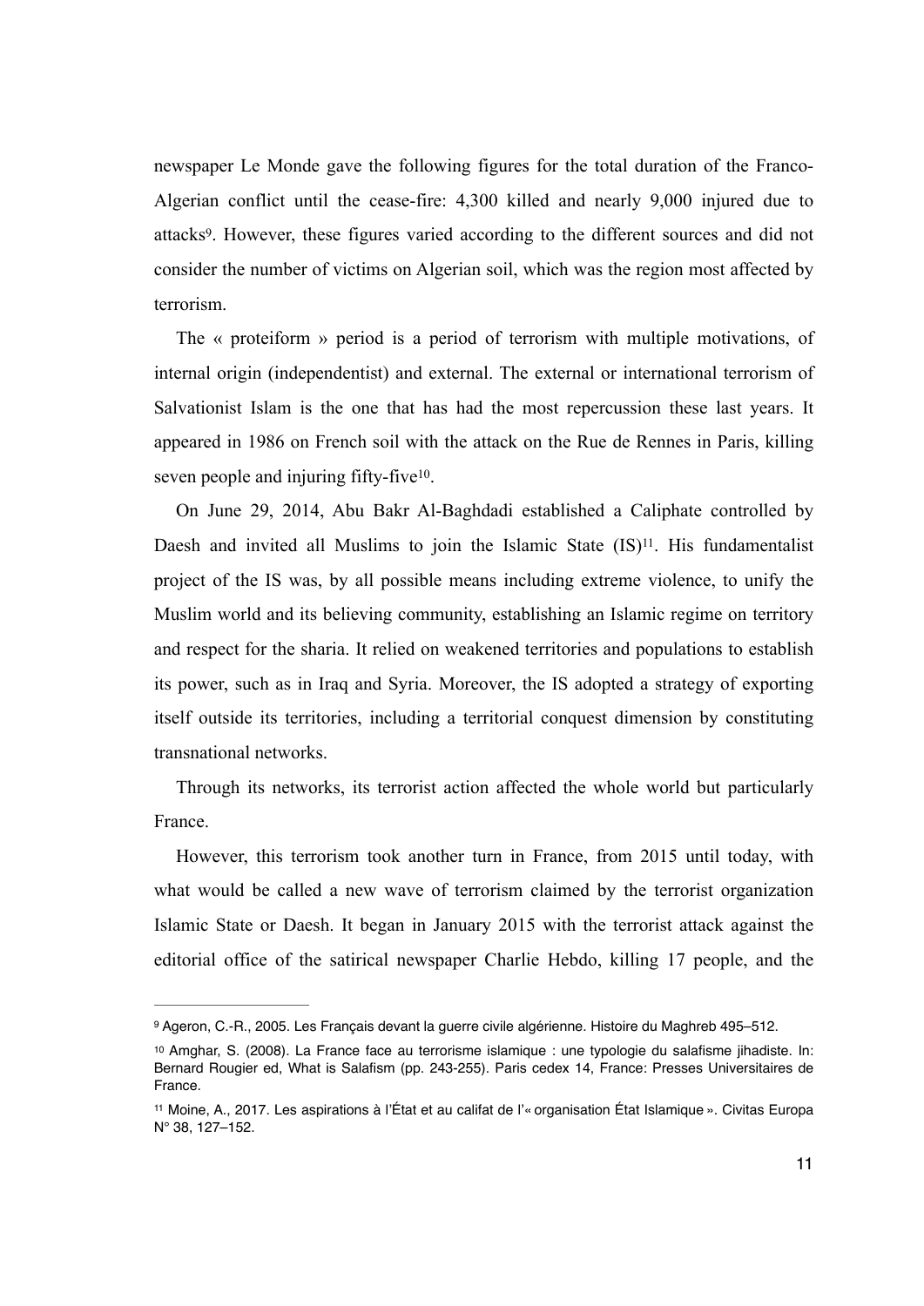newspaper Le Monde gave the following figures for the total duration of the Franco-Algerian conflict until the cease-fire: 4,300 killed and nearly 9,000 injured due to attacks[9]. However, these figures varied according to the different sources and did not consider the number of victims on Algerian soil, which was the region most affected by terrorism.

The « proteiform » period is a period of terrorism with multiple motivations, of internal origin (independentist) and external. The external or international terrorism of Salvationist Islam is the one that has had the most repercussion these last years. It appeared in 1986 on French soil with the attack on the Rue de Rennes in Paris, killing seven people and injuring fifty-five[10].

On June 29, 2014, Abu Bakr Al-Baghdadi established a Caliphate controlled by Daesh and invited all Muslims to join the Islamic State (IS)[11]. His fundamentalist project of the IS was, by all possible means including extreme violence, to unify the Muslim world and its believing community, establishing an Islamic regime on territory and respect for the sharia. It relied on weakened territories and populations to establish its power, such as in Iraq and Syria. Moreover, the IS adopted a strategy of exporting itself outside its territories, including a territorial conquest dimension by constituting transnational networks.

Through its networks, its terrorist action affected the whole world but particularly France.

However, this terrorism took another turn in France, from 2015 until today, with what would be called a new wave of terrorism claimed by the terrorist organization Islamic State or Daesh. It began in January 2015 with the terrorist attack against the editorial office of the satirical newspaper Charlie Hebdo, killing 17 people, and the

---

[9] Ageron, C.-R., 2005. Les Français devant la guerre civile algérienne. Histoire du Maghreb 495–512.

[10] Amghar, S. (2008). La France face au terrorisme islamique : une typologie du salafisme jihadiste. In: Bernard Rougier ed, What is Salafism (pp. 243-255). Paris cedex 14, France: Presses Universitaires de France.

[11] Moine, A., 2017. Les aspirations à l'État et au califat de l'« organisation État Islamique ». Civitas Europa N° 38, 127–152.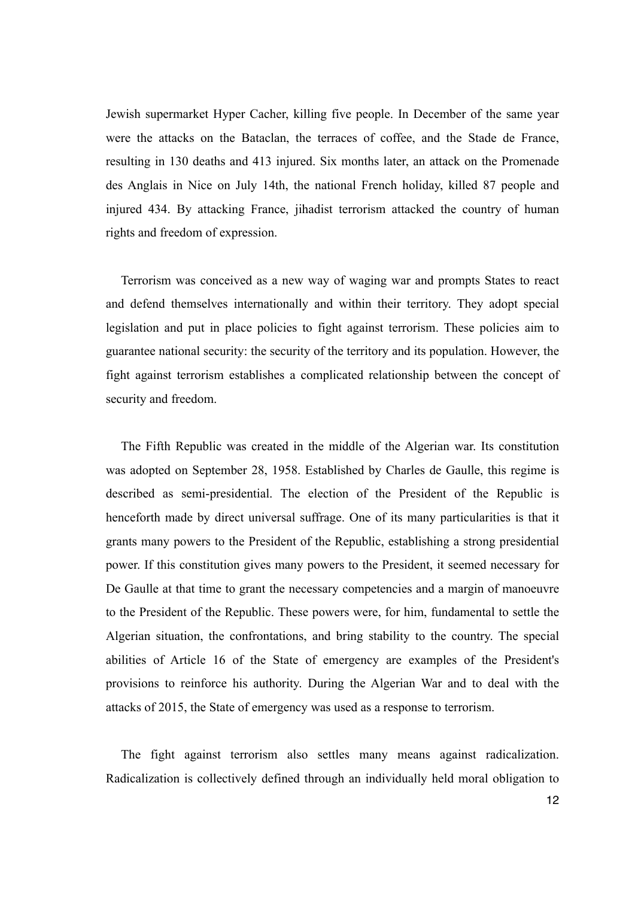Jewish supermarket Hyper Cacher, killing five people. In December of the same year were the attacks on the Bataclan, the terraces of coffee, and the Stade de France, resulting in 130 deaths and 413 injured. Six months later, an attack on the Promenade des Anglais in Nice on July 14th, the national French holiday, killed 87 people and injured 434. By attacking France, jihadist terrorism attacked the country of human rights and freedom of expression.

Terrorism was conceived as a new way of waging war and prompts States to react and defend themselves internationally and within their territory. They adopt special legislation and put in place policies to fight against terrorism. These policies aim to guarantee national security: the security of the territory and its population. However, the fight against terrorism establishes a complicated relationship between the concept of security and freedom.

The Fifth Republic was created in the middle of the Algerian war. Its constitution was adopted on September 28, 1958. Established by Charles de Gaulle, this regime is described as semi-presidential. The election of the President of the Republic is henceforth made by direct universal suffrage. One of its many particularities is that it grants many powers to the President of the Republic, establishing a strong presidential power. If this constitution gives many powers to the President, it seemed necessary for De Gaulle at that time to grant the necessary competencies and a margin of manoeuvre to the President of the Republic. These powers were, for him, fundamental to settle the Algerian situation, the confrontations, and bring stability to the country. The special abilities of Article 16 of the State of emergency are examples of the President's provisions to reinforce his authority. During the Algerian War and to deal with the attacks of 2015, the State of emergency was used as a response to terrorism.

The fight against terrorism also settles many means against radicalization. Radicalization is collectively defined through an individually held moral obligation to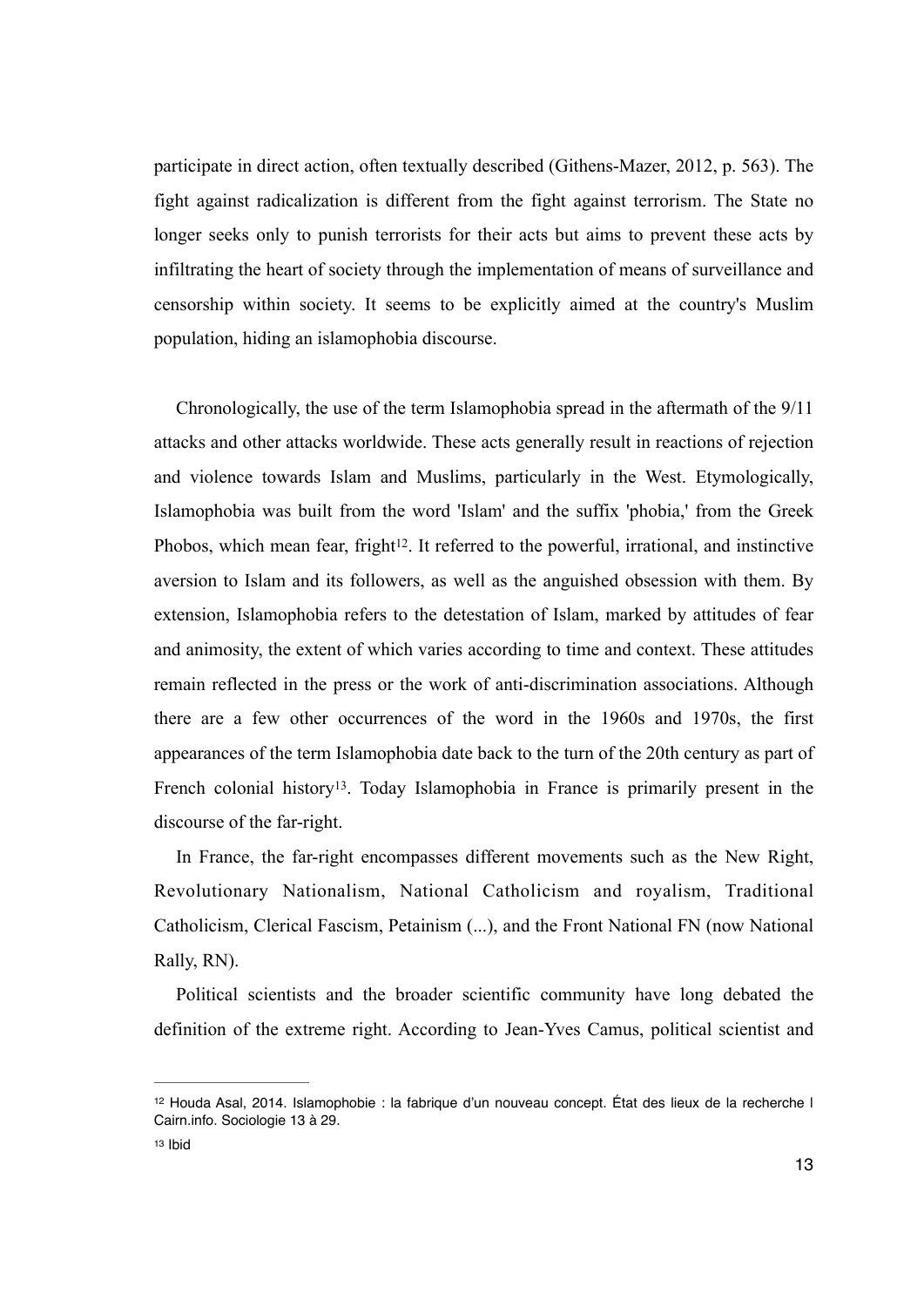participate in direct action, often textually described (Githens-Mazer, 2012, p. 563). The fight against radicalization is different from the fight against terrorism. The State no longer seeks only to punish terrorists for their acts but aims to prevent these acts by infiltrating the heart of society through the implementation of means of surveillance and censorship within society. It seems to be explicitly aimed at the country's Muslim population, hiding an islamophobia discourse.

Chronologically, the use of the term Islamophobia spread in the aftermath of the 9/11 attacks and other attacks worldwide. These acts generally result in reactions of rejection and violence towards Islam and Muslims, particularly in the West. Etymologically, Islamophobia was built from the word 'Islam' and the suffix 'phobia,' from the Greek Phobos, which mean fear, fright[12]. It referred to the powerful, irrational, and instinctive aversion to Islam and its followers, as well as the anguished obsession with them. By extension, Islamophobia refers to the detestation of Islam, marked by attitudes of fear and animosity, the extent of which varies according to time and context. These attitudes remain reflected in the press or the work of anti-discrimination associations. Although there are a few other occurrences of the word in the 1960s and 1970s, the first appearances of the term Islamophobia date back to the turn of the 20th century as part of French colonial history[13]. Today Islamophobia in France is primarily present in the discourse of the far-right.

In France, the far-right encompasses different movements such as the New Right, Revolutionary Nationalism, National Catholicism and royalism, Traditional Catholicism, Clerical Fascism, Petainism (...), and the Front National FN (now National Rally, RN).

Political scientists and the broader scientific community have long debated the definition of the extreme right. According to Jean-Yves Camus, political scientist and

---

[12] Houda Asal, 2014. Islamophobie : la fabrique d'un nouveau concept. État des lieux de la recherche | Cairn.info. Sociologie 13 à 29.

[13] Ibid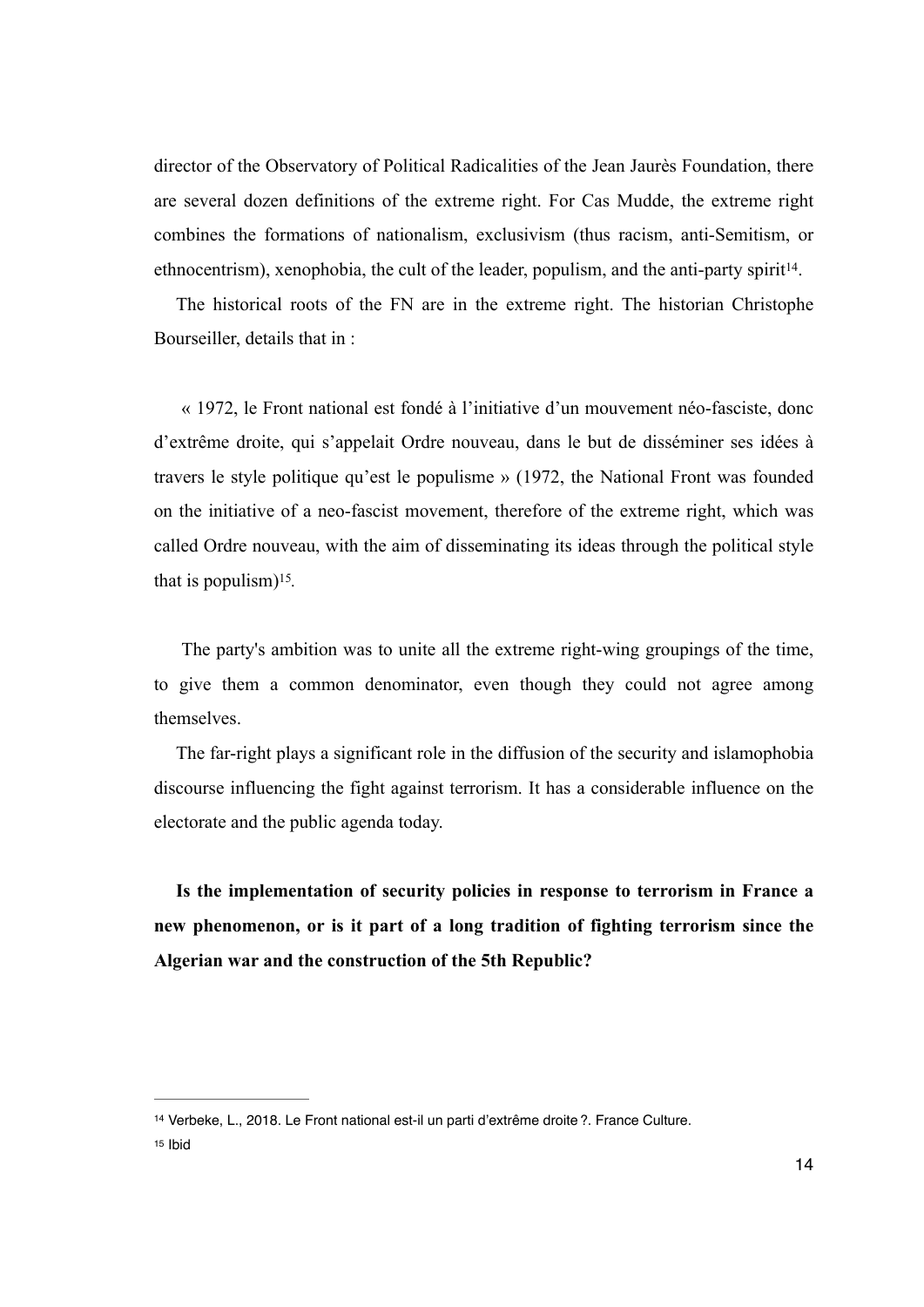director of the Observatory of Political Radicalities of the Jean Jaurès Foundation, there are several dozen definitions of the extreme right. For Cas Mudde, the extreme right combines the formations of nationalism, exclusivism (thus racism, anti-Semitism, or ethnocentrism), xenophobia, the cult of the leader, populism, and the anti-party spirit[14].

The historical roots of the FN are in the extreme right. The historian Christophe Bourseiller, details that in :

> « 1972, le Front national est fondé à l'initiative d'un mouvement néo-fasciste, donc d'extrême droite, qui s'appelait Ordre nouveau, dans le but de disséminer ses idées à travers le style politique qu'est le populisme » (1972, the National Front was founded on the initiative of a neo-fascist movement, therefore of the extreme right, which was called Ordre nouveau, with the aim of disseminating its ideas through the political style that is populism)[15].

The party's ambition was to unite all the extreme right-wing groupings of the time, to give them a common denominator, even though they could not agree among themselves.

The far-right plays a significant role in the diffusion of the security and islamophobia discourse influencing the fight against terrorism. It has a considerable influence on the electorate and the public agenda today.

**Is the implementation of security policies in response to terrorism in France a new phenomenon, or is it part of a long tradition of fighting terrorism since the Algerian war and the construction of the 5th Republic?**

---

[14] Verbeke, L., 2018. Le Front national est-il un parti d'extrême droite ?. France Culture.

[15] Ibid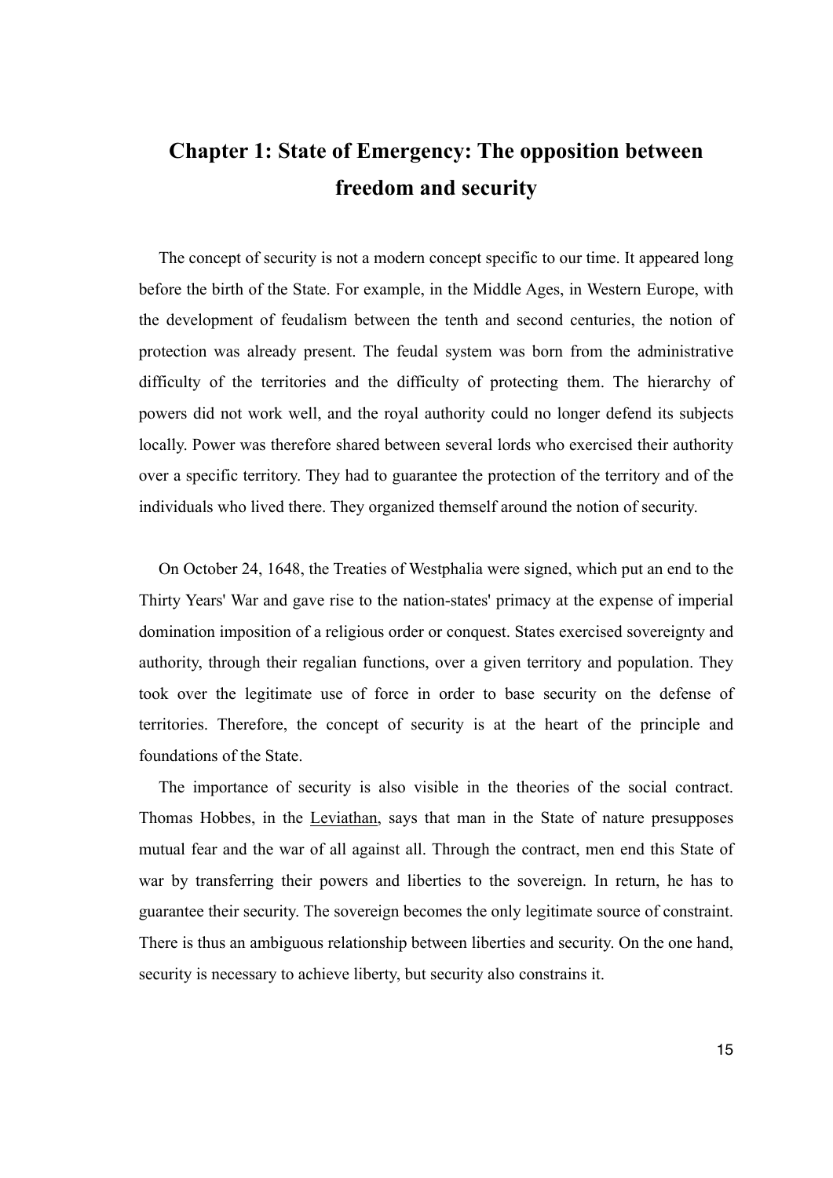# Chapter 1: State of Emergency: The opposition between freedom and security

The concept of security is not a modern concept specific to our time. It appeared long before the birth of the State. For example, in the Middle Ages, in Western Europe, with the development of feudalism between the tenth and second centuries, the notion of protection was already present. The feudal system was born from the administrative difficulty of the territories and the difficulty of protecting them. The hierarchy of powers did not work well, and the royal authority could no longer defend its subjects locally. Power was therefore shared between several lords who exercised their authority over a specific territory. They had to guarantee the protection of the territory and of the individuals who lived there. They organized themself around the notion of security.

On October 24, 1648, the Treaties of Westphalia were signed, which put an end to the Thirty Years' War and gave rise to the nation-states' primacy at the expense of imperial domination imposition of a religious order or conquest. States exercised sovereignty and authority, through their regalian functions, over a given territory and population. They took over the legitimate use of force in order to base security on the defense of territories. Therefore, the concept of security is at the heart of the principle and foundations of the State.

The importance of security is also visible in the theories of the social contract. Thomas Hobbes, in the Leviathan, says that man in the State of nature presupposes mutual fear and the war of all against all. Through the contract, men end this State of war by transferring their powers and liberties to the sovereign. In return, he has to guarantee their security. The sovereign becomes the only legitimate source of constraint. There is thus an ambiguous relationship between liberties and security. On the one hand, security is necessary to achieve liberty, but security also constrains it.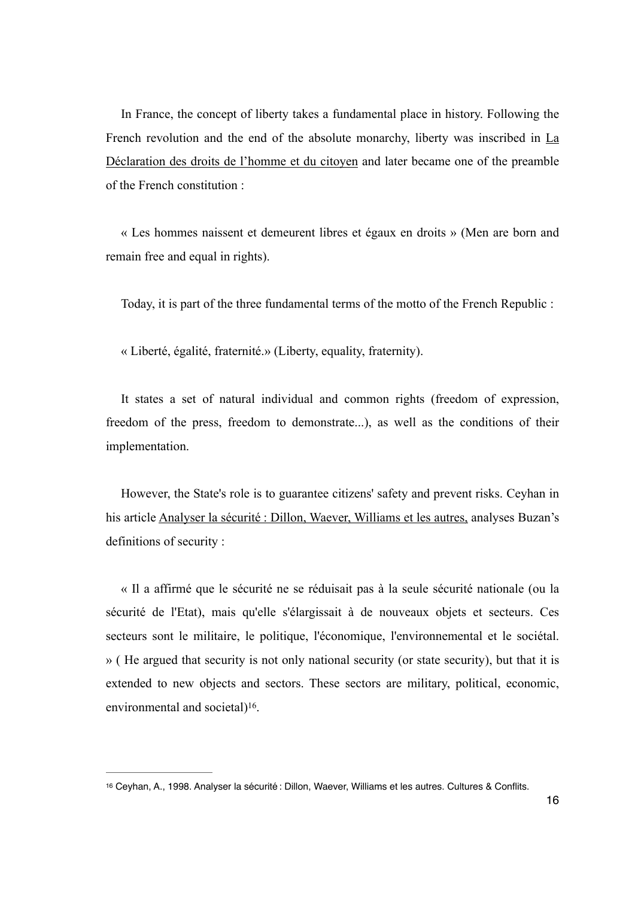In France, the concept of liberty takes a fundamental place in history. Following the French revolution and the end of the absolute monarchy, liberty was inscribed in La Déclaration des droits de l'homme et du citoyen and later became one of the preamble of the French constitution :

« Les hommes naissent et demeurent libres et égaux en droits » (Men are born and remain free and equal in rights).

Today, it is part of the three fundamental terms of the motto of the French Republic :

« Liberté, égalité, fraternité.» (Liberty, equality, fraternity).

It states a set of natural individual and common rights (freedom of expression, freedom of the press, freedom to demonstrate...), as well as the conditions of their implementation.

However, the State's role is to guarantee citizens' safety and prevent risks. Ceyhan in his article Analyser la sécurité : Dillon, Waever, Williams et les autres, analyses Buzan's definitions of security :

« Il a affirmé que le sécurité ne se réduisait pas à la seule sécurité nationale (ou la sécurité de l'Etat), mais qu'elle s'élargissait à de nouveaux objets et secteurs. Ces secteurs sont le militaire, le politique, l'économique, l'environnemental et le sociétal. » ( He argued that security is not only national security (or state security), but that it is extended to new objects and sectors. These sectors are military, political, economic, environmental and societal)[16].

---

[16] Ceyhan, A., 1998. Analyser la sécurité : Dillon, Waever, Williams et les autres. Cultures & Conflits.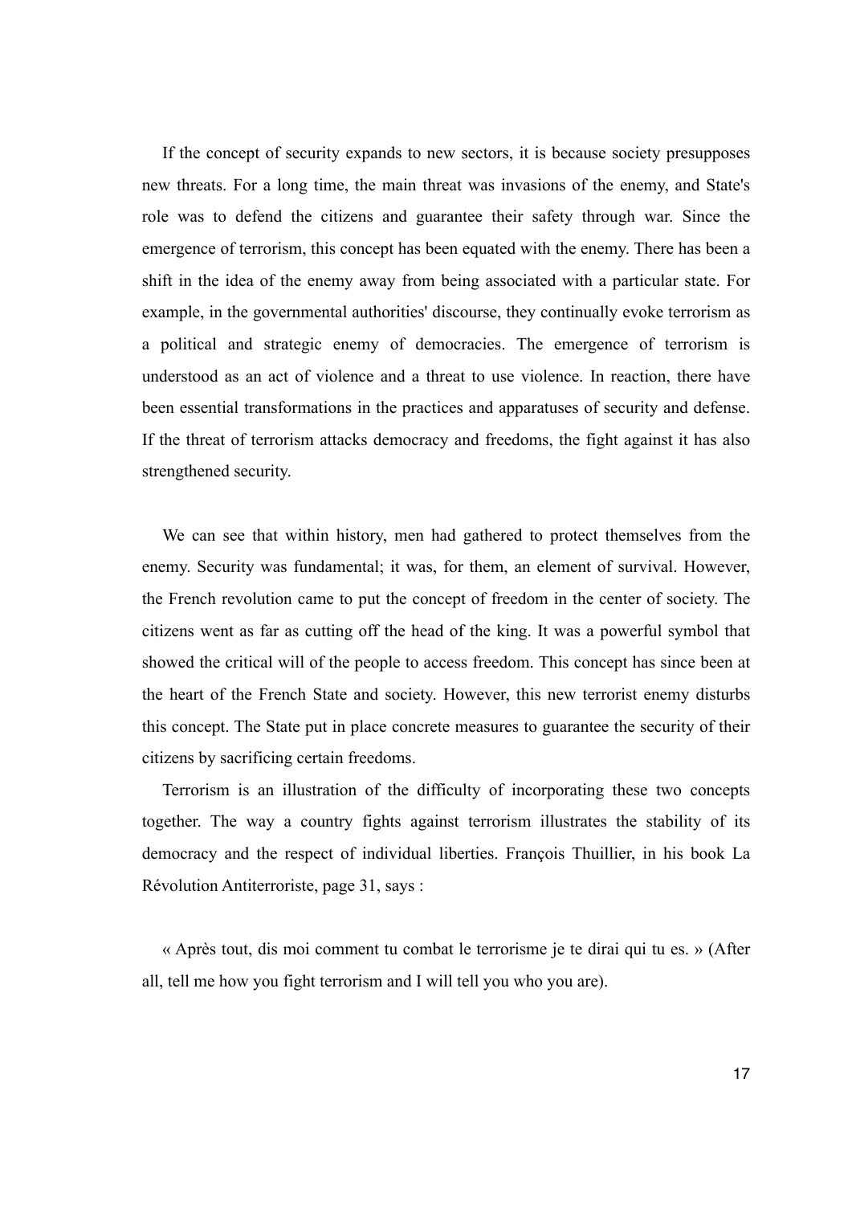If the concept of security expands to new sectors, it is because society presupposes new threats. For a long time, the main threat was invasions of the enemy, and State's role was to defend the citizens and guarantee their safety through war. Since the emergence of terrorism, this concept has been equated with the enemy. There has been a shift in the idea of the enemy away from being associated with a particular state. For example, in the governmental authorities' discourse, they continually evoke terrorism as a political and strategic enemy of democracies. The emergence of terrorism is understood as an act of violence and a threat to use violence. In reaction, there have been essential transformations in the practices and apparatuses of security and defense. If the threat of terrorism attacks democracy and freedoms, the fight against it has also strengthened security.

We can see that within history, men had gathered to protect themselves from the enemy. Security was fundamental; it was, for them, an element of survival. However, the French revolution came to put the concept of freedom in the center of society. The citizens went as far as cutting off the head of the king. It was a powerful symbol that showed the critical will of the people to access freedom. This concept has since been at the heart of the French State and society. However, this new terrorist enemy disturbs this concept. The State put in place concrete measures to guarantee the security of their citizens by sacrificing certain freedoms.

Terrorism is an illustration of the difficulty of incorporating these two concepts together. The way a country fights against terrorism illustrates the stability of its democracy and the respect of individual liberties. François Thuillier, in his book La Révolution Antiterroriste, page 31, says :

« Après tout, dis moi comment tu combat le terrorisme je te dirai qui tu es. » (After all, tell me how you fight terrorism and I will tell you who you are).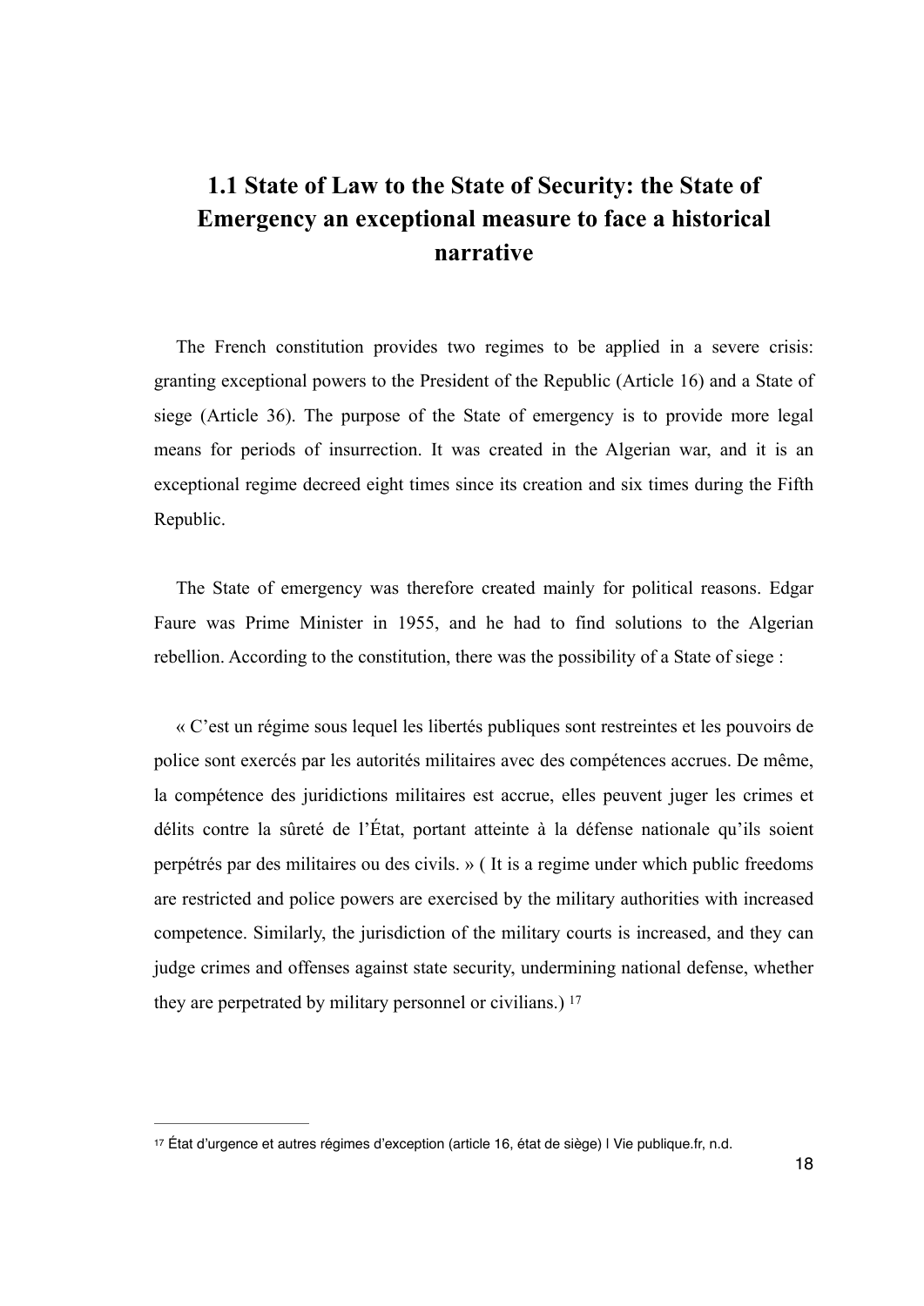## 1.1 State of Law to the State of Security: the State of Emergency an exceptional measure to face a historical narrative

The French constitution provides two regimes to be applied in a severe crisis: granting exceptional powers to the President of the Republic (Article 16) and a State of siege (Article 36). The purpose of the State of emergency is to provide more legal means for periods of insurrection. It was created in the Algerian war, and it is an exceptional regime decreed eight times since its creation and six times during the Fifth Republic.

The State of emergency was therefore created mainly for political reasons. Edgar Faure was Prime Minister in 1955, and he had to find solutions to the Algerian rebellion. According to the constitution, there was the possibility of a State of siege :

« C'est un régime sous lequel les libertés publiques sont restreintes et les pouvoirs de police sont exercés par les autorités militaires avec des compétences accrues. De même, la compétence des juridictions militaires est accrue, elles peuvent juger les crimes et délits contre la sûreté de l'État, portant atteinte à la défense nationale qu'ils soient perpétrés par des militaires ou des civils. » ( It is a regime under which public freedoms are restricted and police powers are exercised by the military authorities with increased competence. Similarly, the jurisdiction of the military courts is increased, and they can judge crimes and offenses against state security, undermining national defense, whether they are perpetrated by military personnel or civilians.) [17]

---

[17] État d'urgence et autres régimes d'exception (article 16, état de siège) | Vie publique.fr, n.d.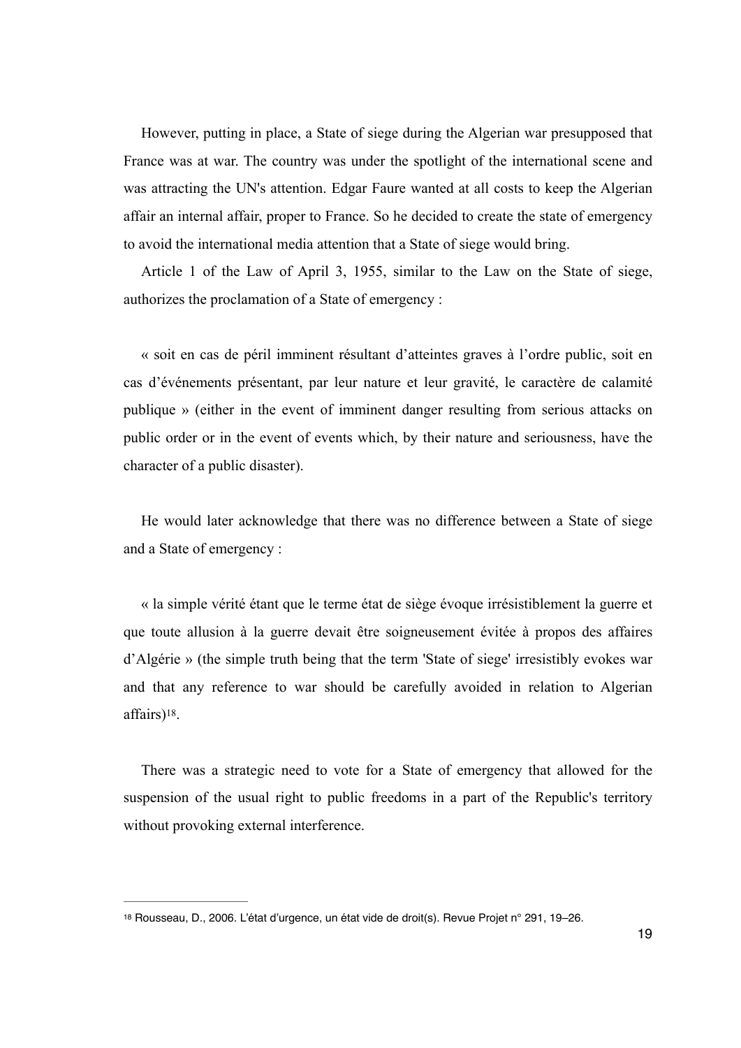However, putting in place, a State of siege during the Algerian war presupposed that France was at war. The country was under the spotlight of the international scene and was attracting the UN's attention. Edgar Faure wanted at all costs to keep the Algerian affair an internal affair, proper to France. So he decided to create the state of emergency to avoid the international media attention that a State of siege would bring.

Article 1 of the Law of April 3, 1955, similar to the Law on the State of siege, authorizes the proclamation of a State of emergency :

« soit en cas de péril imminent résultant d'atteintes graves à l'ordre public, soit en cas d'événements présentant, par leur nature et leur gravité, le caractère de calamité publique » (either in the event of imminent danger resulting from serious attacks on public order or in the event of events which, by their nature and seriousness, have the character of a public disaster).

He would later acknowledge that there was no difference between a State of siege and a State of emergency :

« la simple vérité étant que le terme état de siège évoque irrésistiblement la guerre et que toute allusion à la guerre devait être soigneusement évitée à propos des affaires d'Algérie » (the simple truth being that the term 'State of siege' irresistibly evokes war and that any reference to war should be carefully avoided in relation to Algerian affairs)[18].

There was a strategic need to vote for a State of emergency that allowed for the suspension of the usual right to public freedoms in a part of the Republic's territory without provoking external interference.

---

[18] Rousseau, D., 2006. L'état d'urgence, un état vide de droit(s). Revue Projet n° 291, 19–26.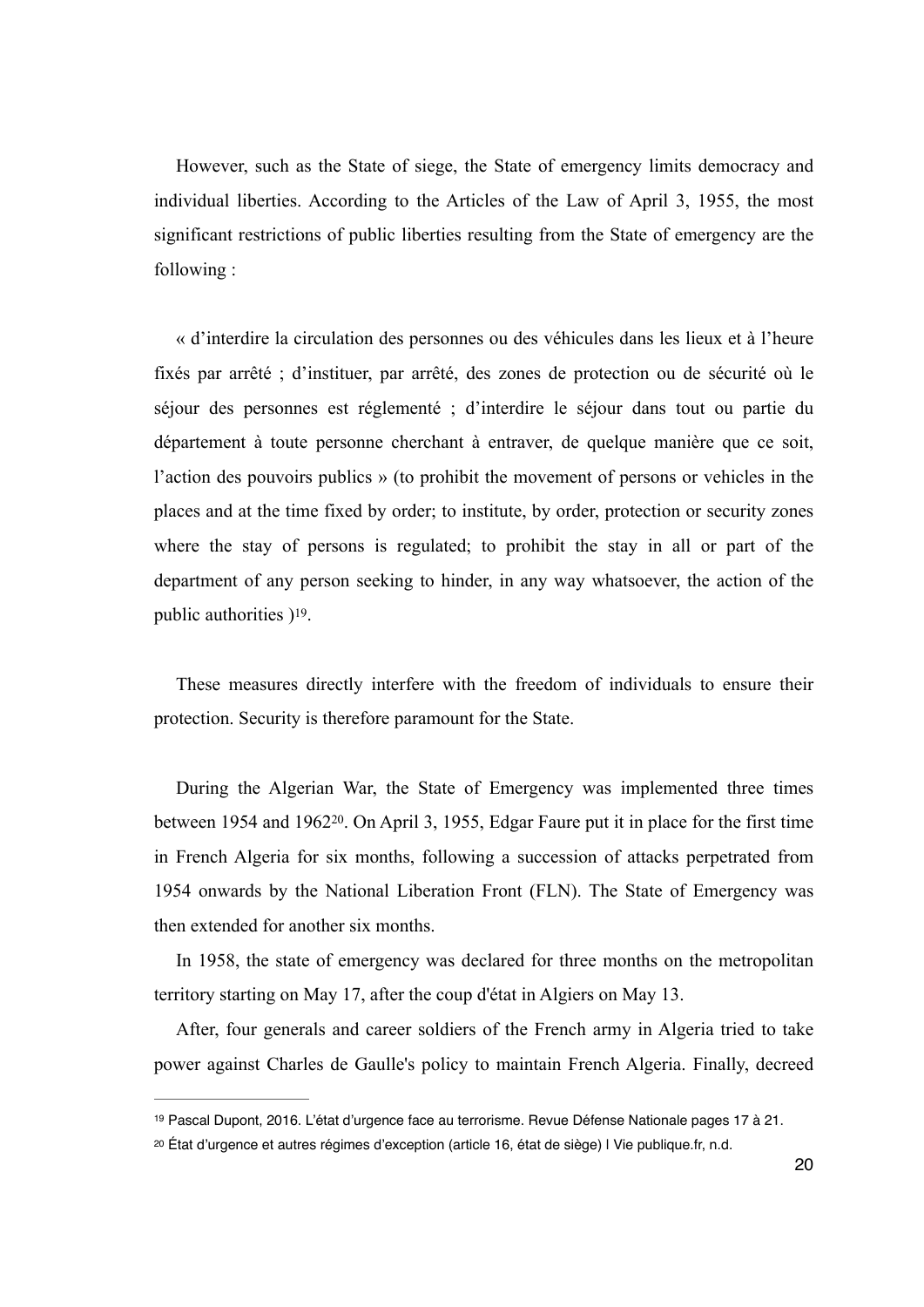However, such as the State of siege, the State of emergency limits democracy and individual liberties. According to the Articles of the Law of April 3, 1955, the most significant restrictions of public liberties resulting from the State of emergency are the following :

« d'interdire la circulation des personnes ou des véhicules dans les lieux et à l'heure fixés par arrêté ; d'instituer, par arrêté, des zones de protection ou de sécurité où le séjour des personnes est réglementé ; d'interdire le séjour dans tout ou partie du département à toute personne cherchant à entraver, de quelque manière que ce soit, l'action des pouvoirs publics » (to prohibit the movement of persons or vehicles in the places and at the time fixed by order; to institute, by order, protection or security zones where the stay of persons is regulated; to prohibit the stay in all or part of the department of any person seeking to hinder, in any way whatsoever, the action of the public authorities )[19].

These measures directly interfere with the freedom of individuals to ensure their protection. Security is therefore paramount for the State.

During the Algerian War, the State of Emergency was implemented three times between 1954 and 1962[20]. On April 3, 1955, Edgar Faure put it in place for the first time in French Algeria for six months, following a succession of attacks perpetrated from 1954 onwards by the National Liberation Front (FLN). The State of Emergency was then extended for another six months.

In 1958, the state of emergency was declared for three months on the metropolitan territory starting on May 17, after the coup d'état in Algiers on May 13.

After, four generals and career soldiers of the French army in Algeria tried to take power against Charles de Gaulle's policy to maintain French Algeria. Finally, decreed

---

[19] Pascal Dupont, 2016. L'état d'urgence face au terrorisme. Revue Défense Nationale pages 17 à 21.

[20] État d'urgence et autres régimes d'exception (article 16, état de siège) | Vie publique.fr, n.d.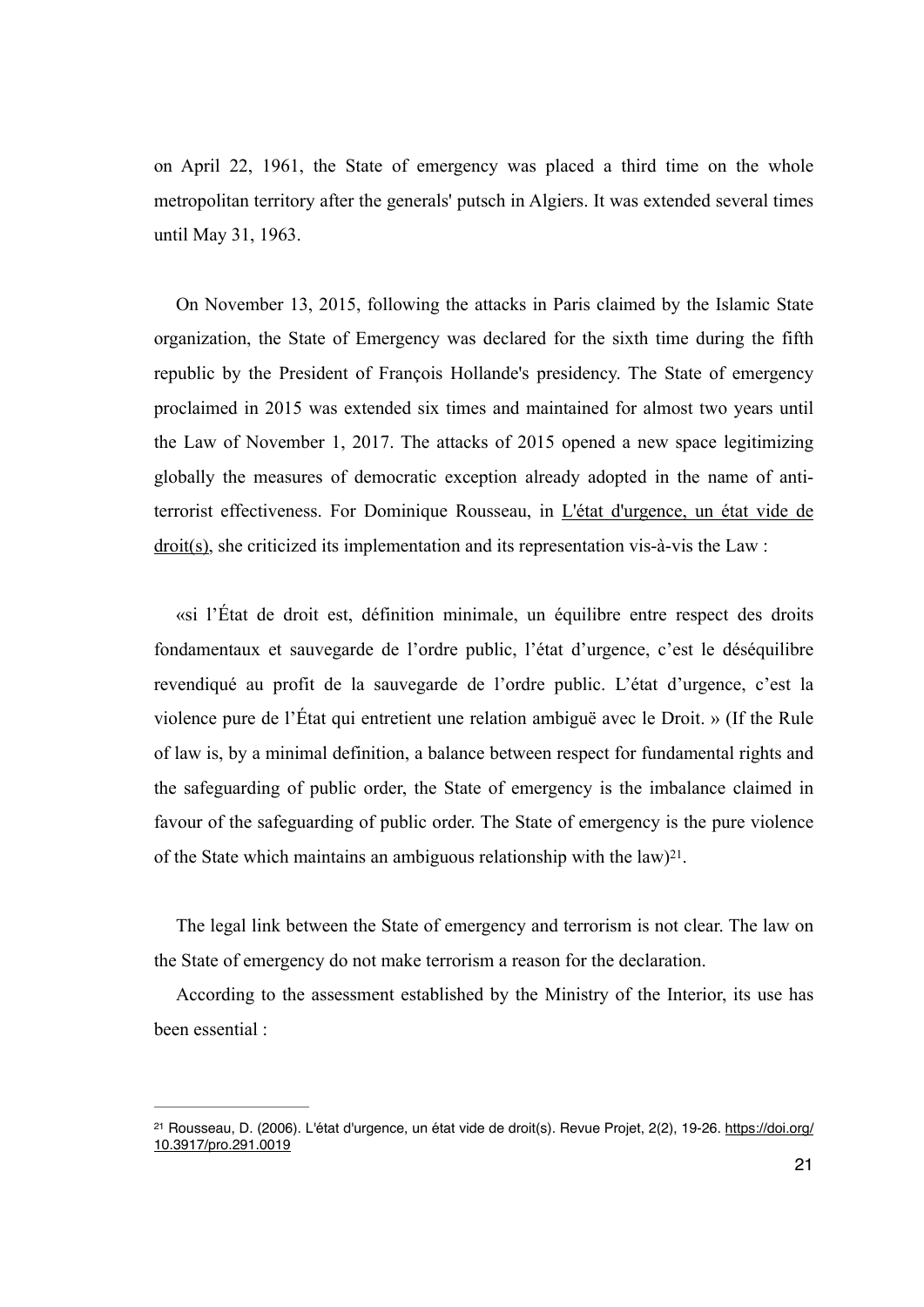on April 22, 1961, the State of emergency was placed a third time on the whole metropolitan territory after the generals' putsch in Algiers. It was extended several times until May 31, 1963.

On November 13, 2015, following the attacks in Paris claimed by the Islamic State organization, the State of Emergency was declared for the sixth time during the fifth republic by the President of François Hollande's presidency. The State of emergency proclaimed in 2015 was extended six times and maintained for almost two years until the Law of November 1, 2017. The attacks of 2015 opened a new space legitimizing globally the measures of democratic exception already adopted in the name of anti-terrorist effectiveness. For Dominique Rousseau, in L'état d'urgence, un état vide de droit(s), she criticized its implementation and its representation vis-à-vis the Law :

«si l'État de droit est, définition minimale, un équilibre entre respect des droits fondamentaux et sauvegarde de l'ordre public, l'état d'urgence, c'est le déséquilibre revendiqué au profit de la sauvegarde de l'ordre public. L'état d'urgence, c'est la violence pure de l'État qui entretient une relation ambiguë avec le Droit. » (If the Rule of law is, by a minimal definition, a balance between respect for fundamental rights and the safeguarding of public order, the State of emergency is the imbalance claimed in favour of the safeguarding of public order. The State of emergency is the pure violence of the State which maintains an ambiguous relationship with the law)[21].

The legal link between the State of emergency and terrorism is not clear. The law on the State of emergency do not make terrorism a reason for the declaration.

According to the assessment established by the Ministry of the Interior, its use has been essential :

---

[21] Rousseau, D. (2006). L'état d'urgence, un état vide de droit(s). Revue Projet, 2(2), 19-26. https://doi.org/10.3917/pro.291.0019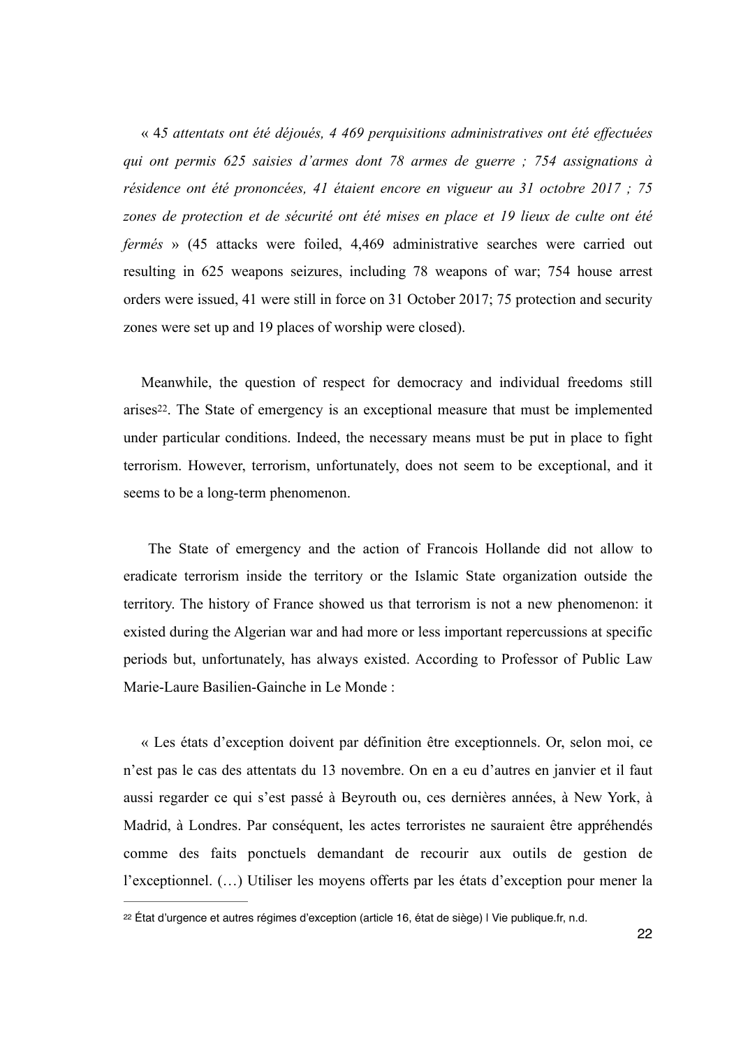« 4*5 attentats ont été déjoués, 4 469 perquisitions administratives ont été effectuées qui ont permis 625 saisies d'armes dont 78 armes de guerre ; 754 assignations à résidence ont été prononcées, 41 étaient encore en vigueur au 31 octobre 2017 ; 75 zones de protection et de sécurité ont été mises en place et 19 lieux de culte ont été fermés* » (45 attacks were foiled, 4,469 administrative searches were carried out resulting in 625 weapons seizures, including 78 weapons of war; 754 house arrest orders were issued, 41 were still in force on 31 October 2017; 75 protection and security zones were set up and 19 places of worship were closed).

Meanwhile, the question of respect for democracy and individual freedoms still arises[22]. The State of emergency is an exceptional measure that must be implemented under particular conditions. Indeed, the necessary means must be put in place to fight terrorism. However, terrorism, unfortunately, does not seem to be exceptional, and it seems to be a long-term phenomenon.

The State of emergency and the action of Francois Hollande did not allow to eradicate terrorism inside the territory or the Islamic State organization outside the territory. The history of France showed us that terrorism is not a new phenomenon: it existed during the Algerian war and had more or less important repercussions at specific periods but, unfortunately, has always existed. According to Professor of Public Law Marie-Laure Basilien-Gainche in Le Monde :

« Les états d'exception doivent par définition être exceptionnels. Or, selon moi, ce n'est pas le cas des attentats du 13 novembre. On en a eu d'autres en janvier et il faut aussi regarder ce qui s'est passé à Beyrouth ou, ces dernières années, à New York, à Madrid, à Londres. Par conséquent, les actes terroristes ne sauraient être appréhendés comme des faits ponctuels demandant de recourir aux outils de gestion de l'exceptionnel. (…) Utiliser les moyens offerts par les états d'exception pour mener la

[22] État d'urgence et autres régimes d'exception (article 16, état de siège) | Vie publique.fr, n.d.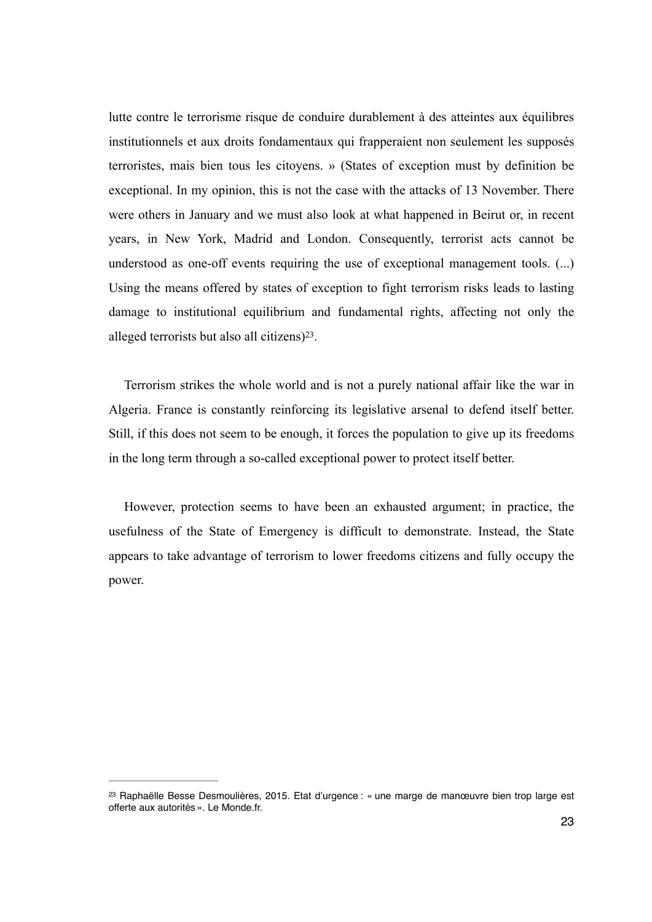lutte contre le terrorisme risque de conduire durablement à des atteintes aux équilibres institutionnels et aux droits fondamentaux qui frapperaient non seulement les supposés terroristes, mais bien tous les citoyens. » (States of exception must by definition be exceptional. In my opinion, this is not the case with the attacks of 13 November. There were others in January and we must also look at what happened in Beirut or, in recent years, in New York, Madrid and London. Consequently, terrorist acts cannot be understood as one-off events requiring the use of exceptional management tools. (...) Using the means offered by states of exception to fight terrorism risks leads to lasting damage to institutional equilibrium and fundamental rights, affecting not only the alleged terrorists but also all citizens)[23].

Terrorism strikes the whole world and is not a purely national affair like the war in Algeria. France is constantly reinforcing its legislative arsenal to defend itself better. Still, if this does not seem to be enough, it forces the population to give up its freedoms in the long term through a so-called exceptional power to protect itself better.

However, protection seems to have been an exhausted argument; in practice, the usefulness of the State of Emergency is difficult to demonstrate. Instead, the State appears to take advantage of terrorism to lower freedoms citizens and fully occupy the power.

---

[23] Raphaëlle Besse Desmoulières, 2015. Etat d'urgence : « une marge de manœuvre bien trop large est offerte aux autorités ». Le Monde.fr.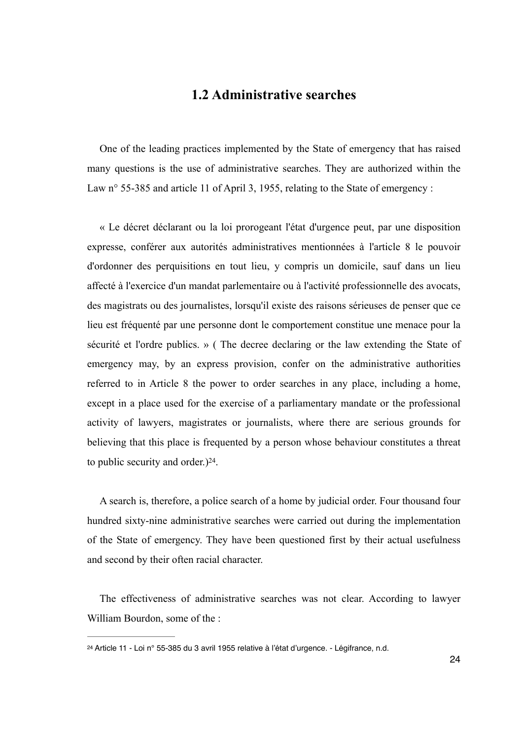## 1.2 Administrative searches

One of the leading practices implemented by the State of emergency that has raised many questions is the use of administrative searches. They are authorized within the Law n° 55-385 and article 11 of April 3, 1955, relating to the State of emergency :

« Le décret déclarant ou la loi prorogeant l'état d'urgence peut, par une disposition expresse, conférer aux autorités administratives mentionnées à l'article 8 le pouvoir d'ordonner des perquisitions en tout lieu, y compris un domicile, sauf dans un lieu affecté à l'exercice d'un mandat parlementaire ou à l'activité professionnelle des avocats, des magistrats ou des journalistes, lorsqu'il existe des raisons sérieuses de penser que ce lieu est fréquenté par une personne dont le comportement constitue une menace pour la sécurité et l'ordre publics. » ( The decree declaring or the law extending the State of emergency may, by an express provision, confer on the administrative authorities referred to in Article 8 the power to order searches in any place, including a home, except in a place used for the exercise of a parliamentary mandate or the professional activity of lawyers, magistrates or journalists, where there are serious grounds for believing that this place is frequented by a person whose behaviour constitutes a threat to public security and order.)[24].

A search is, therefore, a police search of a home by judicial order. Four thousand four hundred sixty-nine administrative searches were carried out during the implementation of the State of emergency. They have been questioned first by their actual usefulness and second by their often racial character.

The effectiveness of administrative searches was not clear. According to lawyer William Bourdon, some of the :

---

[24] Article 11 - Loi n° 55-385 du 3 avril 1955 relative à l'état d'urgence. - Légifrance, n.d.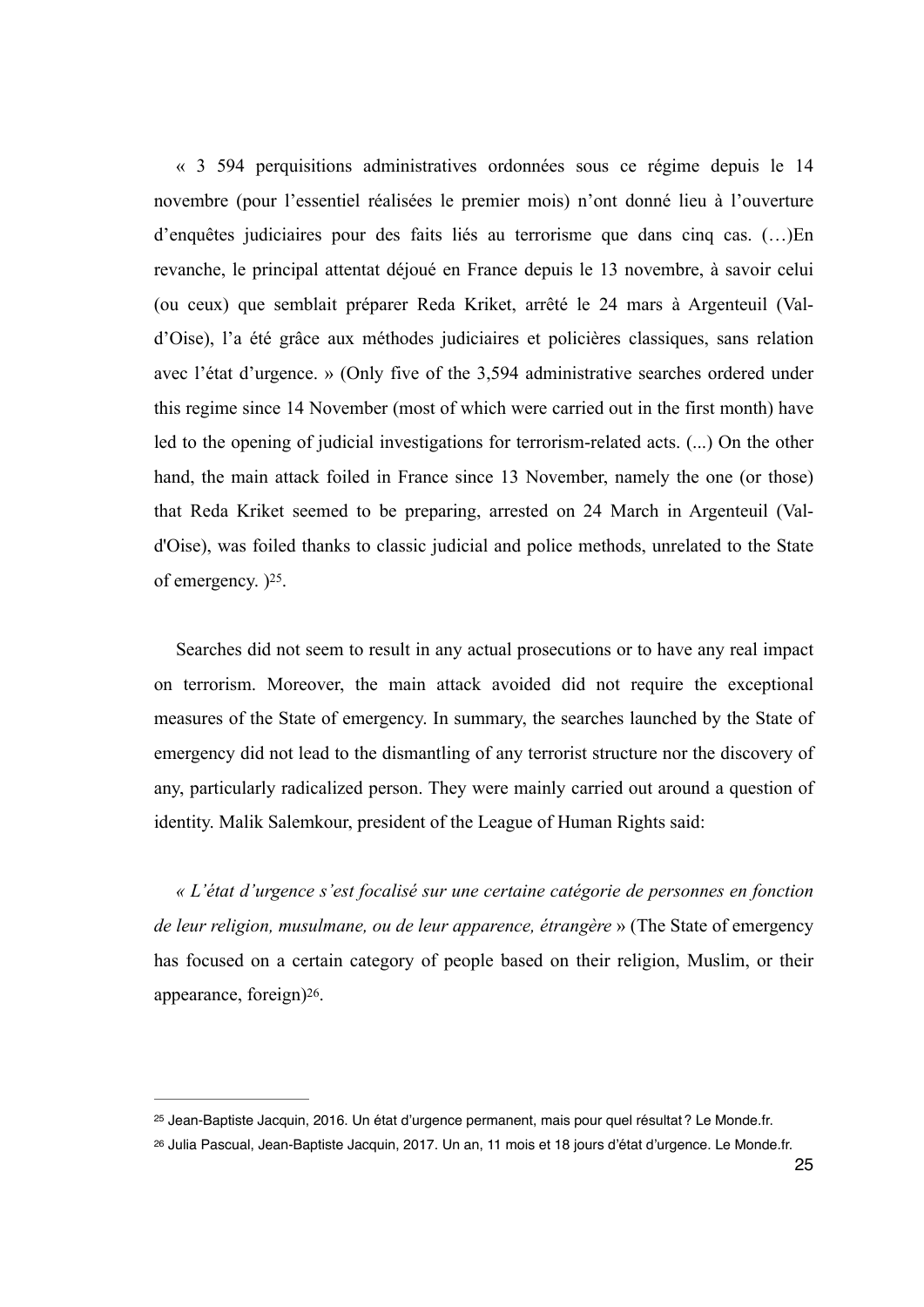« 3 594 perquisitions administratives ordonnées sous ce régime depuis le 14 novembre (pour l'essentiel réalisées le premier mois) n'ont donné lieu à l'ouverture d'enquêtes judiciaires pour des faits liés au terrorisme que dans cinq cas. (…)En revanche, le principal attentat déjoué en France depuis le 13 novembre, à savoir celui (ou ceux) que semblait préparer Reda Kriket, arrêté le 24 mars à Argenteuil (Val-d'Oise), l'a été grâce aux méthodes judiciaires et policières classiques, sans relation avec l'état d'urgence. » (Only five of the 3,594 administrative searches ordered under this regime since 14 November (most of which were carried out in the first month) have led to the opening of judicial investigations for terrorism-related acts. (...) On the other hand, the main attack foiled in France since 13 November, namely the one (or those) that Reda Kriket seemed to be preparing, arrested on 24 March in Argenteuil (Val-d'Oise), was foiled thanks to classic judicial and police methods, unrelated to the State of emergency. )[25].

Searches did not seem to result in any actual prosecutions or to have any real impact on terrorism. Moreover, the main attack avoided did not require the exceptional measures of the State of emergency. In summary, the searches launched by the State of emergency did not lead to the dismantling of any terrorist structure nor the discovery of any, particularly radicalized person. They were mainly carried out around a question of identity. Malik Salemkour, president of the League of Human Rights said:

*« L'état d'urgence s'est focalisé sur une certaine catégorie de personnes en fonction de leur religion, musulmane, ou de leur apparence, étrangère* » (The State of emergency has focused on a certain category of people based on their religion, Muslim, or their appearance, foreign)[26].

---

[25] Jean-Baptiste Jacquin, 2016. Un état d'urgence permanent, mais pour quel résultat ? Le Monde.fr.

[26] Julia Pascual, Jean-Baptiste Jacquin, 2017. Un an, 11 mois et 18 jours d'état d'urgence. Le Monde.fr.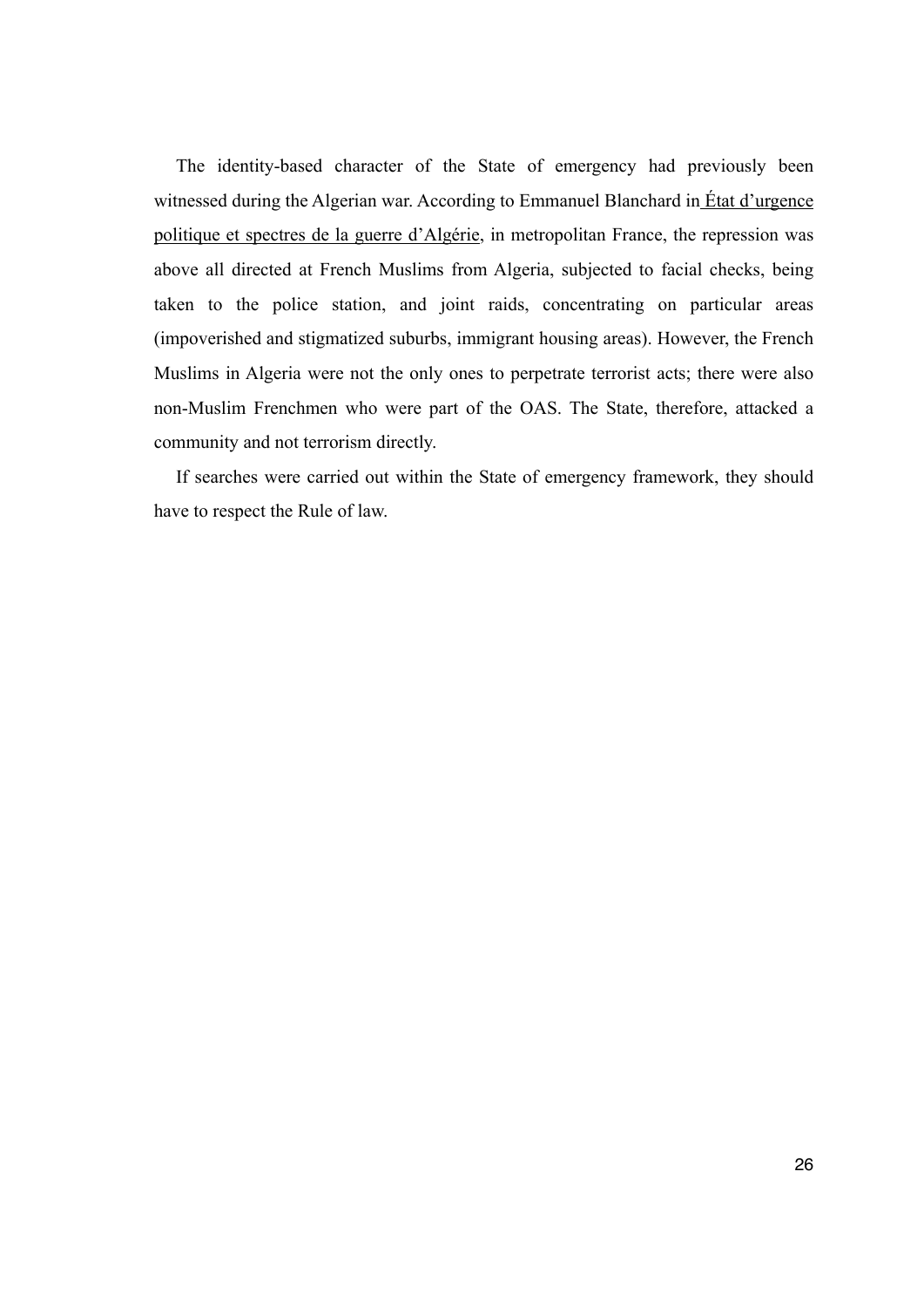The identity-based character of the State of emergency had previously been witnessed during the Algerian war. According to Emmanuel Blanchard in État d'urgence politique et spectres de la guerre d'Algérie, in metropolitan France, the repression was above all directed at French Muslims from Algeria, subjected to facial checks, being taken to the police station, and joint raids, concentrating on particular areas (impoverished and stigmatized suburbs, immigrant housing areas). However, the French Muslims in Algeria were not the only ones to perpetrate terrorist acts; there were also non-Muslim Frenchmen who were part of the OAS. The State, therefore, attacked a community and not terrorism directly.

If searches were carried out within the State of emergency framework, they should have to respect the Rule of law.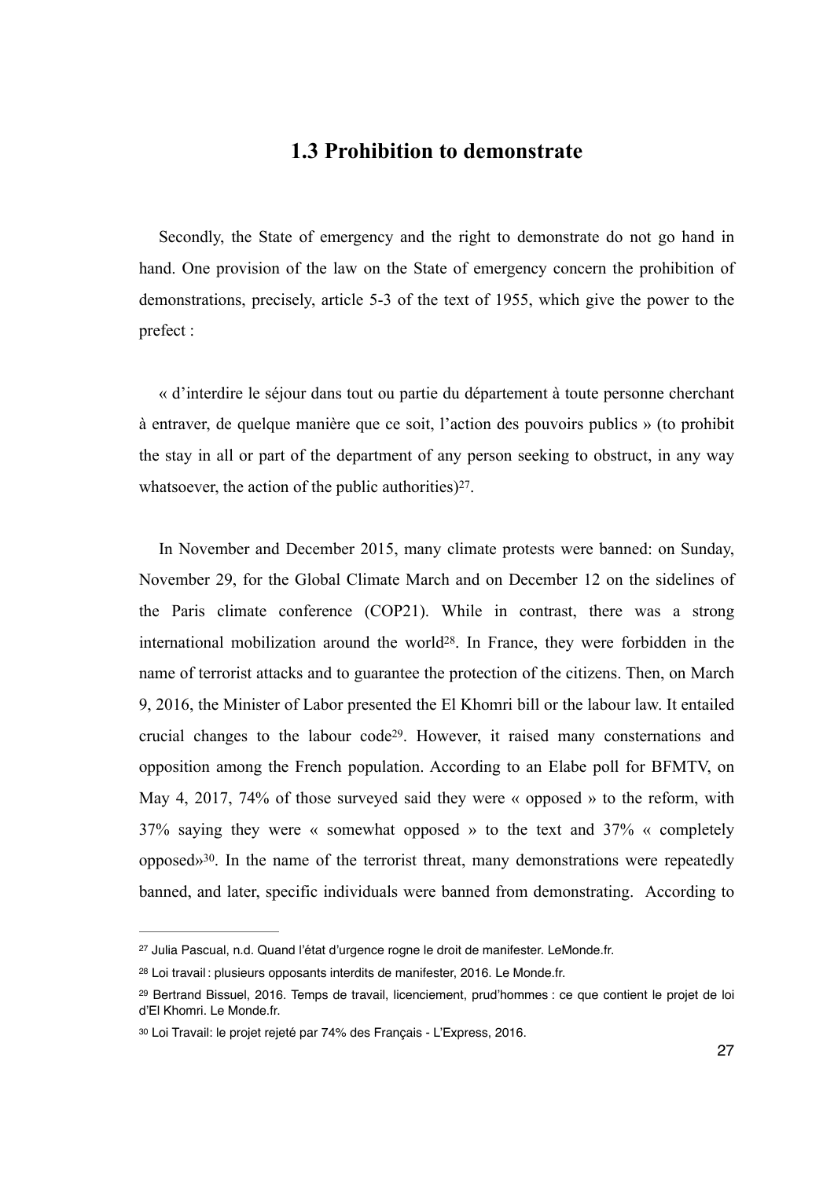## 1.3 Prohibition to demonstrate

Secondly, the State of emergency and the right to demonstrate do not go hand in hand. One provision of the law on the State of emergency concern the prohibition of demonstrations, precisely, article 5-3 of the text of 1955, which give the power to the prefect :

« d'interdire le séjour dans tout ou partie du département à toute personne cherchant à entraver, de quelque manière que ce soit, l'action des pouvoirs publics » (to prohibit the stay in all or part of the department of any person seeking to obstruct, in any way whatsoever, the action of the public authorities)[27].

In November and December 2015, many climate protests were banned: on Sunday, November 29, for the Global Climate March and on December 12 on the sidelines of the Paris climate conference (COP21). While in contrast, there was a strong international mobilization around the world[28]. In France, they were forbidden in the name of terrorist attacks and to guarantee the protection of the citizens. Then, on March 9, 2016, the Minister of Labor presented the El Khomri bill or the labour law. It entailed crucial changes to the labour code[29]. However, it raised many consternations and opposition among the French population. According to an Elabe poll for BFMTV, on May 4, 2017, 74% of those surveyed said they were « opposed » to the reform, with 37% saying they were « somewhat opposed » to the text and 37% « completely opposed»[30]. In the name of the terrorist threat, many demonstrations were repeatedly banned, and later, specific individuals were banned from demonstrating. According to

---

[27] Julia Pascual, n.d. Quand l'état d'urgence rogne le droit de manifester. LeMonde.fr.

[28] Loi travail : plusieurs opposants interdits de manifester, 2016. Le Monde.fr.

[29] Bertrand Bissuel, 2016. Temps de travail, licenciement, prud'hommes : ce que contient le projet de loi d'El Khomri. Le Monde.fr.

[30] Loi Travail: le projet rejeté par 74% des Français - L'Express, 2016.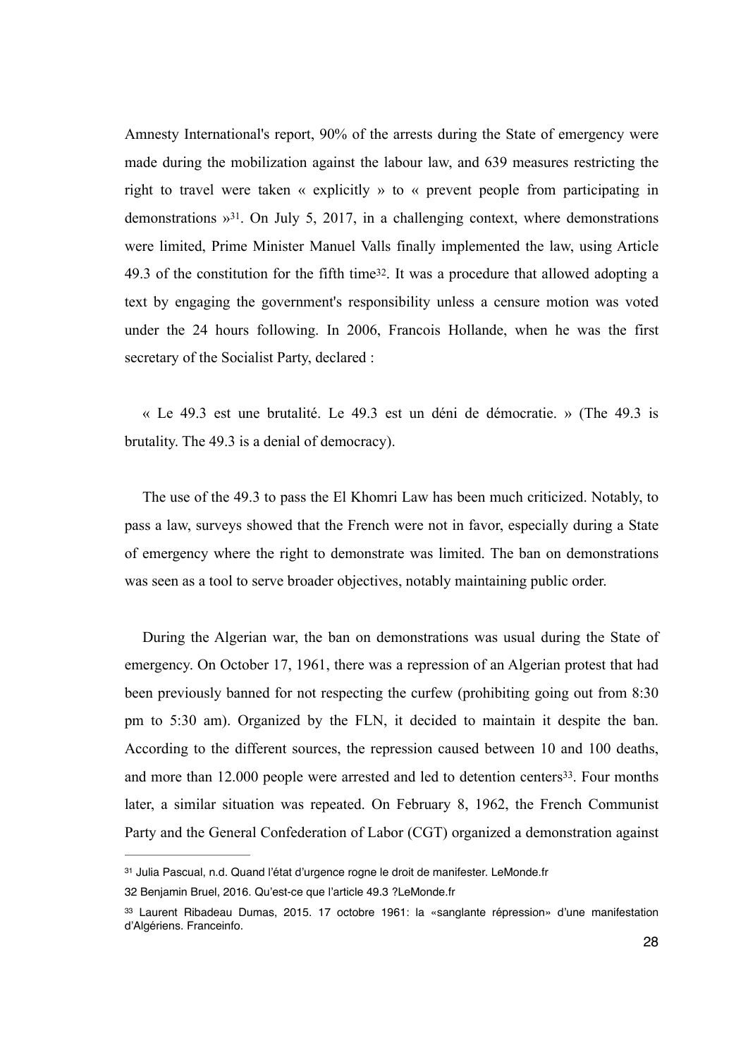Amnesty International's report, 90% of the arrests during the State of emergency were made during the mobilization against the labour law, and 639 measures restricting the right to travel were taken « explicitly » to « prevent people from participating in demonstrations »[31]. On July 5, 2017, in a challenging context, where demonstrations were limited, Prime Minister Manuel Valls finally implemented the law, using Article 49.3 of the constitution for the fifth time[32]. It was a procedure that allowed adopting a text by engaging the government's responsibility unless a censure motion was voted under the 24 hours following. In 2006, Francois Hollande, when he was the first secretary of the Socialist Party, declared :

« Le 49.3 est une brutalité. Le 49.3 est un déni de démocratie. » (The 49.3 is brutality. The 49.3 is a denial of democracy).

The use of the 49.3 to pass the El Khomri Law has been much criticized. Notably, to pass a law, surveys showed that the French were not in favor, especially during a State of emergency where the right to demonstrate was limited. The ban on demonstrations was seen as a tool to serve broader objectives, notably maintaining public order.

During the Algerian war, the ban on demonstrations was usual during the State of emergency. On October 17, 1961, there was a repression of an Algerian protest that had been previously banned for not respecting the curfew (prohibiting going out from 8:30 pm to 5:30 am). Organized by the FLN, it decided to maintain it despite the ban. According to the different sources, the repression caused between 10 and 100 deaths, and more than 12.000 people were arrested and led to detention centers[33]. Four months later, a similar situation was repeated. On February 8, 1962, the French Communist Party and the General Confederation of Labor (CGT) organized a demonstration against

[31] Julia Pascual, n.d. Quand l'état d'urgence rogne le droit de manifester. LeMonde.fr

32 Benjamin Bruel, 2016. Qu'est-ce que l'article 49.3 ?LeMonde.fr

[33] Laurent Ribadeau Dumas, 2015. 17 octobre 1961: la «sanglante répression» d'une manifestation d'Algériens. Franceinfo.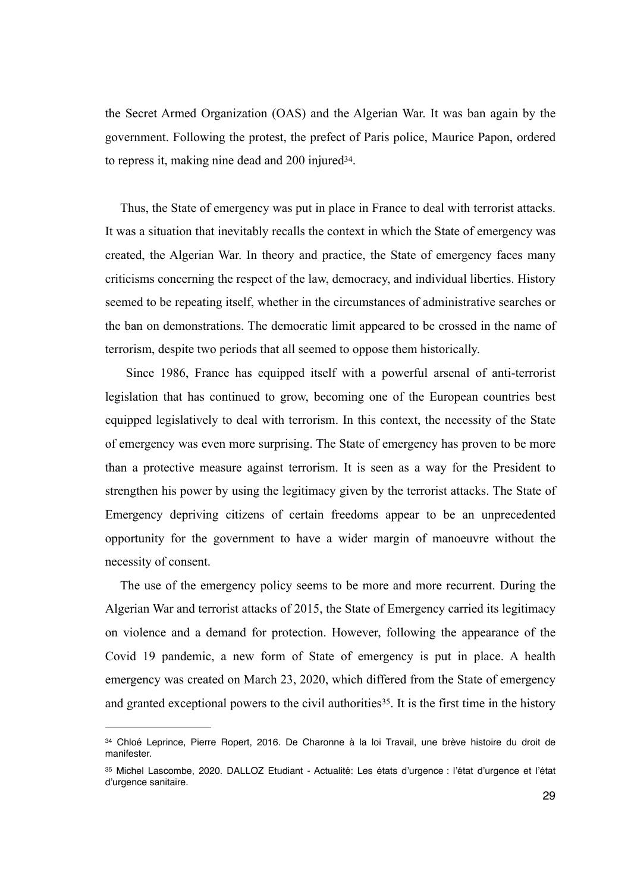the Secret Armed Organization (OAS) and the Algerian War. It was ban again by the government. Following the protest, the prefect of Paris police, Maurice Papon, ordered to repress it, making nine dead and 200 injured[34].

Thus, the State of emergency was put in place in France to deal with terrorist attacks. It was a situation that inevitably recalls the context in which the State of emergency was created, the Algerian War. In theory and practice, the State of emergency faces many criticisms concerning the respect of the law, democracy, and individual liberties. History seemed to be repeating itself, whether in the circumstances of administrative searches or the ban on demonstrations. The democratic limit appeared to be crossed in the name of terrorism, despite two periods that all seemed to oppose them historically.

Since 1986, France has equipped itself with a powerful arsenal of anti-terrorist legislation that has continued to grow, becoming one of the European countries best equipped legislatively to deal with terrorism. In this context, the necessity of the State of emergency was even more surprising. The State of emergency has proven to be more than a protective measure against terrorism. It is seen as a way for the President to strengthen his power by using the legitimacy given by the terrorist attacks. The State of Emergency depriving citizens of certain freedoms appear to be an unprecedented opportunity for the government to have a wider margin of manoeuvre without the necessity of consent.

The use of the emergency policy seems to be more and more recurrent. During the Algerian War and terrorist attacks of 2015, the State of Emergency carried its legitimacy on violence and a demand for protection. However, following the appearance of the Covid 19 pandemic, a new form of State of emergency is put in place. A health emergency was created on March 23, 2020, which differed from the State of emergency and granted exceptional powers to the civil authorities[35]. It is the first time in the history

---

[34] Chloé Leprince, Pierre Ropert, 2016. De Charonne à la loi Travail, une brève histoire du droit de manifester.

[35] Michel Lascombe, 2020. DALLOZ Etudiant - Actualité: Les états d'urgence : l'état d'urgence et l'état d'urgence sanitaire.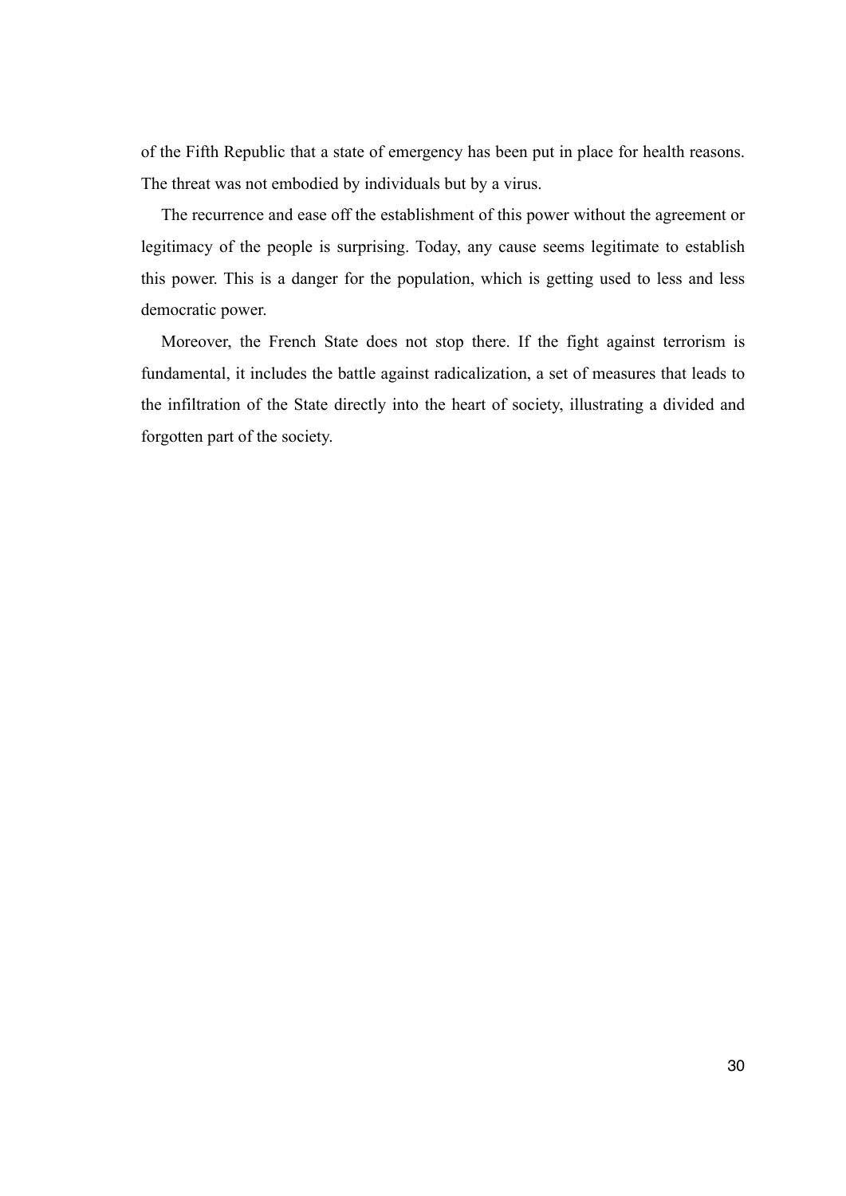of the Fifth Republic that a state of emergency has been put in place for health reasons. The threat was not embodied by individuals but by a virus.

The recurrence and ease off the establishment of this power without the agreement or legitimacy of the people is surprising. Today, any cause seems legitimate to establish this power. This is a danger for the population, which is getting used to less and less democratic power.

Moreover, the French State does not stop there. If the fight against terrorism is fundamental, it includes the battle against radicalization, a set of measures that leads to the infiltration of the State directly into the heart of society, illustrating a divided and forgotten part of the society.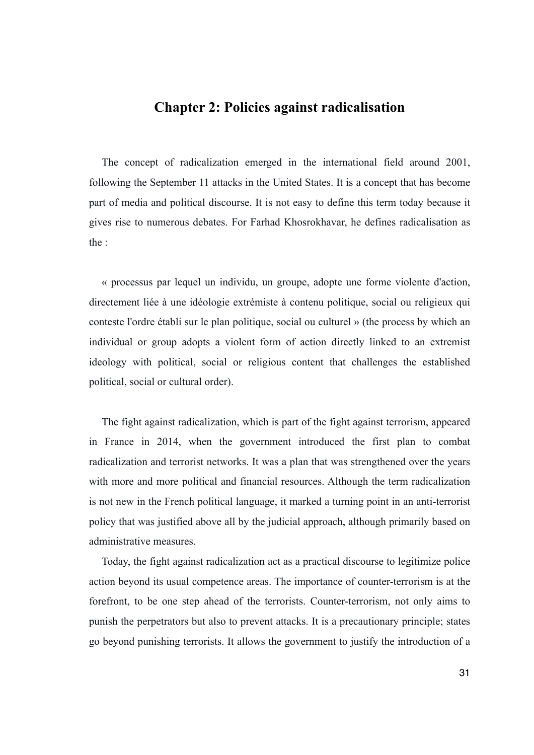## Chapter 2: Policies against radicalisation

The concept of radicalization emerged in the international field around 2001, following the September 11 attacks in the United States. It is a concept that has become part of media and political discourse. It is not easy to define this term today because it gives rise to numerous debates. For Farhad Khosrokhavar, he defines radicalisation as the :

« processus par lequel un individu, un groupe, adopte une forme violente d'action, directement liée à une idéologie extrémiste à contenu politique, social ou religieux qui conteste l'ordre établi sur le plan politique, social ou culturel » (the process by which an individual or group adopts a violent form of action directly linked to an extremist ideology with political, social or religious content that challenges the established political, social or cultural order).

The fight against radicalization, which is part of the fight against terrorism, appeared in France in 2014, when the government introduced the first plan to combat radicalization and terrorist networks. It was a plan that was strengthened over the years with more and more political and financial resources. Although the term radicalization is not new in the French political language, it marked a turning point in an anti-terrorist policy that was justified above all by the judicial approach, although primarily based on administrative measures.

Today, the fight against radicalization act as a practical discourse to legitimize police action beyond its usual competence areas. The importance of counter-terrorism is at the forefront, to be one step ahead of the terrorists. Counter-terrorism, not only aims to punish the perpetrators but also to prevent attacks. It is a precautionary principle; states go beyond punishing terrorists. It allows the government to justify the introduction of a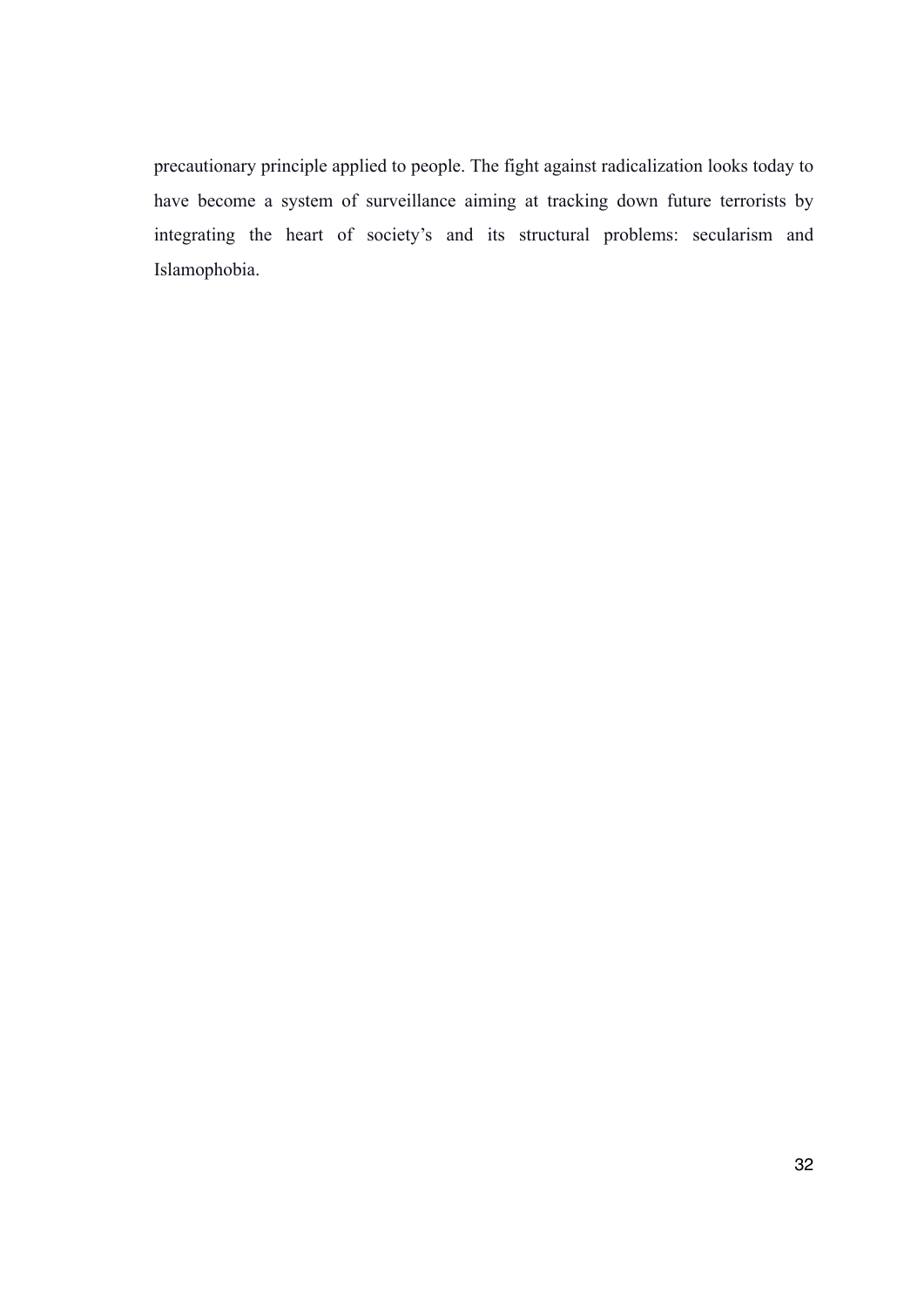precautionary principle applied to people. The fight against radicalization looks today to have become a system of surveillance aiming at tracking down future terrorists by integrating the heart of society's and its structural problems: secularism and Islamophobia.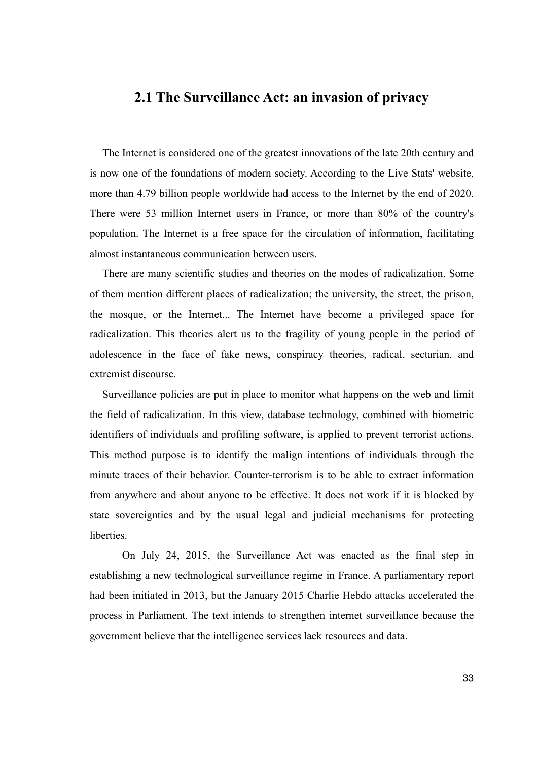## 2.1 The Surveillance Act: an invasion of privacy

The Internet is considered one of the greatest innovations of the late 20th century and is now one of the foundations of modern society. According to the Live Stats' website, more than 4.79 billion people worldwide had access to the Internet by the end of 2020. There were 53 million Internet users in France, or more than 80% of the country's population. The Internet is a free space for the circulation of information, facilitating almost instantaneous communication between users.

There are many scientific studies and theories on the modes of radicalization. Some of them mention different places of radicalization; the university, the street, the prison, the mosque, or the Internet... The Internet have become a privileged space for radicalization. This theories alert us to the fragility of young people in the period of adolescence in the face of fake news, conspiracy theories, radical, sectarian, and extremist discourse.

Surveillance policies are put in place to monitor what happens on the web and limit the field of radicalization. In this view, database technology, combined with biometric identifiers of individuals and profiling software, is applied to prevent terrorist actions. This method purpose is to identify the malign intentions of individuals through the minute traces of their behavior. Counter-terrorism is to be able to extract information from anywhere and about anyone to be effective. It does not work if it is blocked by state sovereignties and by the usual legal and judicial mechanisms for protecting liberties.

On July 24, 2015, the Surveillance Act was enacted as the final step in establishing a new technological surveillance regime in France. A parliamentary report had been initiated in 2013, but the January 2015 Charlie Hebdo attacks accelerated the process in Parliament. The text intends to strengthen internet surveillance because the government believe that the intelligence services lack resources and data.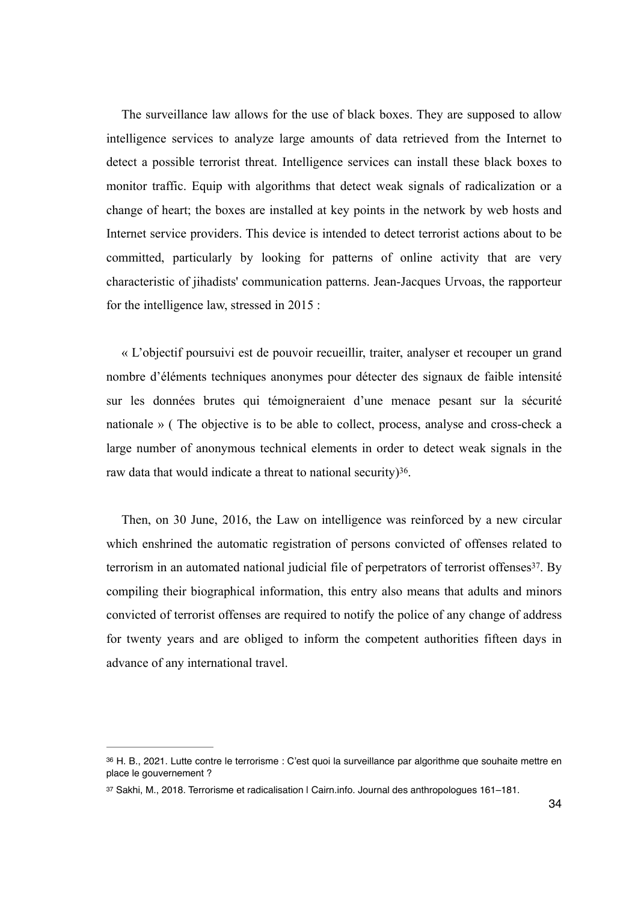The surveillance law allows for the use of black boxes. They are supposed to allow intelligence services to analyze large amounts of data retrieved from the Internet to detect a possible terrorist threat. Intelligence services can install these black boxes to monitor traffic. Equip with algorithms that detect weak signals of radicalization or a change of heart; the boxes are installed at key points in the network by web hosts and Internet service providers. This device is intended to detect terrorist actions about to be committed, particularly by looking for patterns of online activity that are very characteristic of jihadists' communication patterns. Jean-Jacques Urvoas, the rapporteur for the intelligence law, stressed in 2015 :

« L'objectif poursuivi est de pouvoir recueillir, traiter, analyser et recouper un grand nombre d'éléments techniques anonymes pour détecter des signaux de faible intensité sur les données brutes qui témoigneraient d'une menace pesant sur la sécurité nationale » ( The objective is to be able to collect, process, analyse and cross-check a large number of anonymous technical elements in order to detect weak signals in the raw data that would indicate a threat to national security)[36].

Then, on 30 June, 2016, the Law on intelligence was reinforced by a new circular which enshrined the automatic registration of persons convicted of offenses related to terrorism in an automated national judicial file of perpetrators of terrorist offenses[37]. By compiling their biographical information, this entry also means that adults and minors convicted of terrorist offenses are required to notify the police of any change of address for twenty years and are obliged to inform the competent authorities fifteen days in advance of any international travel.

---

[36] H. B., 2021. Lutte contre le terrorisme : C'est quoi la surveillance par algorithme que souhaite mettre en place le gouvernement ?

[37] Sakhi, M., 2018. Terrorisme et radicalisation | Cairn.info. Journal des anthropologues 161–181.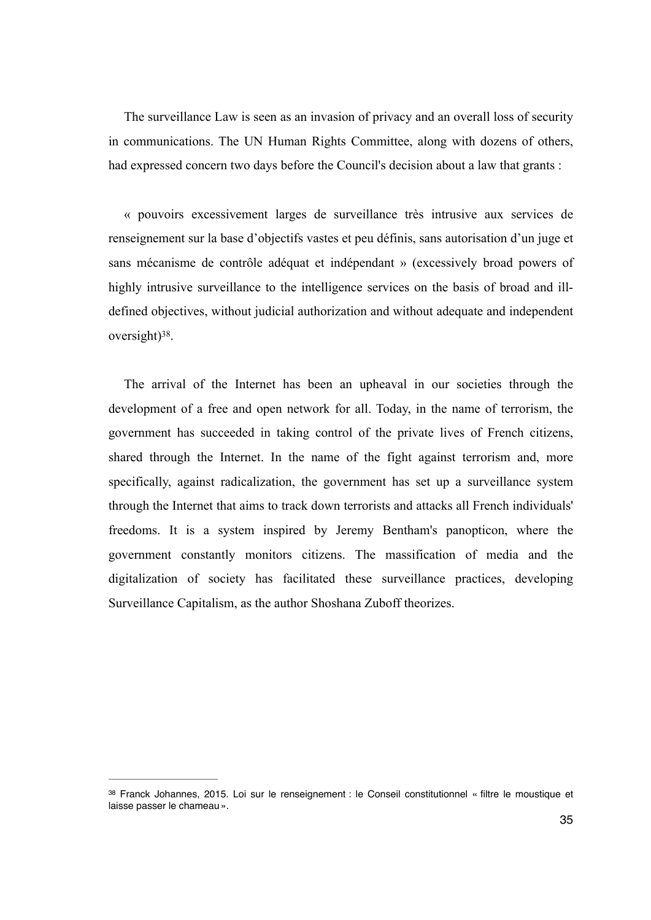The surveillance Law is seen as an invasion of privacy and an overall loss of security in communications. The UN Human Rights Committee, along with dozens of others, had expressed concern two days before the Council's decision about a law that grants :

« pouvoirs excessivement larges de surveillance très intrusive aux services de renseignement sur la base d'objectifs vastes et peu définis, sans autorisation d'un juge et sans mécanisme de contrôle adéquat et indépendant » (excessively broad powers of highly intrusive surveillance to the intelligence services on the basis of broad and ill-defined objectives, without judicial authorization and without adequate and independent oversight)[38].

The arrival of the Internet has been an upheaval in our societies through the development of a free and open network for all. Today, in the name of terrorism, the government has succeeded in taking control of the private lives of French citizens, shared through the Internet. In the name of the fight against terrorism and, more specifically, against radicalization, the government has set up a surveillance system through the Internet that aims to track down terrorists and attacks all French individuals' freedoms. It is a system inspired by Jeremy Bentham's panopticon, where the government constantly monitors citizens. The massification of media and the digitalization of society has facilitated these surveillance practices, developing Surveillance Capitalism, as the author Shoshana Zuboff theorizes.

---

[38] Franck Johannes, 2015. Loi sur le renseignement : le Conseil constitutionnel « filtre le moustique et laisse passer le chameau ».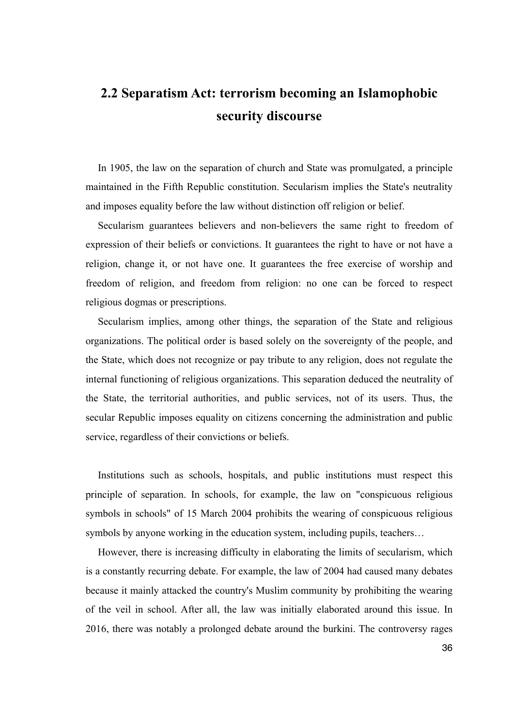## 2.2 Separatism Act: terrorism becoming an Islamophobic security discourse

In 1905, the law on the separation of church and State was promulgated, a principle maintained in the Fifth Republic constitution. Secularism implies the State's neutrality and imposes equality before the law without distinction off religion or belief.

Secularism guarantees believers and non-believers the same right to freedom of expression of their beliefs or convictions. It guarantees the right to have or not have a religion, change it, or not have one. It guarantees the free exercise of worship and freedom of religion, and freedom from religion: no one can be forced to respect religious dogmas or prescriptions.

Secularism implies, among other things, the separation of the State and religious organizations. The political order is based solely on the sovereignty of the people, and the State, which does not recognize or pay tribute to any religion, does not regulate the internal functioning of religious organizations. This separation deduced the neutrality of the State, the territorial authorities, and public services, not of its users. Thus, the secular Republic imposes equality on citizens concerning the administration and public service, regardless of their convictions or beliefs.

Institutions such as schools, hospitals, and public institutions must respect this principle of separation. In schools, for example, the law on "conspicuous religious symbols in schools" of 15 March 2004 prohibits the wearing of conspicuous religious symbols by anyone working in the education system, including pupils, teachers…

However, there is increasing difficulty in elaborating the limits of secularism, which is a constantly recurring debate. For example, the law of 2004 had caused many debates because it mainly attacked the country's Muslim community by prohibiting the wearing of the veil in school. After all, the law was initially elaborated around this issue. In 2016, there was notably a prolonged debate around the burkini. The controversy rages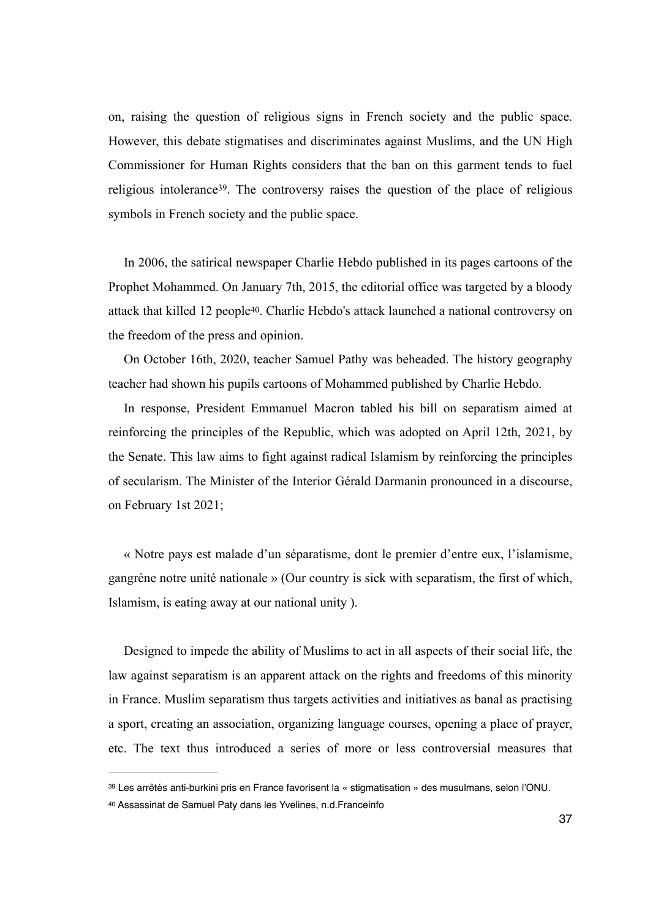on, raising the question of religious signs in French society and the public space. However, this debate stigmatises and discriminates against Muslims, and the UN High Commissioner for Human Rights considers that the ban on this garment tends to fuel religious intolerance[39]. The controversy raises the question of the place of religious symbols in French society and the public space.

In 2006, the satirical newspaper Charlie Hebdo published in its pages cartoons of the Prophet Mohammed. On January 7th, 2015, the editorial office was targeted by a bloody attack that killed 12 people[40]. Charlie Hebdo's attack launched a national controversy on the freedom of the press and opinion.

On October 16th, 2020, teacher Samuel Pathy was beheaded. The history geography teacher had shown his pupils cartoons of Mohammed published by Charlie Hebdo.

In response, President Emmanuel Macron tabled his bill on separatism aimed at reinforcing the principles of the Republic, which was adopted on April 12th, 2021, by the Senate. This law aims to fight against radical Islamism by reinforcing the principles of secularism. The Minister of the Interior Gérald Darmanin pronounced in a discourse, on February 1st 2021;

« Notre pays est malade d'un séparatisme, dont le premier d'entre eux, l'islamisme, gangrène notre unité nationale » (Our country is sick with separatism, the first of which, Islamism, is eating away at our national unity ).

Designed to impede the ability of Muslims to act in all aspects of their social life, the law against separatism is an apparent attack on the rights and freedoms of this minority in France. Muslim separatism thus targets activities and initiatives as banal as practising a sport, creating an association, organizing language courses, opening a place of prayer, etc. The text thus introduced a series of more or less controversial measures that

---

[39] Les arrêtés anti-burkini pris en France favorisent la « stigmatisation » des musulmans, selon l'ONU.

[40] Assassinat de Samuel Paty dans les Yvelines, n.d.Franceinfo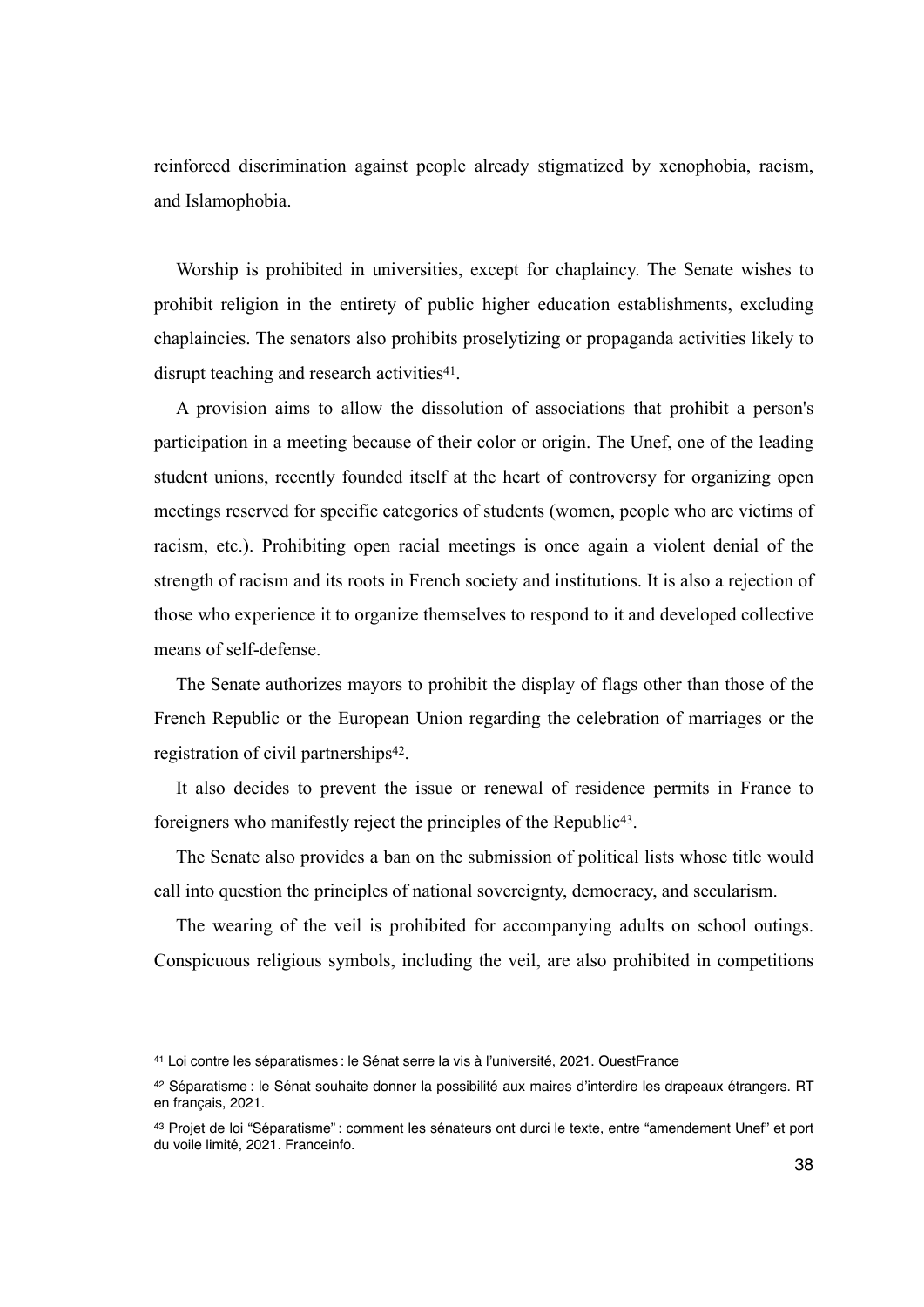reinforced discrimination against people already stigmatized by xenophobia, racism, and Islamophobia.

Worship is prohibited in universities, except for chaplaincy. The Senate wishes to prohibit religion in the entirety of public higher education establishments, excluding chaplaincies. The senators also prohibits proselytizing or propaganda activities likely to disrupt teaching and research activities[41].

A provision aims to allow the dissolution of associations that prohibit a person's participation in a meeting because of their color or origin. The Unef, one of the leading student unions, recently founded itself at the heart of controversy for organizing open meetings reserved for specific categories of students (women, people who are victims of racism, etc.). Prohibiting open racial meetings is once again a violent denial of the strength of racism and its roots in French society and institutions. It is also a rejection of those who experience it to organize themselves to respond to it and developed collective means of self-defense.

The Senate authorizes mayors to prohibit the display of flags other than those of the French Republic or the European Union regarding the celebration of marriages or the registration of civil partnerships[42].

It also decides to prevent the issue or renewal of residence permits in France to foreigners who manifestly reject the principles of the Republic[43].

The Senate also provides a ban on the submission of political lists whose title would call into question the principles of national sovereignty, democracy, and secularism.

The wearing of the veil is prohibited for accompanying adults on school outings. Conspicuous religious symbols, including the veil, are also prohibited in competitions

---

[41] Loi contre les séparatismes : le Sénat serre la vis à l'université, 2021. OuestFrance

[42] Séparatisme : le Sénat souhaite donner la possibilité aux maires d'interdire les drapeaux étrangers. RT en français, 2021.

[43] Projet de loi "Séparatisme" : comment les sénateurs ont durci le texte, entre "amendement Unef" et port du voile limité, 2021. Franceinfo.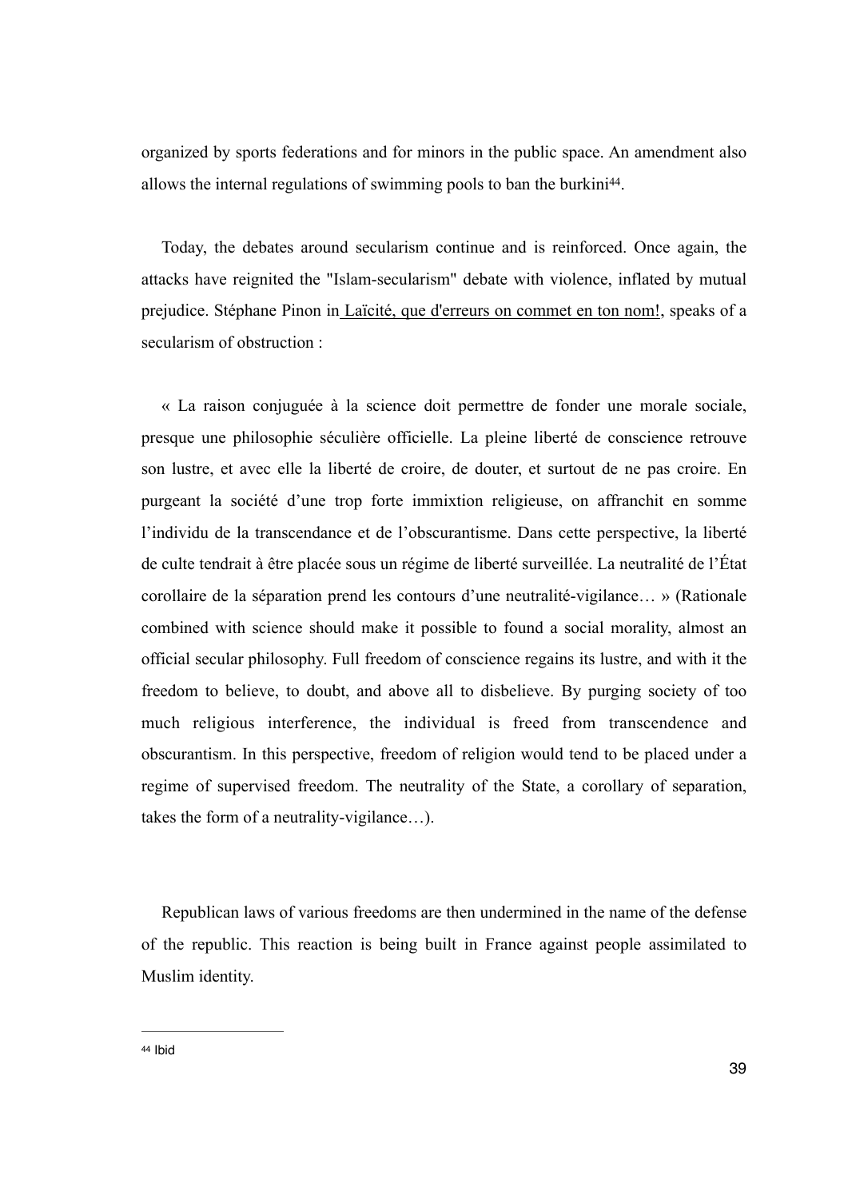organized by sports federations and for minors in the public space. An amendment also allows the internal regulations of swimming pools to ban the burkini[44].

Today, the debates around secularism continue and is reinforced. Once again, the attacks have reignited the "Islam-secularism" debate with violence, inflated by mutual prejudice. Stéphane Pinon in Laïcité, que d'erreurs on commet en ton nom!, speaks of a secularism of obstruction :

« La raison conjuguée à la science doit permettre de fonder une morale sociale, presque une philosophie séculière officielle. La pleine liberté de conscience retrouve son lustre, et avec elle la liberté de croire, de douter, et surtout de ne pas croire. En purgeant la société d'une trop forte immixtion religieuse, on affranchit en somme l'individu de la transcendance et de l'obscurantisme. Dans cette perspective, la liberté de culte tendrait à être placée sous un régime de liberté surveillée. La neutralité de l'État corollaire de la séparation prend les contours d'une neutralité-vigilance… » (Rationale combined with science should make it possible to found a social morality, almost an official secular philosophy. Full freedom of conscience regains its lustre, and with it the freedom to believe, to doubt, and above all to disbelieve. By purging society of too much religious interference, the individual is freed from transcendence and obscurantism. In this perspective, freedom of religion would tend to be placed under a regime of supervised freedom. The neutrality of the State, a corollary of separation, takes the form of a neutrality-vigilance…).

Republican laws of various freedoms are then undermined in the name of the defense of the republic. This reaction is being built in France against people assimilated to Muslim identity.

---

[44] Ibid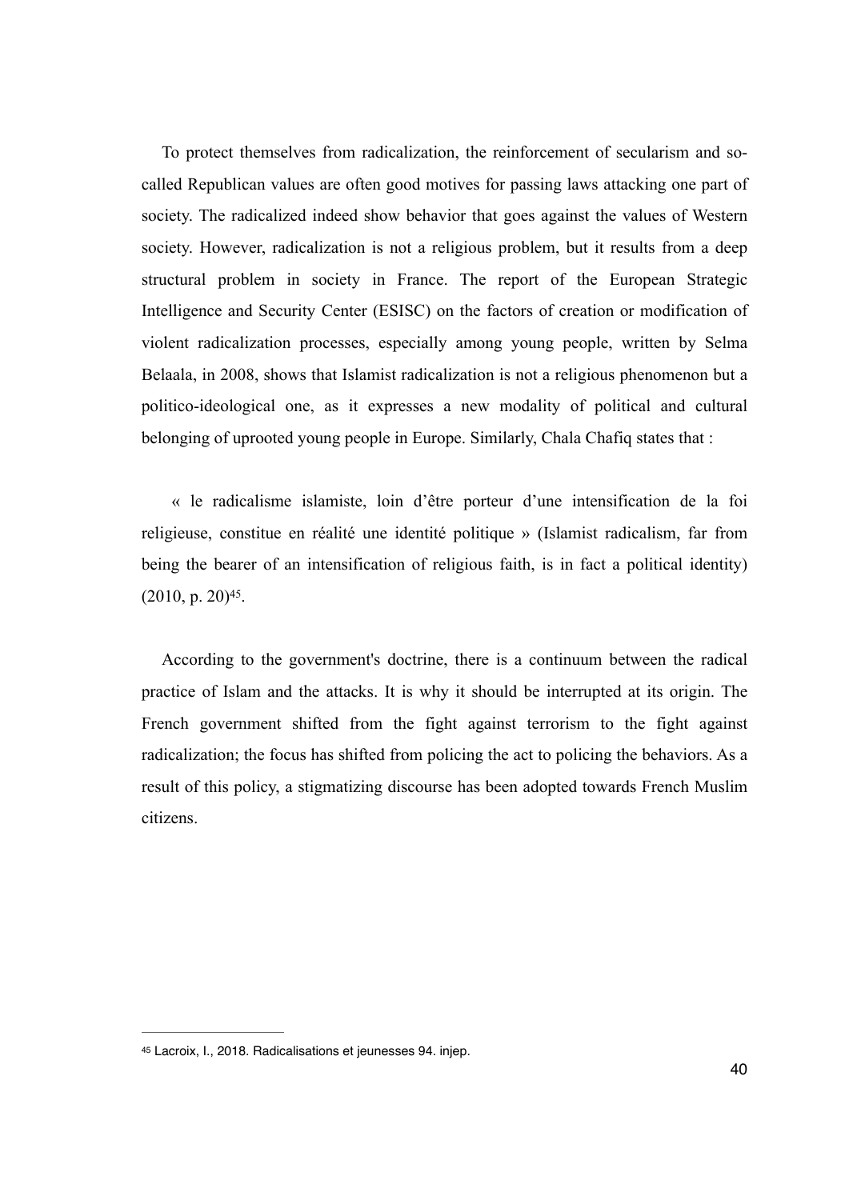To protect themselves from radicalization, the reinforcement of secularism and so-called Republican values are often good motives for passing laws attacking one part of society. The radicalized indeed show behavior that goes against the values of Western society. However, radicalization is not a religious problem, but it results from a deep structural problem in society in France. The report of the European Strategic Intelligence and Security Center (ESISC) on the factors of creation or modification of violent radicalization processes, especially among young people, written by Selma Belaala, in 2008, shows that Islamist radicalization is not a religious phenomenon but a politico-ideological one, as it expresses a new modality of political and cultural belonging of uprooted young people in Europe. Similarly, Chala Chafiq states that :

« le radicalisme islamiste, loin d'être porteur d'une intensification de la foi religieuse, constitue en réalité une identité politique » (Islamist radicalism, far from being the bearer of an intensification of religious faith, is in fact a political identity) (2010, p. 20)[45].

According to the government's doctrine, there is a continuum between the radical practice of Islam and the attacks. It is why it should be interrupted at its origin. The French government shifted from the fight against terrorism to the fight against radicalization; the focus has shifted from policing the act to policing the behaviors. As a result of this policy, a stigmatizing discourse has been adopted towards French Muslim citizens.

[45] Lacroix, I., 2018. Radicalisations et jeunesses 94. injep.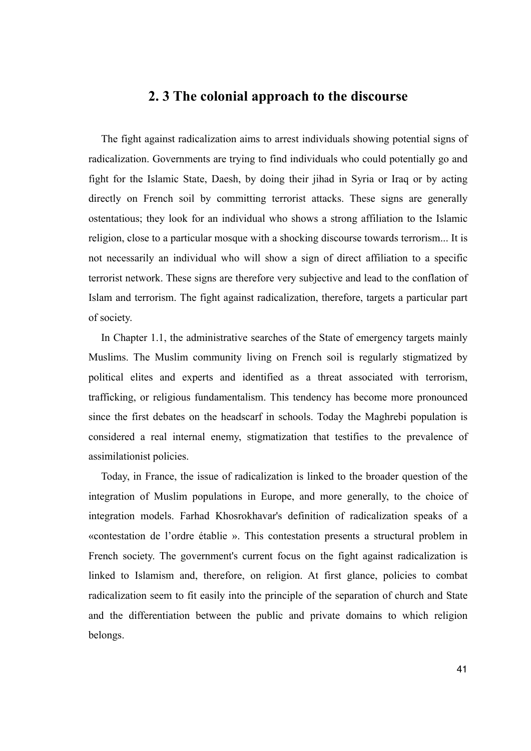## 2. 3 The colonial approach to the discourse

The fight against radicalization aims to arrest individuals showing potential signs of radicalization. Governments are trying to find individuals who could potentially go and fight for the Islamic State, Daesh, by doing their jihad in Syria or Iraq or by acting directly on French soil by committing terrorist attacks. These signs are generally ostentatious; they look for an individual who shows a strong affiliation to the Islamic religion, close to a particular mosque with a shocking discourse towards terrorism... It is not necessarily an individual who will show a sign of direct affiliation to a specific terrorist network. These signs are therefore very subjective and lead to the conflation of Islam and terrorism. The fight against radicalization, therefore, targets a particular part of society.

In Chapter 1.1, the administrative searches of the State of emergency targets mainly Muslims. The Muslim community living on French soil is regularly stigmatized by political elites and experts and identified as a threat associated with terrorism, trafficking, or religious fundamentalism. This tendency has become more pronounced since the first debates on the headscarf in schools. Today the Maghrebi population is considered a real internal enemy, stigmatization that testifies to the prevalence of assimilationist policies.

Today, in France, the issue of radicalization is linked to the broader question of the integration of Muslim populations in Europe, and more generally, to the choice of integration models. Farhad Khosrokhavar's definition of radicalization speaks of a «contestation de l'ordre établie ». This contestation presents a structural problem in French society. The government's current focus on the fight against radicalization is linked to Islamism and, therefore, on religion. At first glance, policies to combat radicalization seem to fit easily into the principle of the separation of church and State and the differentiation between the public and private domains to which religion belongs.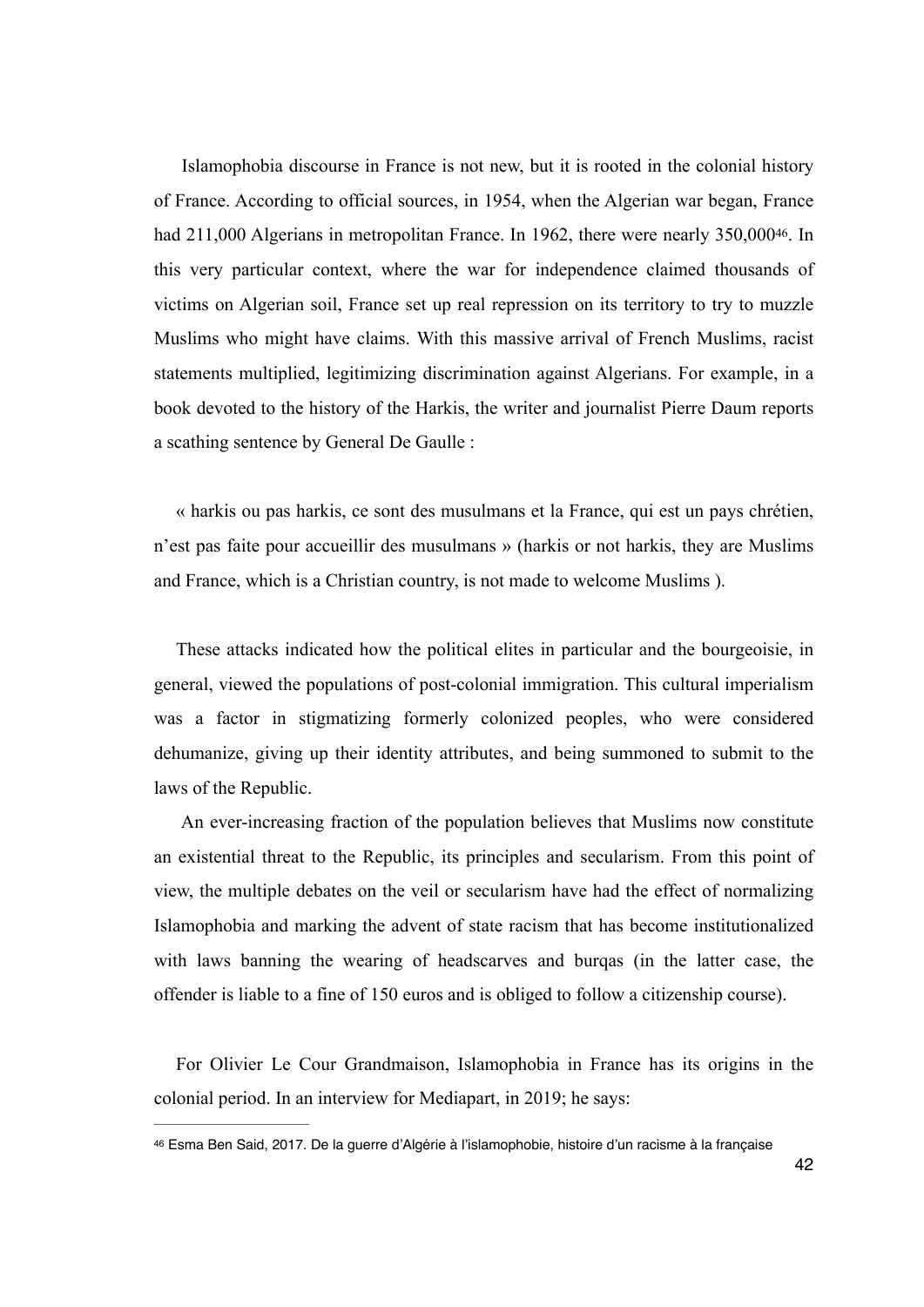Islamophobia discourse in France is not new, but it is rooted in the colonial history of France. According to official sources, in 1954, when the Algerian war began, France had 211,000 Algerians in metropolitan France. In 1962, there were nearly 350,000[46]. In this very particular context, where the war for independence claimed thousands of victims on Algerian soil, France set up real repression on its territory to try to muzzle Muslims who might have claims. With this massive arrival of French Muslims, racist statements multiplied, legitimizing discrimination against Algerians. For example, in a book devoted to the history of the Harkis, the writer and journalist Pierre Daum reports a scathing sentence by General De Gaulle :

« harkis ou pas harkis, ce sont des musulmans et la France, qui est un pays chrétien, n'est pas faite pour accueillir des musulmans » (harkis or not harkis, they are Muslims and France, which is a Christian country, is not made to welcome Muslims ).

These attacks indicated how the political elites in particular and the bourgeoisie, in general, viewed the populations of post-colonial immigration. This cultural imperialism was a factor in stigmatizing formerly colonized peoples, who were considered dehumanize, giving up their identity attributes, and being summoned to submit to the laws of the Republic.

An ever-increasing fraction of the population believes that Muslims now constitute an existential threat to the Republic, its principles and secularism. From this point of view, the multiple debates on the veil or secularism have had the effect of normalizing Islamophobia and marking the advent of state racism that has become institutionalized with laws banning the wearing of headscarves and burqas (in the latter case, the offender is liable to a fine of 150 euros and is obliged to follow a citizenship course).

For Olivier Le Cour Grandmaison, Islamophobia in France has its origins in the colonial period. In an interview for Mediapart, in 2019; he says:

---

[46] Esma Ben Said, 2017. De la guerre d'Algérie à l'islamophobie, histoire d'un racisme à la française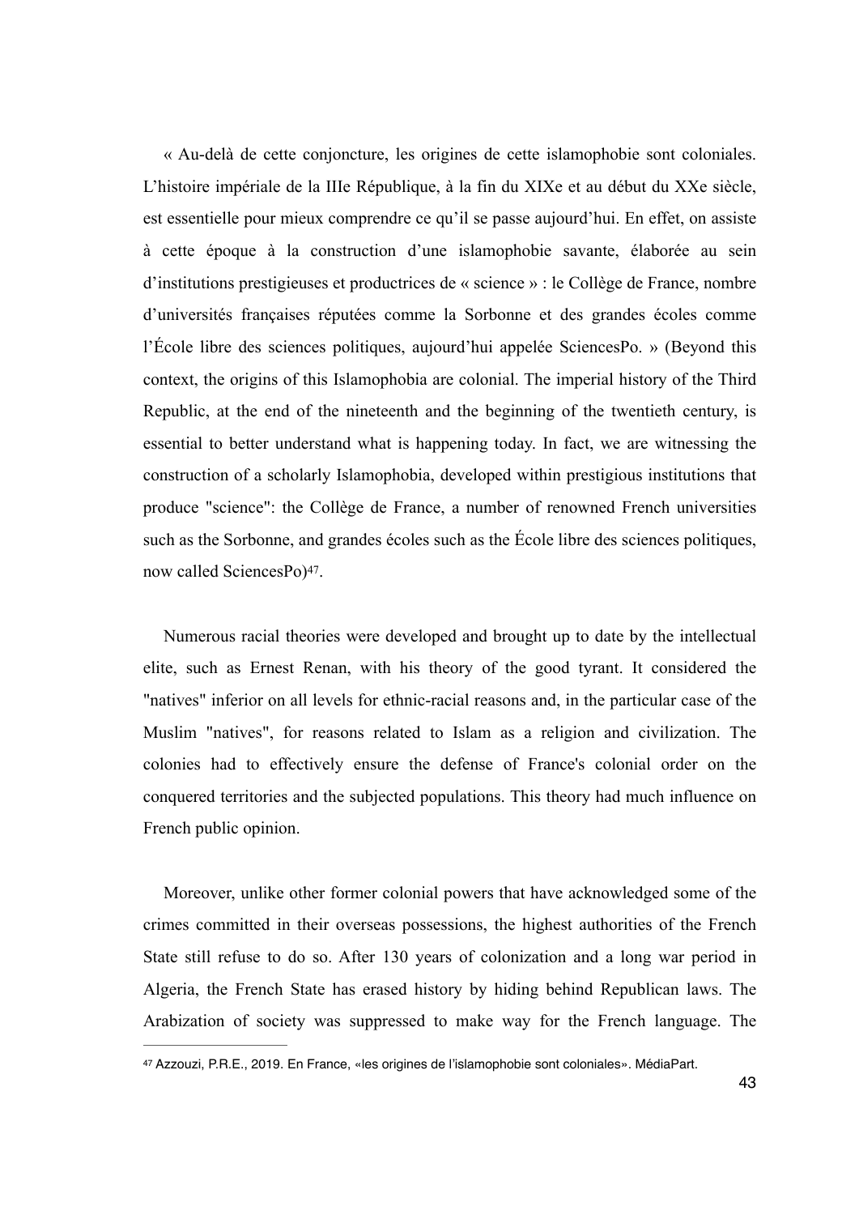« Au-delà de cette conjoncture, les origines de cette islamophobie sont coloniales. L'histoire impériale de la IIIe République, à la fin du XIXe et au début du XXe siècle, est essentielle pour mieux comprendre ce qu'il se passe aujourd'hui. En effet, on assiste à cette époque à la construction d'une islamophobie savante, élaborée au sein d'institutions prestigieuses et productrices de « science » : le Collège de France, nombre d'universités françaises réputées comme la Sorbonne et des grandes écoles comme l'École libre des sciences politiques, aujourd'hui appelée SciencesPo. » (Beyond this context, the origins of this Islamophobia are colonial. The imperial history of the Third Republic, at the end of the nineteenth and the beginning of the twentieth century, is essential to better understand what is happening today. In fact, we are witnessing the construction of a scholarly Islamophobia, developed within prestigious institutions that produce "science": the Collège de France, a number of renowned French universities such as the Sorbonne, and grandes écoles such as the École libre des sciences politiques, now called SciencesPo)[47].

Numerous racial theories were developed and brought up to date by the intellectual elite, such as Ernest Renan, with his theory of the good tyrant. It considered the "natives" inferior on all levels for ethnic-racial reasons and, in the particular case of the Muslim "natives", for reasons related to Islam as a religion and civilization. The colonies had to effectively ensure the defense of France's colonial order on the conquered territories and the subjected populations. This theory had much influence on French public opinion.

Moreover, unlike other former colonial powers that have acknowledged some of the crimes committed in their overseas possessions, the highest authorities of the French State still refuse to do so. After 130 years of colonization and a long war period in Algeria, the French State has erased history by hiding behind Republican laws. The Arabization of society was suppressed to make way for the French language. The

---

[47] Azzouzi, P.R.E., 2019. En France, «les origines de l'islamophobie sont coloniales». MédiaPart.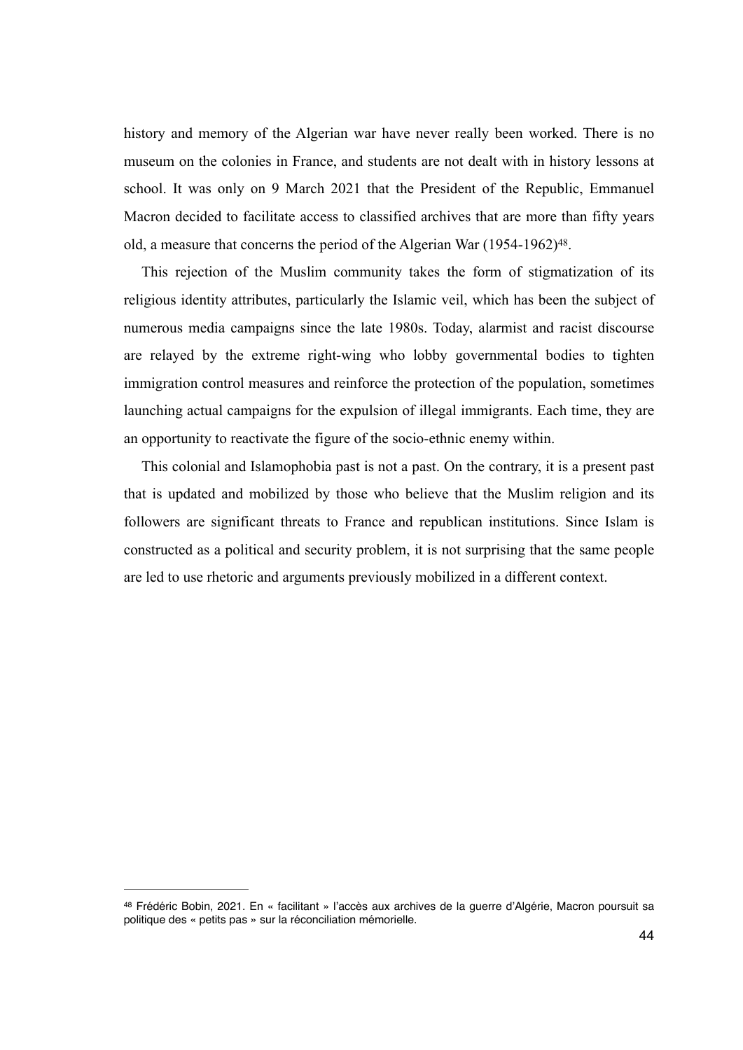history and memory of the Algerian war have never really been worked. There is no museum on the colonies in France, and students are not dealt with in history lessons at school. It was only on 9 March 2021 that the President of the Republic, Emmanuel Macron decided to facilitate access to classified archives that are more than fifty years old, a measure that concerns the period of the Algerian War (1954-1962)[48].

This rejection of the Muslim community takes the form of stigmatization of its religious identity attributes, particularly the Islamic veil, which has been the subject of numerous media campaigns since the late 1980s. Today, alarmist and racist discourse are relayed by the extreme right-wing who lobby governmental bodies to tighten immigration control measures and reinforce the protection of the population, sometimes launching actual campaigns for the expulsion of illegal immigrants. Each time, they are an opportunity to reactivate the figure of the socio-ethnic enemy within.

This colonial and Islamophobia past is not a past. On the contrary, it is a present past that is updated and mobilized by those who believe that the Muslim religion and its followers are significant threats to France and republican institutions. Since Islam is constructed as a political and security problem, it is not surprising that the same people are led to use rhetoric and arguments previously mobilized in a different context.

---

[48] Frédéric Bobin, 2021. En « facilitant » l'accès aux archives de la guerre d'Algérie, Macron poursuit sa politique des « petits pas » sur la réconciliation mémorielle.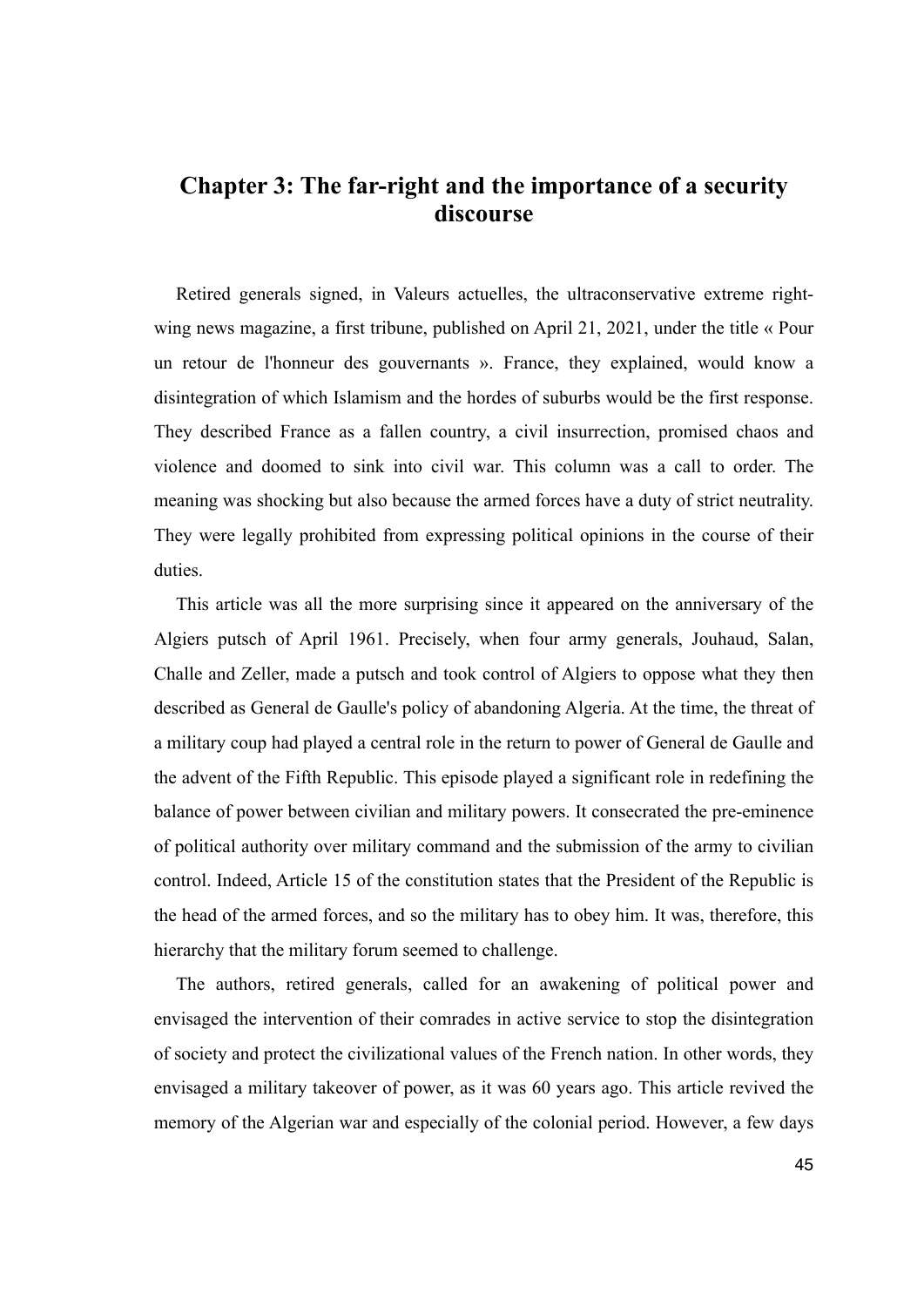# Chapter 3: The far-right and the importance of a security discourse

Retired generals signed, in Valeurs actuelles, the ultraconservative extreme right-wing news magazine, a first tribune, published on April 21, 2021, under the title « Pour un retour de l'honneur des gouvernants ». France, they explained, would know a disintegration of which Islamism and the hordes of suburbs would be the first response. They described France as a fallen country, a civil insurrection, promised chaos and violence and doomed to sink into civil war. This column was a call to order. The meaning was shocking but also because the armed forces have a duty of strict neutrality. They were legally prohibited from expressing political opinions in the course of their duties.

This article was all the more surprising since it appeared on the anniversary of the Algiers putsch of April 1961. Precisely, when four army generals, Jouhaud, Salan, Challe and Zeller, made a putsch and took control of Algiers to oppose what they then described as General de Gaulle's policy of abandoning Algeria. At the time, the threat of a military coup had played a central role in the return to power of General de Gaulle and the advent of the Fifth Republic. This episode played a significant role in redefining the balance of power between civilian and military powers. It consecrated the pre-eminence of political authority over military command and the submission of the army to civilian control. Indeed, Article 15 of the constitution states that the President of the Republic is the head of the armed forces, and so the military has to obey him. It was, therefore, this hierarchy that the military forum seemed to challenge.

The authors, retired generals, called for an awakening of political power and envisaged the intervention of their comrades in active service to stop the disintegration of society and protect the civilizational values of the French nation. In other words, they envisaged a military takeover of power, as it was 60 years ago. This article revived the memory of the Algerian war and especially of the colonial period. However, a few days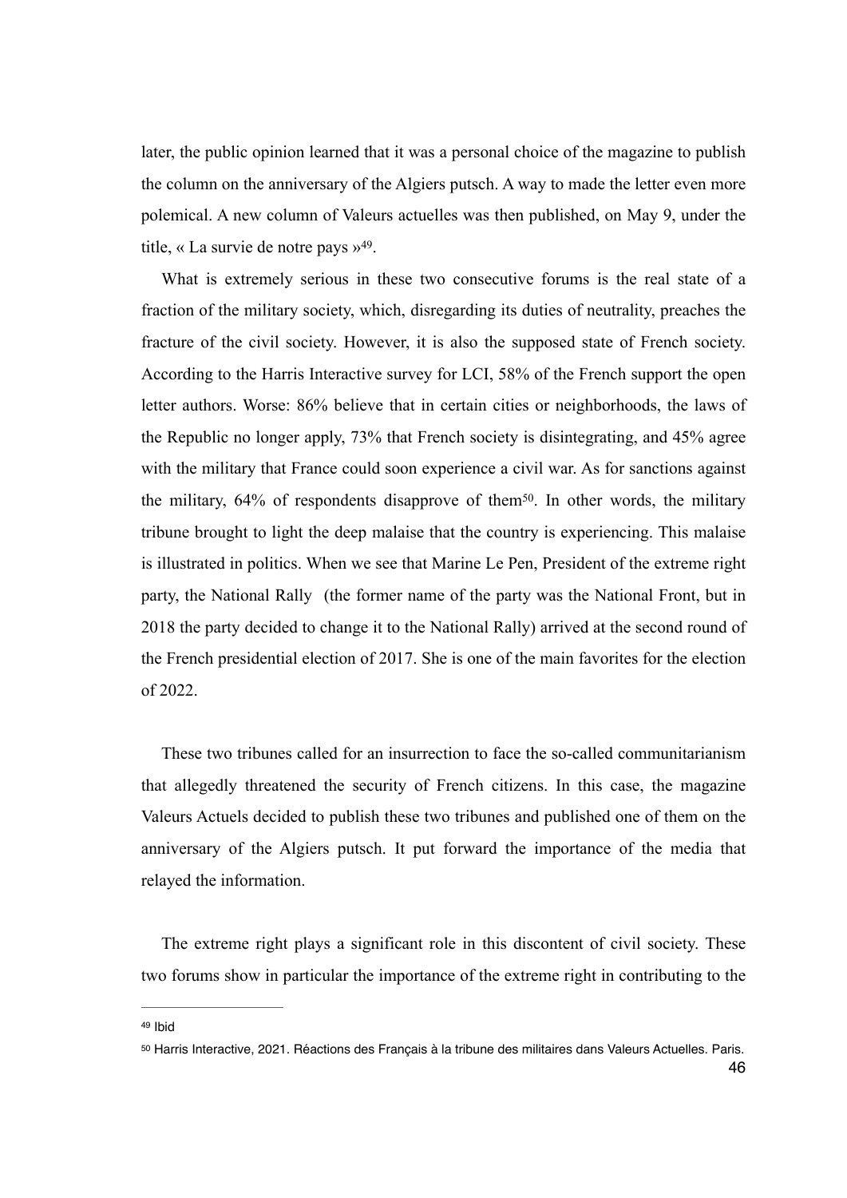later, the public opinion learned that it was a personal choice of the magazine to publish the column on the anniversary of the Algiers putsch. A way to made the letter even more polemical. A new column of Valeurs actuelles was then published, on May 9, under the title, « La survie de notre pays »[49].

What is extremely serious in these two consecutive forums is the real state of a fraction of the military society, which, disregarding its duties of neutrality, preaches the fracture of the civil society. However, it is also the supposed state of French society. According to the Harris Interactive survey for LCI, 58% of the French support the open letter authors. Worse: 86% believe that in certain cities or neighborhoods, the laws of the Republic no longer apply, 73% that French society is disintegrating, and 45% agree with the military that France could soon experience a civil war. As for sanctions against the military, 64% of respondents disapprove of them[50]. In other words, the military tribune brought to light the deep malaise that the country is experiencing. This malaise is illustrated in politics. When we see that Marine Le Pen, President of the extreme right party, the National Rally (the former name of the party was the National Front, but in 2018 the party decided to change it to the National Rally) arrived at the second round of the French presidential election of 2017. She is one of the main favorites for the election of 2022.

These two tribunes called for an insurrection to face the so-called communitarianism that allegedly threatened the security of French citizens. In this case, the magazine Valeurs Actuels decided to publish these two tribunes and published one of them on the anniversary of the Algiers putsch. It put forward the importance of the media that relayed the information.

The extreme right plays a significant role in this discontent of civil society. These two forums show in particular the importance of the extreme right in contributing to the

---

[49] Ibid

[50] Harris Interactive, 2021. Réactions des Français à la tribune des militaires dans Valeurs Actuelles. Paris.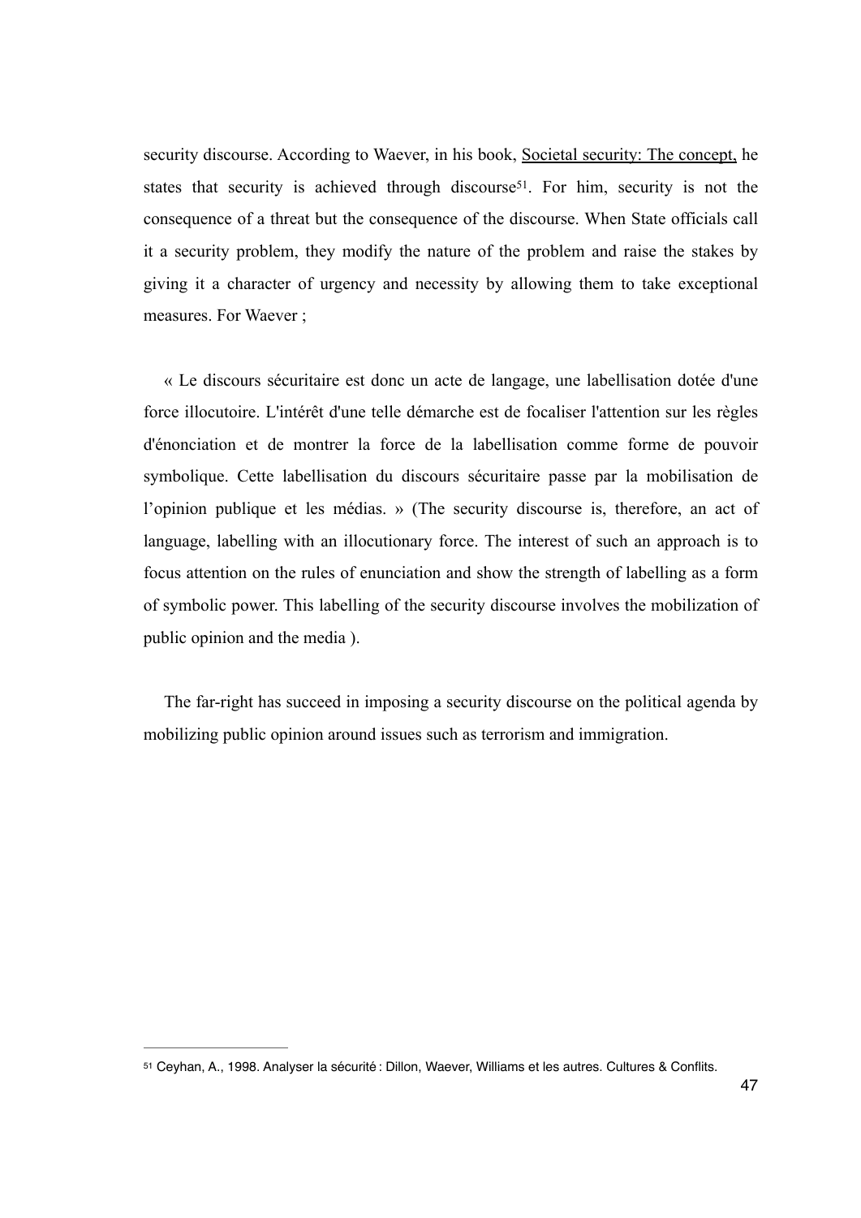security discourse. According to Waever, in his book, Societal security: The concept, he states that security is achieved through discourse[51]. For him, security is not the consequence of a threat but the consequence of the discourse. When State officials call it a security problem, they modify the nature of the problem and raise the stakes by giving it a character of urgency and necessity by allowing them to take exceptional measures. For Waever ;

« Le discours sécuritaire est donc un acte de langage, une labellisation dotée d'une force illocutoire. L'intérêt d'une telle démarche est de focaliser l'attention sur les règles d'énonciation et de montrer la force de la labellisation comme forme de pouvoir symbolique. Cette labellisation du discours sécuritaire passe par la mobilisation de l'opinion publique et les médias. » (The security discourse is, therefore, an act of language, labelling with an illocutionary force. The interest of such an approach is to focus attention on the rules of enunciation and show the strength of labelling as a form of symbolic power. This labelling of the security discourse involves the mobilization of public opinion and the media ).

The far-right has succeed in imposing a security discourse on the political agenda by mobilizing public opinion around issues such as terrorism and immigration.

---

[51] Ceyhan, A., 1998. Analyser la sécurité : Dillon, Waever, Williams et les autres. Cultures & Conflits.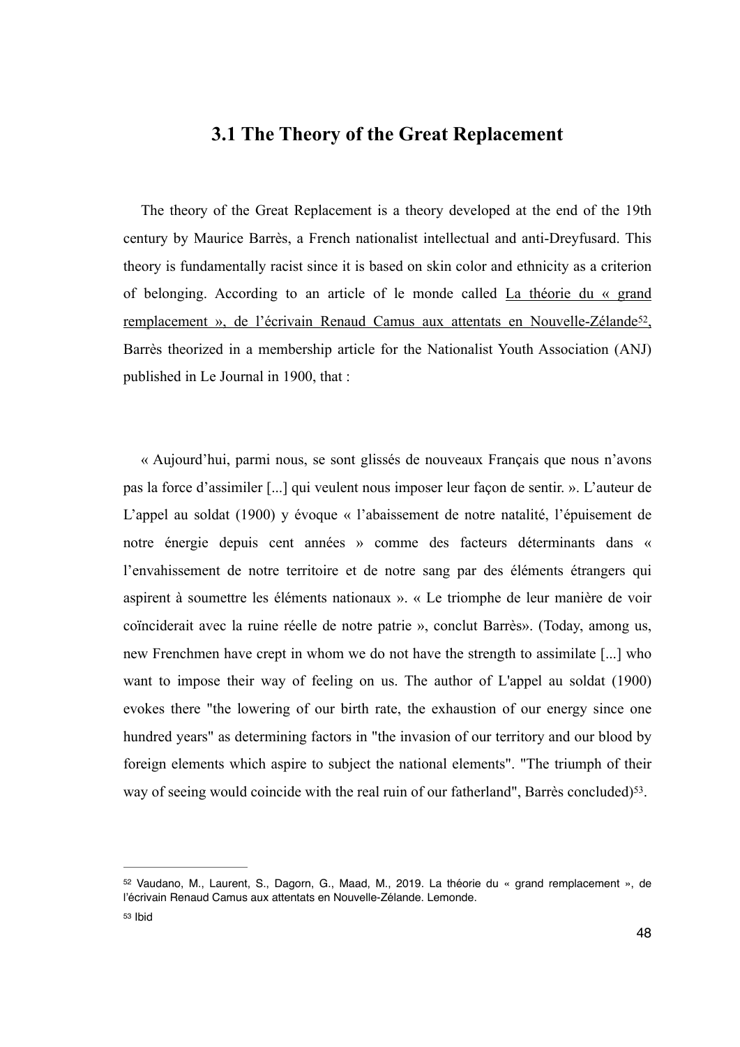### 3.1 The Theory of the Great Replacement

The theory of the Great Replacement is a theory developed at the end of the 19th century by Maurice Barrès, a French nationalist intellectual and anti-Dreyfusard. This theory is fundamentally racist since it is based on skin color and ethnicity as a criterion of belonging. According to an article of le monde called La théorie du « grand remplacement », de l'écrivain Renaud Camus aux attentats en Nouvelle-Zélande[52], Barrès theorized in a membership article for the Nationalist Youth Association (ANJ) published in Le Journal in 1900, that :

« Aujourd'hui, parmi nous, se sont glissés de nouveaux Français que nous n'avons pas la force d'assimiler [...] qui veulent nous imposer leur façon de sentir. ». L'auteur de L'appel au soldat (1900) y évoque « l'abaissement de notre natalité, l'épuisement de notre énergie depuis cent années » comme des facteurs déterminants dans « l'envahissement de notre territoire et de notre sang par des éléments étrangers qui aspirent à soumettre les éléments nationaux ». « Le triomphe de leur manière de voir coïnciderait avec la ruine réelle de notre patrie », conclut Barrès». (Today, among us, new Frenchmen have crept in whom we do not have the strength to assimilate [...] who want to impose their way of feeling on us. The author of L'appel au soldat (1900) evokes there "the lowering of our birth rate, the exhaustion of our energy since one hundred years" as determining factors in "the invasion of our territory and our blood by foreign elements which aspire to subject the national elements". "The triumph of their way of seeing would coincide with the real ruin of our fatherland", Barrès concluded)[53].

---

[52] Vaudano, M., Laurent, S., Dagorn, G., Maad, M., 2019. La théorie du « grand remplacement », de l'écrivain Renaud Camus aux attentats en Nouvelle-Zélande. Lemonde.

[53] Ibid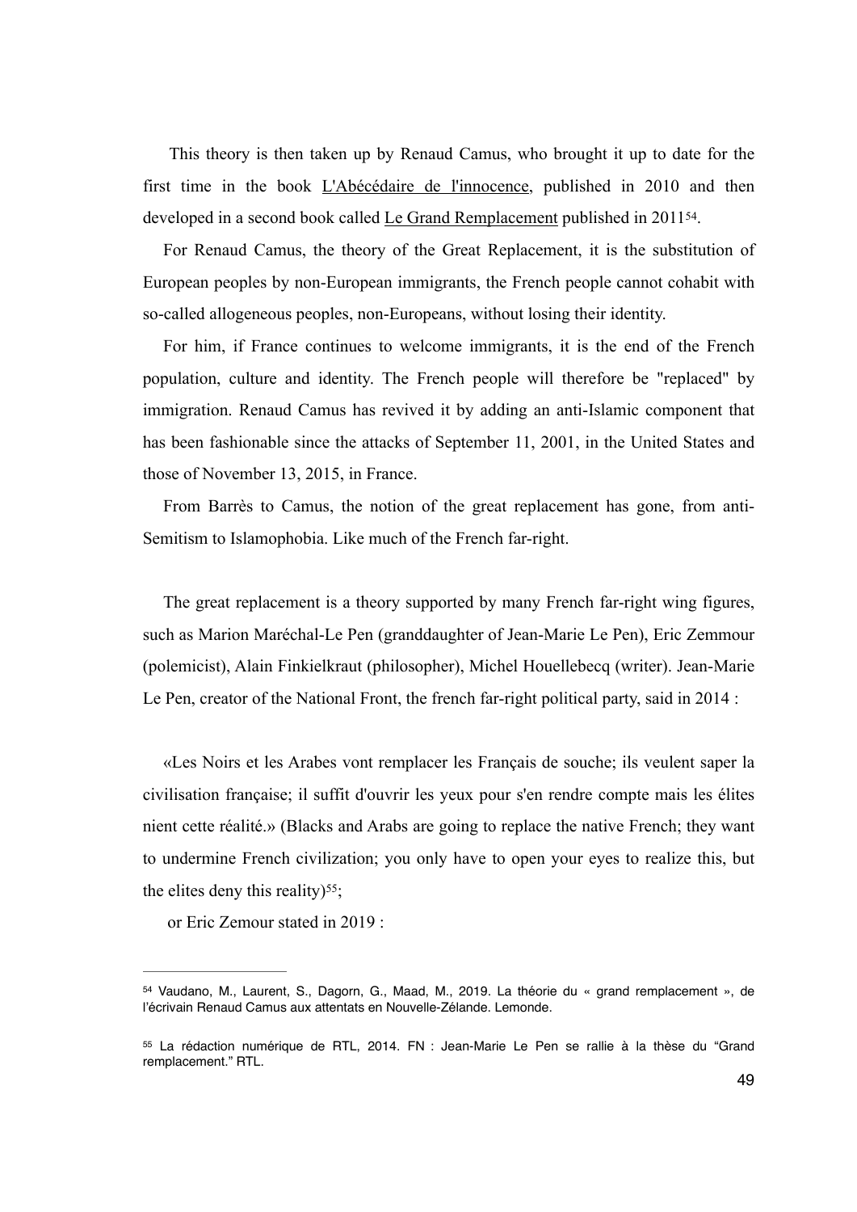This theory is then taken up by Renaud Camus, who brought it up to date for the first time in the book L'Abécédaire de l'innocence, published in 2010 and then developed in a second book called Le Grand Remplacement published in 2011[54].

For Renaud Camus, the theory of the Great Replacement, it is the substitution of European peoples by non-European immigrants, the French people cannot cohabit with so-called allogeneous peoples, non-Europeans, without losing their identity.

For him, if France continues to welcome immigrants, it is the end of the French population, culture and identity. The French people will therefore be "replaced" by immigration. Renaud Camus has revived it by adding an anti-Islamic component that has been fashionable since the attacks of September 11, 2001, in the United States and those of November 13, 2015, in France.

From Barrès to Camus, the notion of the great replacement has gone, from anti-Semitism to Islamophobia. Like much of the French far-right.

The great replacement is a theory supported by many French far-right wing figures, such as Marion Maréchal-Le Pen (granddaughter of Jean-Marie Le Pen), Eric Zemmour (polemicist), Alain Finkielkraut (philosopher), Michel Houellebecq (writer). Jean-Marie Le Pen, creator of the National Front, the french far-right political party, said in 2014 :

«Les Noirs et les Arabes vont remplacer les Français de souche; ils veulent saper la civilisation française; il suffit d'ouvrir les yeux pour s'en rendre compte mais les élites nient cette réalité.» (Blacks and Arabs are going to replace the native French; they want to undermine French civilization; you only have to open your eyes to realize this, but the elites deny this reality)[55];

or Eric Zemour stated in 2019 :

---

[54] Vaudano, M., Laurent, S., Dagorn, G., Maad, M., 2019. La théorie du « grand remplacement », de l'écrivain Renaud Camus aux attentats en Nouvelle-Zélande. Lemonde.

[55] La rédaction numérique de RTL, 2014. FN : Jean-Marie Le Pen se rallie à la thèse du "Grand remplacement." RTL.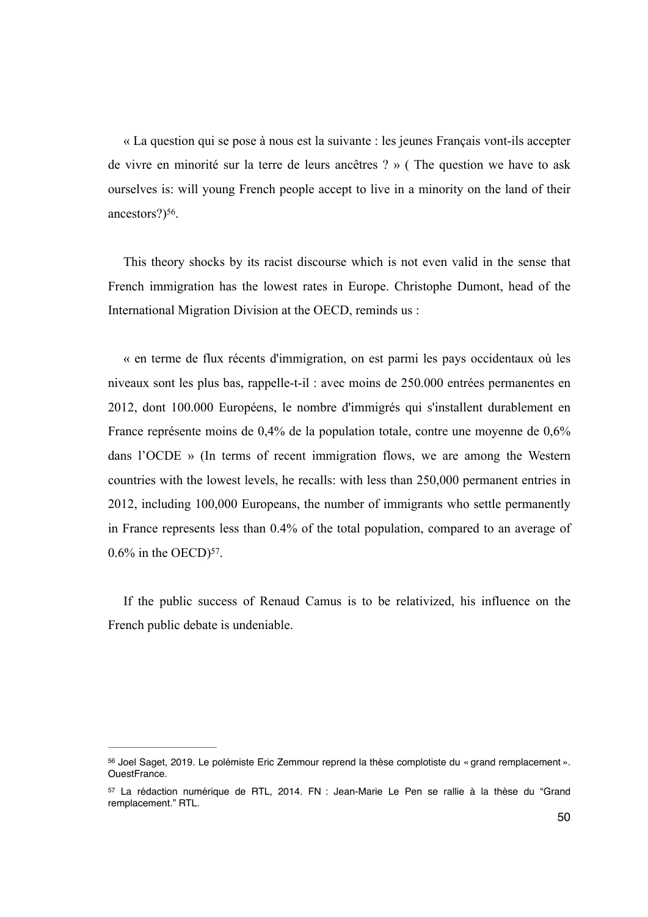« La question qui se pose à nous est la suivante : les jeunes Français vont-ils accepter de vivre en minorité sur la terre de leurs ancêtres ? » ( The question we have to ask ourselves is: will young French people accept to live in a minority on the land of their ancestors?)[56].

This theory shocks by its racist discourse which is not even valid in the sense that French immigration has the lowest rates in Europe. Christophe Dumont, head of the International Migration Division at the OECD, reminds us :

« en terme de flux récents d'immigration, on est parmi les pays occidentaux où les niveaux sont les plus bas, rappelle-t-il : avec moins de 250.000 entrées permanentes en 2012, dont 100.000 Européens, le nombre d'immigrés qui s'installent durablement en France représente moins de 0,4% de la population totale, contre une moyenne de 0,6% dans l'OCDE » (In terms of recent immigration flows, we are among the Western countries with the lowest levels, he recalls: with less than 250,000 permanent entries in 2012, including 100,000 Europeans, the number of immigrants who settle permanently in France represents less than 0.4% of the total population, compared to an average of 0.6% in the OECD)[57].

If the public success of Renaud Camus is to be relativized, his influence on the French public debate is undeniable.

---

[56] Joel Saget, 2019. Le polémiste Eric Zemmour reprend la thèse complotiste du « grand remplacement ». OuestFrance.

[57] La rédaction numérique de RTL, 2014. FN : Jean-Marie Le Pen se rallie à la thèse du "Grand remplacement." RTL.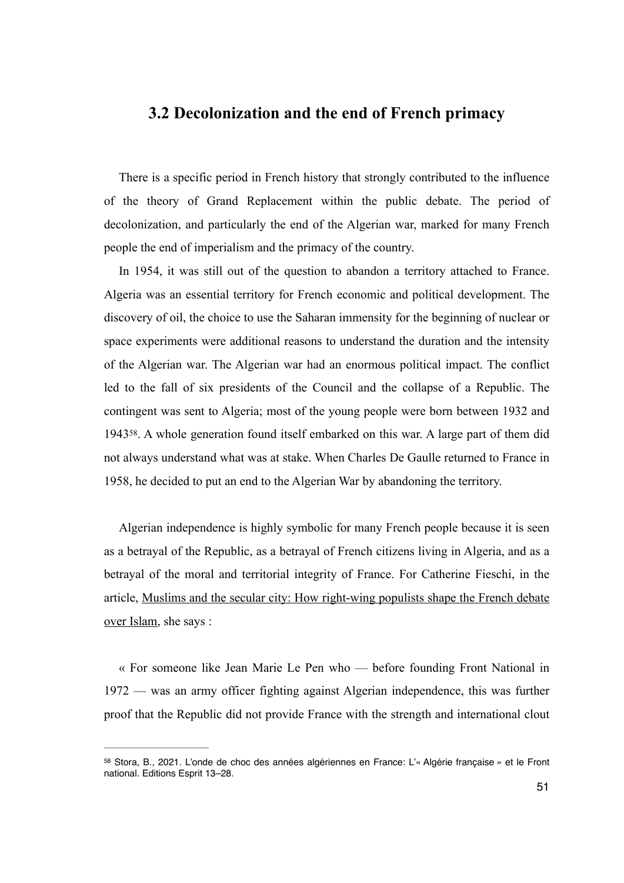## 3.2 Decolonization and the end of French primacy

There is a specific period in French history that strongly contributed to the influence of the theory of Grand Replacement within the public debate. The period of decolonization, and particularly the end of the Algerian war, marked for many French people the end of imperialism and the primacy of the country.

In 1954, it was still out of the question to abandon a territory attached to France. Algeria was an essential territory for French economic and political development. The discovery of oil, the choice to use the Saharan immensity for the beginning of nuclear or space experiments were additional reasons to understand the duration and the intensity of the Algerian war. The Algerian war had an enormous political impact. The conflict led to the fall of six presidents of the Council and the collapse of a Republic. The contingent was sent to Algeria; most of the young people were born between 1932 and 1943[58]. A whole generation found itself embarked on this war. A large part of them did not always understand what was at stake. When Charles De Gaulle returned to France in 1958, he decided to put an end to the Algerian War by abandoning the territory.

Algerian independence is highly symbolic for many French people because it is seen as a betrayal of the Republic, as a betrayal of French citizens living in Algeria, and as a betrayal of the moral and territorial integrity of France. For Catherine Fieschi, in the article, Muslims and the secular city: How right-wing populists shape the French debate over Islam, she says :

« For someone like Jean Marie Le Pen who — before founding Front National in 1972 — was an army officer fighting against Algerian independence, this was further proof that the Republic did not provide France with the strength and international clout

---

[58] Stora, B., 2021. L'onde de choc des années algériennes en France: L'« Algérie française » et le Front national. Editions Esprit 13–28.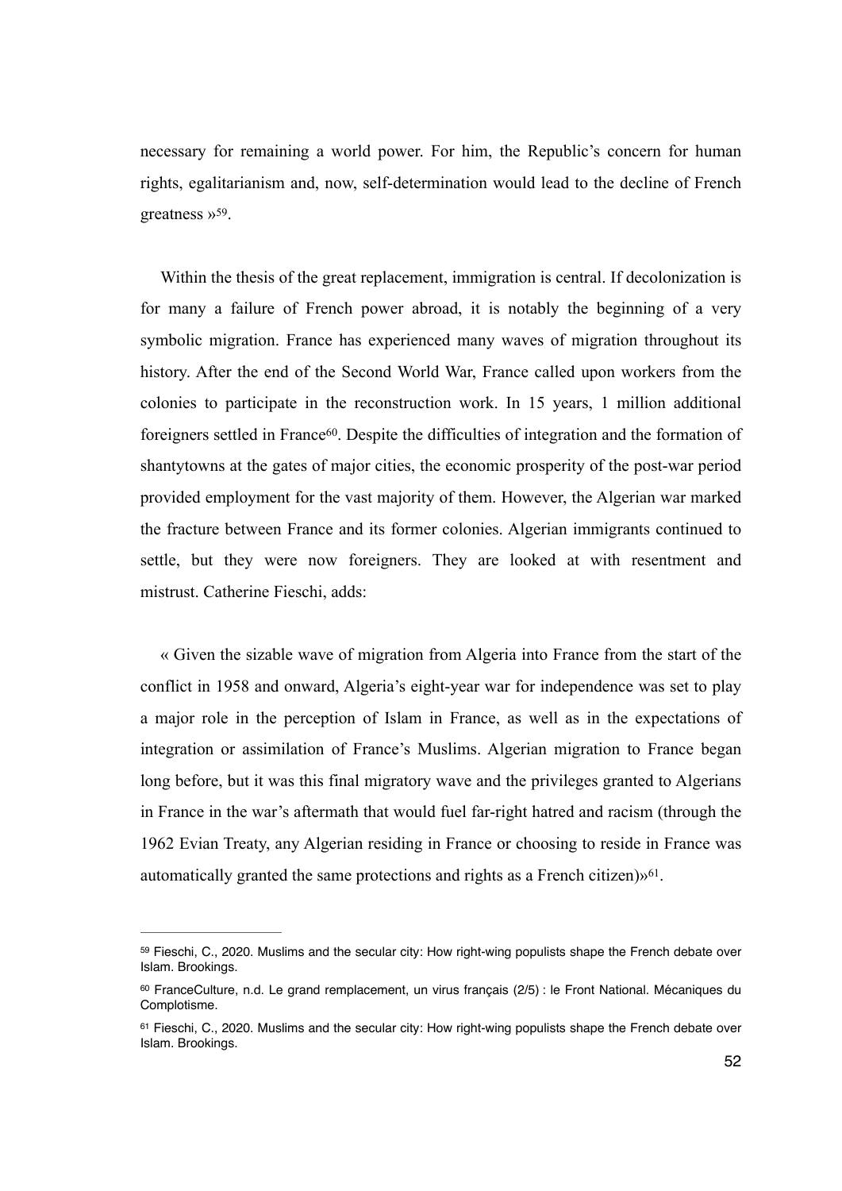necessary for remaining a world power. For him, the Republic's concern for human rights, egalitarianism and, now, self-determination would lead to the decline of French greatness »[59].

Within the thesis of the great replacement, immigration is central. If decolonization is for many a failure of French power abroad, it is notably the beginning of a very symbolic migration. France has experienced many waves of migration throughout its history. After the end of the Second World War, France called upon workers from the colonies to participate in the reconstruction work. In 15 years, 1 million additional foreigners settled in France[60]. Despite the difficulties of integration and the formation of shantytowns at the gates of major cities, the economic prosperity of the post-war period provided employment for the vast majority of them. However, the Algerian war marked the fracture between France and its former colonies. Algerian immigrants continued to settle, but they were now foreigners. They are looked at with resentment and mistrust. Catherine Fieschi, adds:

« Given the sizable wave of migration from Algeria into France from the start of the conflict in 1958 and onward, Algeria's eight-year war for independence was set to play a major role in the perception of Islam in France, as well as in the expectations of integration or assimilation of France's Muslims. Algerian migration to France began long before, but it was this final migratory wave and the privileges granted to Algerians in France in the war's aftermath that would fuel far-right hatred and racism (through the 1962 Evian Treaty, any Algerian residing in France or choosing to reside in France was automatically granted the same protections and rights as a French citizen)»[61].

---

[59] Fieschi, C., 2020. Muslims and the secular city: How right-wing populists shape the French debate over Islam. Brookings.

[60] FranceCulture, n.d. Le grand remplacement, un virus français (2/5) : le Front National. Mécaniques du Complotisme.

[61] Fieschi, C., 2020. Muslims and the secular city: How right-wing populists shape the French debate over Islam. Brookings.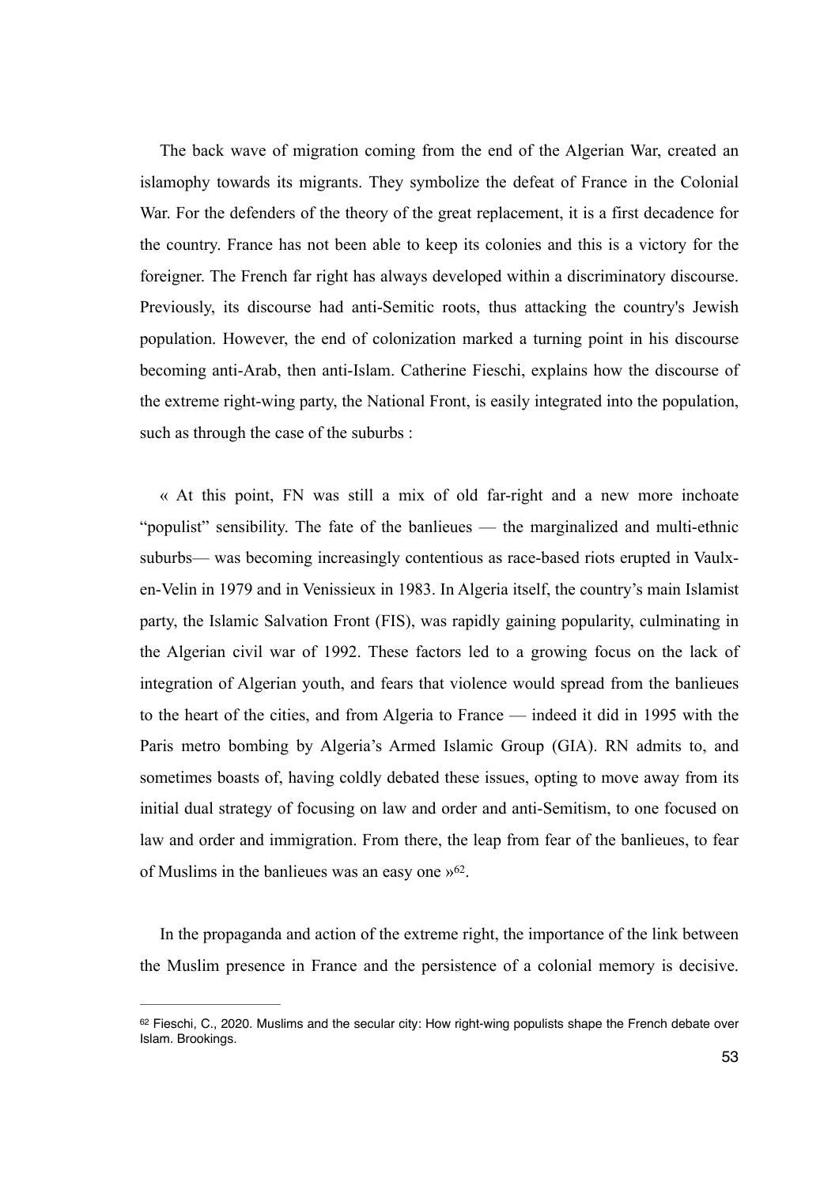The back wave of migration coming from the end of the Algerian War, created an islamophy towards its migrants. They symbolize the defeat of France in the Colonial War. For the defenders of the theory of the great replacement, it is a first decadence for the country. France has not been able to keep its colonies and this is a victory for the foreigner. The French far right has always developed within a discriminatory discourse. Previously, its discourse had anti-Semitic roots, thus attacking the country's Jewish population. However, the end of colonization marked a turning point in his discourse becoming anti-Arab, then anti-Islam. Catherine Fieschi, explains how the discourse of the extreme right-wing party, the National Front, is easily integrated into the population, such as through the case of the suburbs :

« At this point, FN was still a mix of old far-right and a new more inchoate "populist" sensibility. The fate of the banlieues — the marginalized and multi-ethnic suburbs— was becoming increasingly contentious as race-based riots erupted in Vaulx-en-Velin in 1979 and in Venissieux in 1983. In Algeria itself, the country's main Islamist party, the Islamic Salvation Front (FIS), was rapidly gaining popularity, culminating in the Algerian civil war of 1992. These factors led to a growing focus on the lack of integration of Algerian youth, and fears that violence would spread from the banlieues to the heart of the cities, and from Algeria to France — indeed it did in 1995 with the Paris metro bombing by Algeria's Armed Islamic Group (GIA). RN admits to, and sometimes boasts of, having coldly debated these issues, opting to move away from its initial dual strategy of focusing on law and order and anti-Semitism, to one focused on law and order and immigration. From there, the leap from fear of the banlieues, to fear of Muslims in the banlieues was an easy one »[62].

In the propaganda and action of the extreme right, the importance of the link between the Muslim presence in France and the persistence of a colonial memory is decisive.

[62] Fieschi, C., 2020. Muslims and the secular city: How right-wing populists shape the French debate over Islam. Brookings.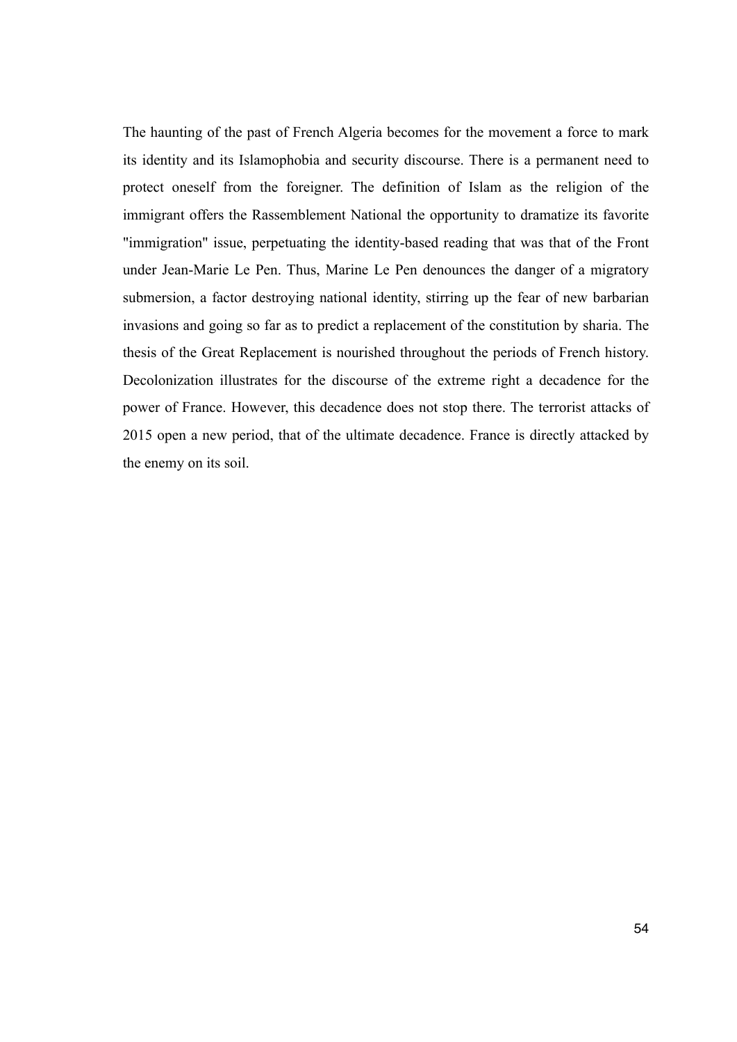The haunting of the past of French Algeria becomes for the movement a force to mark its identity and its Islamophobia and security discourse. There is a permanent need to protect oneself from the foreigner. The definition of Islam as the religion of the immigrant offers the Rassemblement National the opportunity to dramatize its favorite "immigration" issue, perpetuating the identity-based reading that was that of the Front under Jean-Marie Le Pen. Thus, Marine Le Pen denounces the danger of a migratory submersion, a factor destroying national identity, stirring up the fear of new barbarian invasions and going so far as to predict a replacement of the constitution by sharia. The thesis of the Great Replacement is nourished throughout the periods of French history. Decolonization illustrates for the discourse of the extreme right a decadence for the power of France. However, this decadence does not stop there. The terrorist attacks of 2015 open a new period, that of the ultimate decadence. France is directly attacked by the enemy on its soil.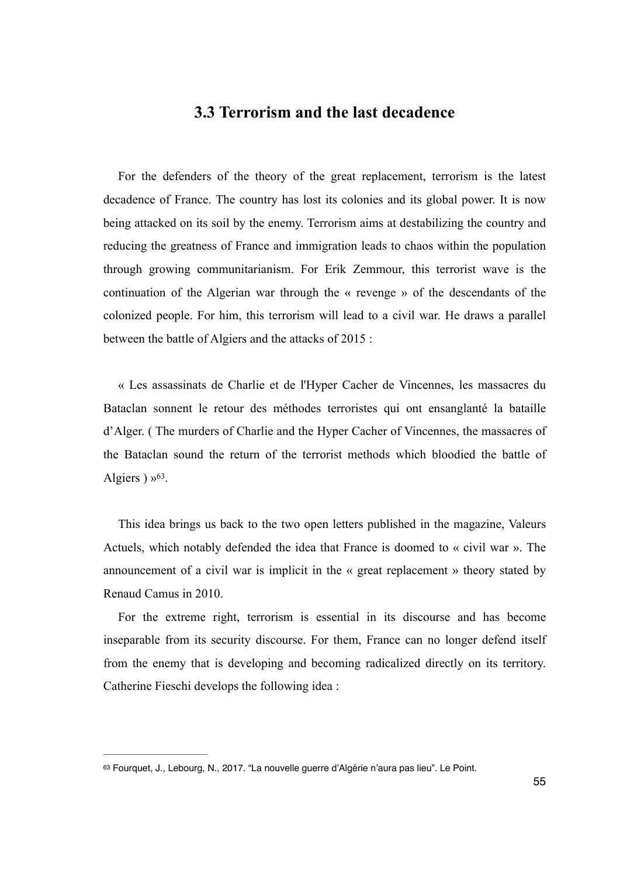### 3.3 Terrorism and the last decadence

For the defenders of the theory of the great replacement, terrorism is the latest decadence of France. The country has lost its colonies and its global power. It is now being attacked on its soil by the enemy. Terrorism aims at destabilizing the country and reducing the greatness of France and immigration leads to chaos within the population through growing communitarianism. For Erik Zemmour, this terrorist wave is the continuation of the Algerian war through the « revenge » of the descendants of the colonized people. For him, this terrorism will lead to a civil war. He draws a parallel between the battle of Algiers and the attacks of 2015 :

« Les assassinats de Charlie et de l'Hyper Cacher de Vincennes, les massacres du Bataclan sonnent le retour des méthodes terroristes qui ont ensanglanté la bataille d'Alger. ( The murders of Charlie and the Hyper Cacher of Vincennes, the massacres of the Bataclan sound the return of the terrorist methods which bloodied the battle of Algiers ) »[63].

This idea brings us back to the two open letters published in the magazine, Valeurs Actuels, which notably defended the idea that France is doomed to « civil war ». The announcement of a civil war is implicit in the « great replacement » theory stated by Renaud Camus in 2010.

For the extreme right, terrorism is essential in its discourse and has become inseparable from its security discourse. For them, France can no longer defend itself from the enemy that is developing and becoming radicalized directly on its territory. Catherine Fieschi develops the following idea :

---

[63] Fourquet, J., Lebourg, N., 2017. "La nouvelle guerre d'Algérie n'aura pas lieu". Le Point.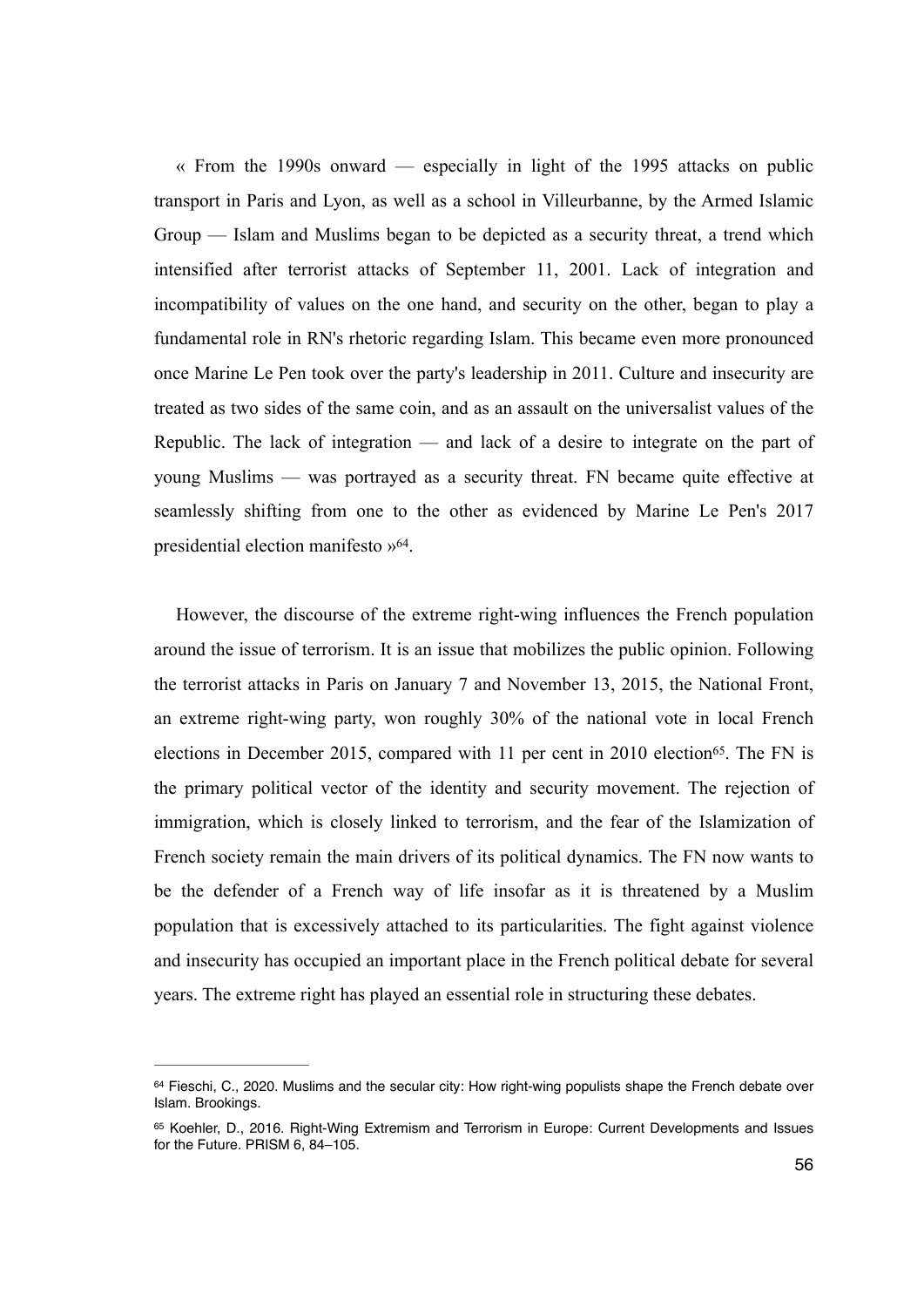« From the 1990s onward — especially in light of the 1995 attacks on public transport in Paris and Lyon, as well as a school in Villeurbanne, by the Armed Islamic Group — Islam and Muslims began to be depicted as a security threat, a trend which intensified after terrorist attacks of September 11, 2001. Lack of integration and incompatibility of values on the one hand, and security on the other, began to play a fundamental role in RN's rhetoric regarding Islam. This became even more pronounced once Marine Le Pen took over the party's leadership in 2011. Culture and insecurity are treated as two sides of the same coin, and as an assault on the universalist values of the Republic. The lack of integration — and lack of a desire to integrate on the part of young Muslims — was portrayed as a security threat. FN became quite effective at seamlessly shifting from one to the other as evidenced by Marine Le Pen's 2017 presidential election manifesto »[64].

However, the discourse of the extreme right-wing influences the French population around the issue of terrorism. It is an issue that mobilizes the public opinion. Following the terrorist attacks in Paris on January 7 and November 13, 2015, the National Front, an extreme right-wing party, won roughly 30% of the national vote in local French elections in December 2015, compared with 11 per cent in 2010 election[65]. The FN is the primary political vector of the identity and security movement. The rejection of immigration, which is closely linked to terrorism, and the fear of the Islamization of French society remain the main drivers of its political dynamics. The FN now wants to be the defender of a French way of life insofar as it is threatened by a Muslim population that is excessively attached to its particularities. The fight against violence and insecurity has occupied an important place in the French political debate for several years. The extreme right has played an essential role in structuring these debates.

---

[64] Fieschi, C., 2020. Muslims and the secular city: How right-wing populists shape the French debate over Islam. Brookings.

[65] Koehler, D., 2016. Right-Wing Extremism and Terrorism in Europe: Current Developments and Issues for the Future. PRISM 6, 84–105.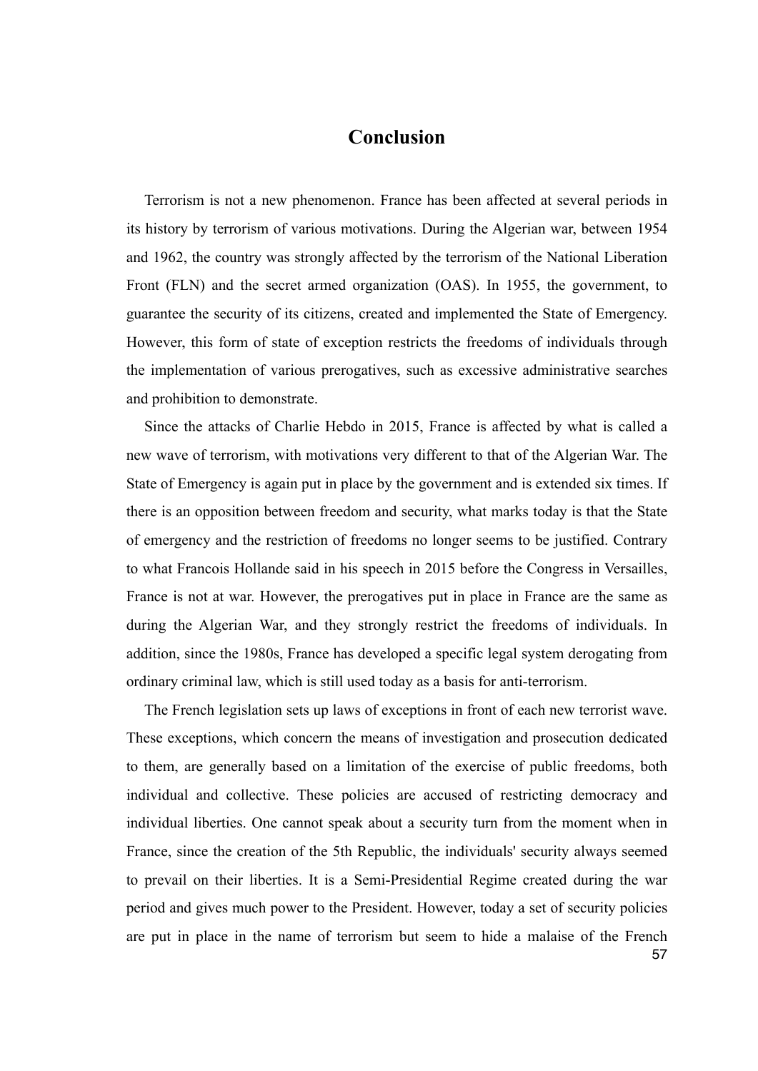# Conclusion

Terrorism is not a new phenomenon. France has been affected at several periods in its history by terrorism of various motivations. During the Algerian war, between 1954 and 1962, the country was strongly affected by the terrorism of the National Liberation Front (FLN) and the secret armed organization (OAS). In 1955, the government, to guarantee the security of its citizens, created and implemented the State of Emergency. However, this form of state of exception restricts the freedoms of individuals through the implementation of various prerogatives, such as excessive administrative searches and prohibition to demonstrate.

Since the attacks of Charlie Hebdo in 2015, France is affected by what is called a new wave of terrorism, with motivations very different to that of the Algerian War. The State of Emergency is again put in place by the government and is extended six times. If there is an opposition between freedom and security, what marks today is that the State of emergency and the restriction of freedoms no longer seems to be justified. Contrary to what Francois Hollande said in his speech in 2015 before the Congress in Versailles, France is not at war. However, the prerogatives put in place in France are the same as during the Algerian War, and they strongly restrict the freedoms of individuals. In addition, since the 1980s, France has developed a specific legal system derogating from ordinary criminal law, which is still used today as a basis for anti-terrorism.

The French legislation sets up laws of exceptions in front of each new terrorist wave. These exceptions, which concern the means of investigation and prosecution dedicated to them, are generally based on a limitation of the exercise of public freedoms, both individual and collective. These policies are accused of restricting democracy and individual liberties. One cannot speak about a security turn from the moment when in France, since the creation of the 5th Republic, the individuals' security always seemed to prevail on their liberties. It is a Semi-Presidential Regime created during the war period and gives much power to the President. However, today a set of security policies are put in place in the name of terrorism but seem to hide a malaise of the French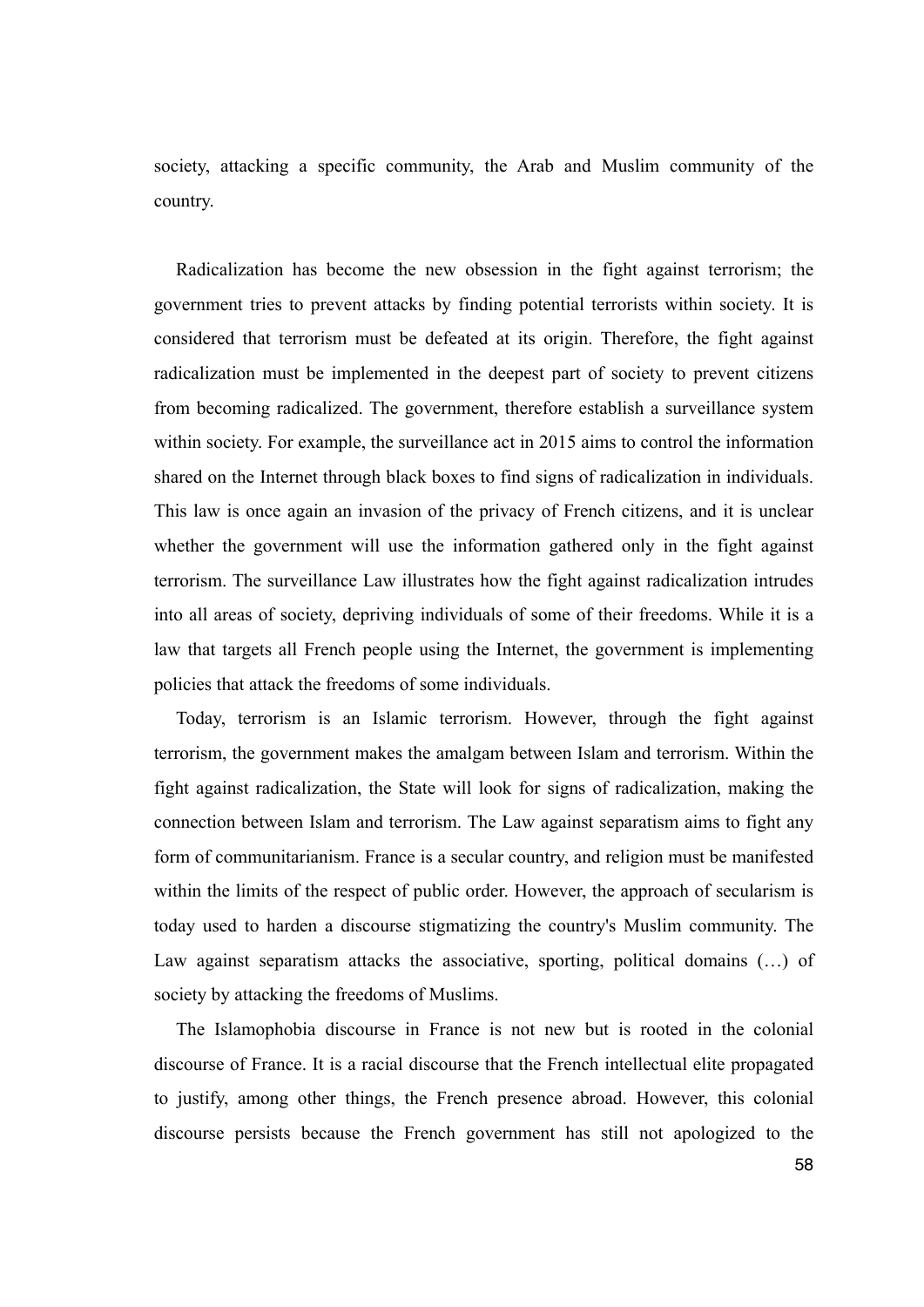society, attacking a specific community, the Arab and Muslim community of the country.

Radicalization has become the new obsession in the fight against terrorism; the government tries to prevent attacks by finding potential terrorists within society. It is considered that terrorism must be defeated at its origin. Therefore, the fight against radicalization must be implemented in the deepest part of society to prevent citizens from becoming radicalized. The government, therefore establish a surveillance system within society. For example, the surveillance act in 2015 aims to control the information shared on the Internet through black boxes to find signs of radicalization in individuals. This law is once again an invasion of the privacy of French citizens, and it is unclear whether the government will use the information gathered only in the fight against terrorism. The surveillance Law illustrates how the fight against radicalization intrudes into all areas of society, depriving individuals of some of their freedoms. While it is a law that targets all French people using the Internet, the government is implementing policies that attack the freedoms of some individuals.

Today, terrorism is an Islamic terrorism. However, through the fight against terrorism, the government makes the amalgam between Islam and terrorism. Within the fight against radicalization, the State will look for signs of radicalization, making the connection between Islam and terrorism. The Law against separatism aims to fight any form of communitarianism. France is a secular country, and religion must be manifested within the limits of the respect of public order. However, the approach of secularism is today used to harden a discourse stigmatizing the country's Muslim community. The Law against separatism attacks the associative, sporting, political domains (…) of society by attacking the freedoms of Muslims.

The Islamophobia discourse in France is not new but is rooted in the colonial discourse of France. It is a racial discourse that the French intellectual elite propagated to justify, among other things, the French presence abroad. However, this colonial discourse persists because the French government has still not apologized to the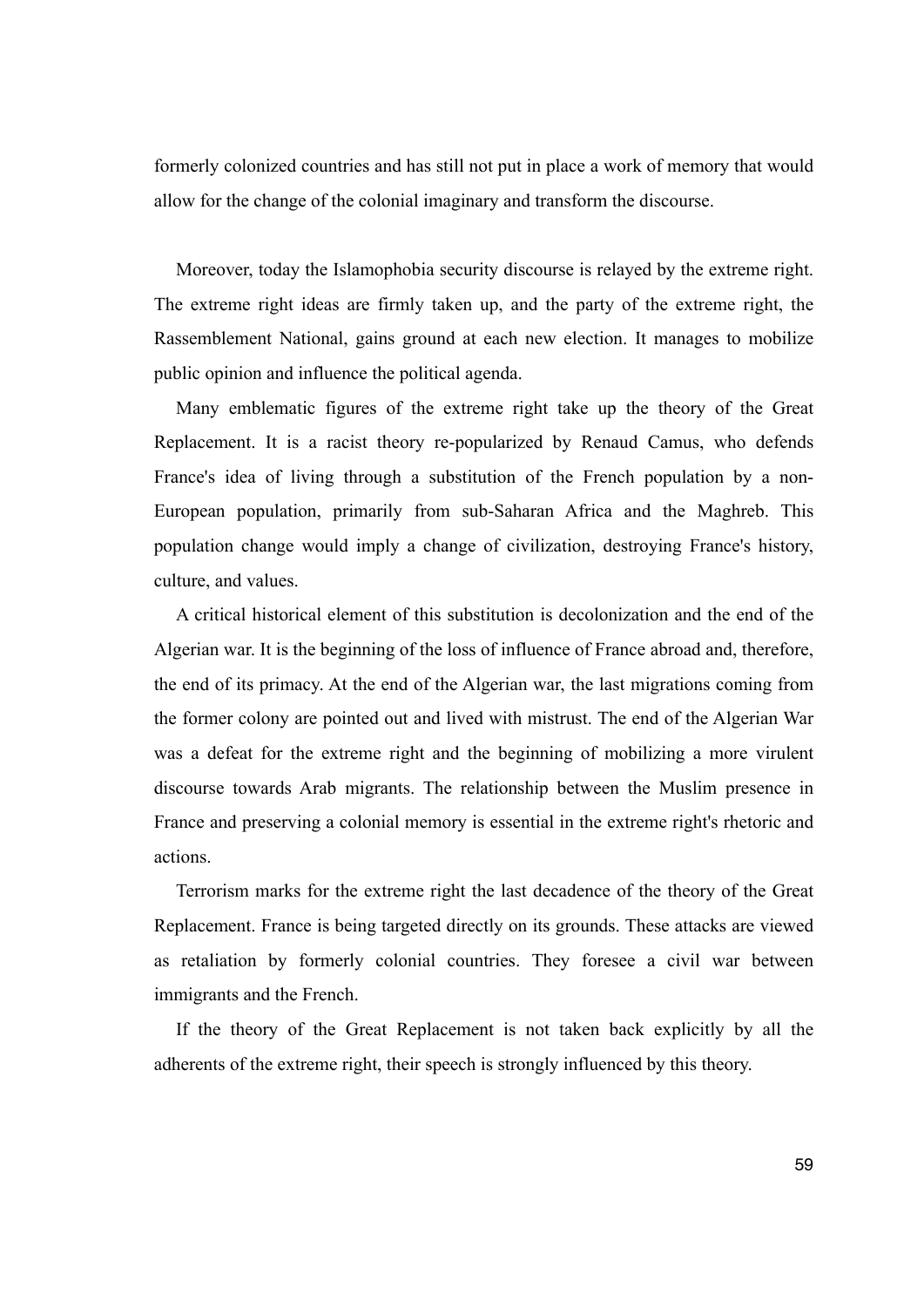formerly colonized countries and has still not put in place a work of memory that would allow for the change of the colonial imaginary and transform the discourse.

Moreover, today the Islamophobia security discourse is relayed by the extreme right. The extreme right ideas are firmly taken up, and the party of the extreme right, the Rassemblement National, gains ground at each new election. It manages to mobilize public opinion and influence the political agenda.

Many emblematic figures of the extreme right take up the theory of the Great Replacement. It is a racist theory re-popularized by Renaud Camus, who defends France's idea of living through a substitution of the French population by a non-European population, primarily from sub-Saharan Africa and the Maghreb. This population change would imply a change of civilization, destroying France's history, culture, and values.

A critical historical element of this substitution is decolonization and the end of the Algerian war. It is the beginning of the loss of influence of France abroad and, therefore, the end of its primacy. At the end of the Algerian war, the last migrations coming from the former colony are pointed out and lived with mistrust. The end of the Algerian War was a defeat for the extreme right and the beginning of mobilizing a more virulent discourse towards Arab migrants. The relationship between the Muslim presence in France and preserving a colonial memory is essential in the extreme right's rhetoric and actions.

Terrorism marks for the extreme right the last decadence of the theory of the Great Replacement. France is being targeted directly on its grounds. These attacks are viewed as retaliation by formerly colonial countries. They foresee a civil war between immigrants and the French.

If the theory of the Great Replacement is not taken back explicitly by all the adherents of the extreme right, their speech is strongly influenced by this theory.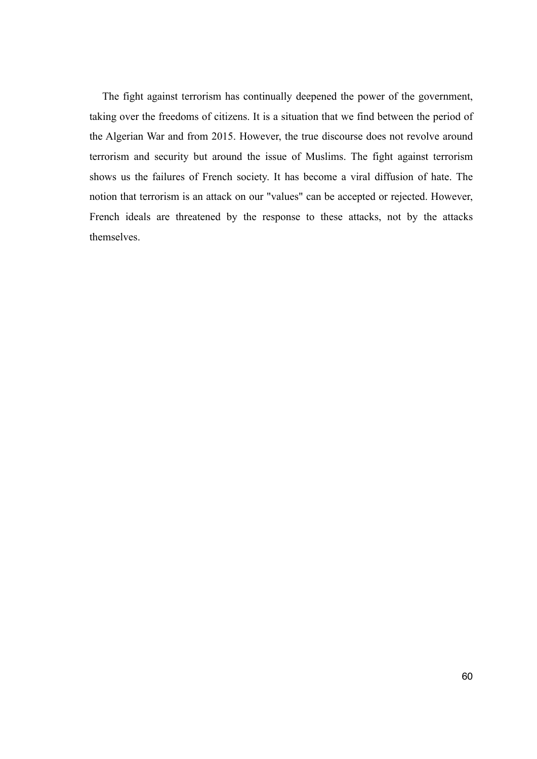The fight against terrorism has continually deepened the power of the government, taking over the freedoms of citizens. It is a situation that we find between the period of the Algerian War and from 2015. However, the true discourse does not revolve around terrorism and security but around the issue of Muslims. The fight against terrorism shows us the failures of French society. It has become a viral diffusion of hate. The notion that terrorism is an attack on our "values" can be accepted or rejected. However, French ideals are threatened by the response to these attacks, not by the attacks themselves.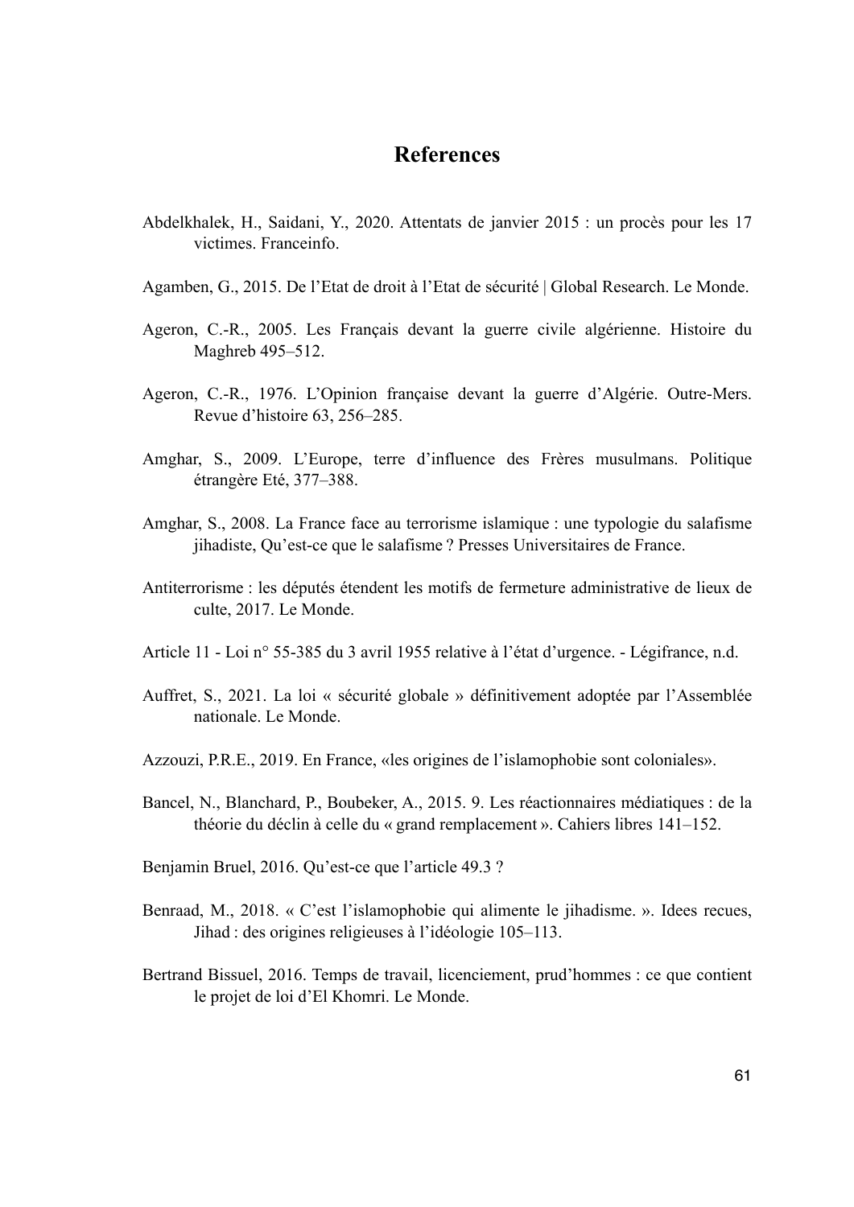# References

Abdelkhalek, H., Saidani, Y., 2020. Attentats de janvier 2015 : un procès pour les 17 victimes. Franceinfo.

Agamben, G., 2015. De l'Etat de droit à l'Etat de sécurité | Global Research. Le Monde.

Ageron, C.-R., 2005. Les Français devant la guerre civile algérienne. Histoire du Maghreb 495–512.

Ageron, C.-R., 1976. L'Opinion française devant la guerre d'Algérie. Outre-Mers. Revue d'histoire 63, 256–285.

Amghar, S., 2009. L'Europe, terre d'influence des Frères musulmans. Politique étrangère Eté, 377–388.

Amghar, S., 2008. La France face au terrorisme islamique : une typologie du salafisme jihadiste, Qu'est-ce que le salafisme ? Presses Universitaires de France.

Antiterrorisme : les députés étendent les motifs de fermeture administrative de lieux de culte, 2017. Le Monde.

Article 11 - Loi n° 55-385 du 3 avril 1955 relative à l'état d'urgence. - Légifrance, n.d.

Auffret, S., 2021. La loi « sécurité globale » définitivement adoptée par l'Assemblée nationale. Le Monde.

Azzouzi, P.R.E., 2019. En France, «les origines de l'islamophobie sont coloniales».

Bancel, N., Blanchard, P., Boubeker, A., 2015. 9. Les réactionnaires médiatiques : de la théorie du déclin à celle du « grand remplacement ». Cahiers libres 141–152.

Benjamin Bruel, 2016. Qu'est-ce que l'article 49.3 ?

Benraad, M., 2018. « C'est l'islamophobie qui alimente le jihadisme. ». Idees recues, Jihad : des origines religieuses à l'idéologie 105–113.

Bertrand Bissuel, 2016. Temps de travail, licenciement, prud'hommes : ce que contient le projet de loi d'El Khomri. Le Monde.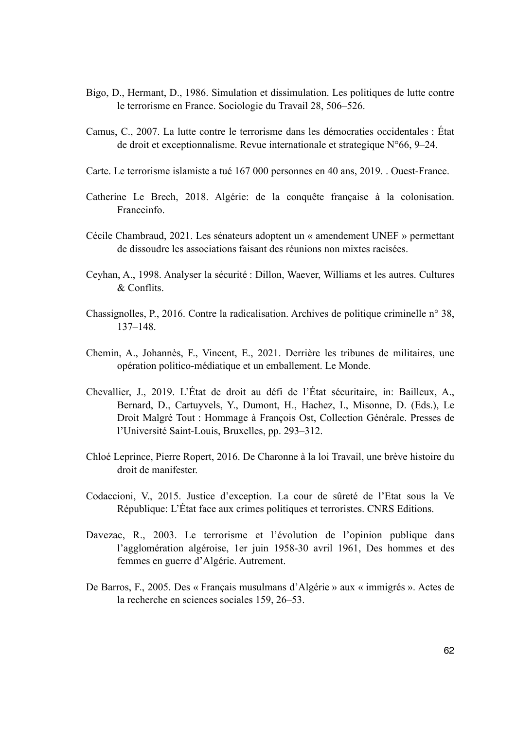Bigo, D., Hermant, D., 1986. Simulation et dissimulation. Les politiques de lutte contre le terrorisme en France. Sociologie du Travail 28, 506–526.

Camus, C., 2007. La lutte contre le terrorisme dans les démocraties occidentales : État de droit et exceptionnalisme. Revue internationale et strategique N°66, 9–24.

Carte. Le terrorisme islamiste a tué 167 000 personnes en 40 ans, 2019. . Ouest-France.

Catherine Le Brech, 2018. Algérie: de la conquête française à la colonisation. Franceinfo.

Cécile Chambraud, 2021. Les sénateurs adoptent un « amendement UNEF » permettant de dissoudre les associations faisant des réunions non mixtes racisées.

Ceyhan, A., 1998. Analyser la sécurité : Dillon, Waever, Williams et les autres. Cultures & Conflits.

Chassignolles, P., 2016. Contre la radicalisation. Archives de politique criminelle n° 38, 137–148.

Chemin, A., Johannès, F., Vincent, E., 2021. Derrière les tribunes de militaires, une opération politico-médiatique et un emballement. Le Monde.

Chevallier, J., 2019. L'État de droit au défi de l'État sécuritaire, in: Bailleux, A., Bernard, D., Cartuyvels, Y., Dumont, H., Hachez, I., Misonne, D. (Eds.), Le Droit Malgré Tout : Hommage à François Ost, Collection Générale. Presses de l'Université Saint-Louis, Bruxelles, pp. 293–312.

Chloé Leprince, Pierre Ropert, 2016. De Charonne à la loi Travail, une brève histoire du droit de manifester.

Codaccioni, V., 2015. Justice d'exception. La cour de sûreté de l'Etat sous la Ve République: L'État face aux crimes politiques et terroristes. CNRS Editions.

Davezac, R., 2003. Le terrorisme et l'évolution de l'opinion publique dans l'agglomération algéroise, 1er juin 1958-30 avril 1961, Des hommes et des femmes en guerre d'Algérie. Autrement.

De Barros, F., 2005. Des « Français musulmans d'Algérie » aux « immigrés ». Actes de la recherche en sciences sociales 159, 26–53.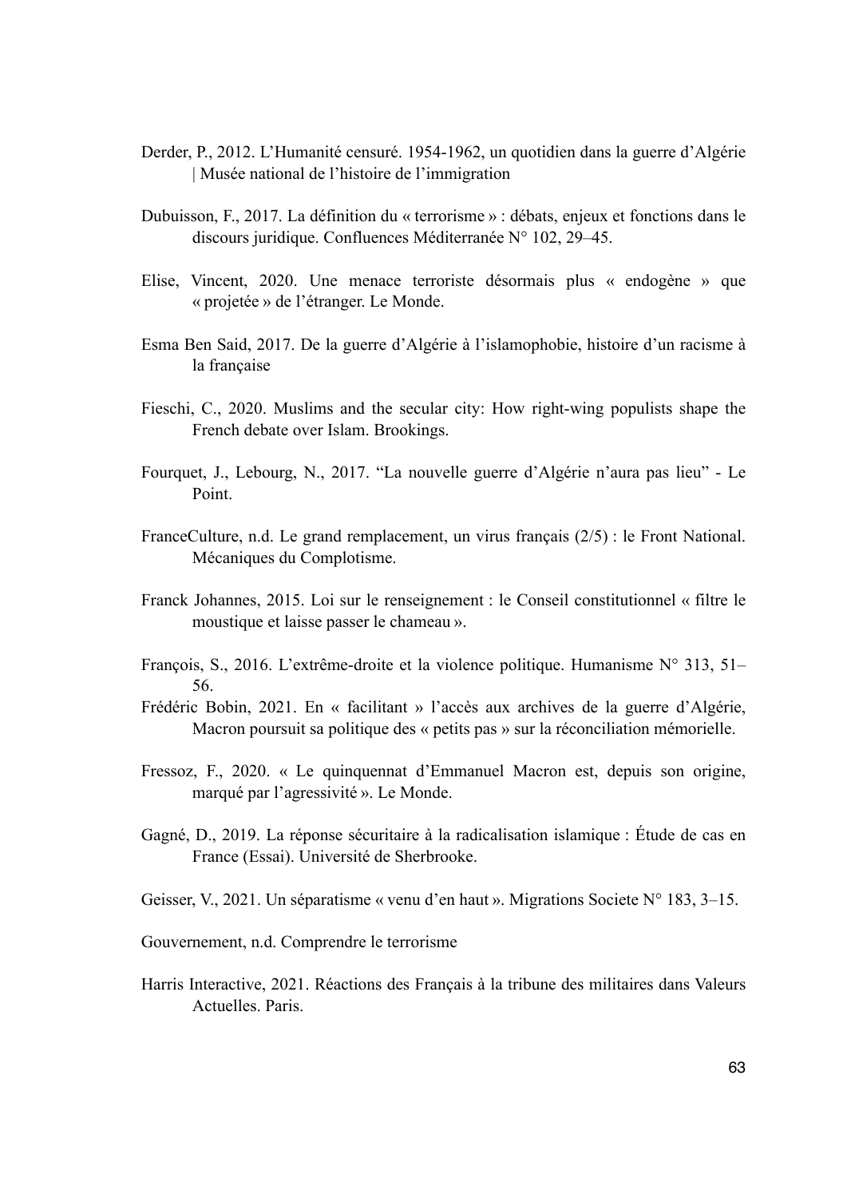Derder, P., 2012. L'Humanité censuré. 1954-1962, un quotidien dans la guerre d'Algérie | Musée national de l'histoire de l'immigration

Dubuisson, F., 2017. La définition du « terrorisme » : débats, enjeux et fonctions dans le discours juridique. Confluences Méditerranée N° 102, 29–45.

Elise, Vincent, 2020. Une menace terroriste désormais plus « endogène » que « projetée » de l'étranger. Le Monde.

Esma Ben Said, 2017. De la guerre d'Algérie à l'islamophobie, histoire d'un racisme à la française

Fieschi, C., 2020. Muslims and the secular city: How right-wing populists shape the French debate over Islam. Brookings.

Fourquet, J., Lebourg, N., 2017. "La nouvelle guerre d'Algérie n'aura pas lieu" - Le Point.

FranceCulture, n.d. Le grand remplacement, un virus français (2/5) : le Front National. Mécaniques du Complotisme.

Franck Johannes, 2015. Loi sur le renseignement : le Conseil constitutionnel « filtre le moustique et laisse passer le chameau ».

François, S., 2016. L'extrême-droite et la violence politique. Humanisme N° 313, 51–56.

Frédéric Bobin, 2021. En « facilitant » l'accès aux archives de la guerre d'Algérie, Macron poursuit sa politique des « petits pas » sur la réconciliation mémorielle.

Fressoz, F., 2020. « Le quinquennat d'Emmanuel Macron est, depuis son origine, marqué par l'agressivité ». Le Monde.

Gagné, D., 2019. La réponse sécuritaire à la radicalisation islamique : Étude de cas en France (Essai). Université de Sherbrooke.

Geisser, V., 2021. Un séparatisme « venu d'en haut ». Migrations Societe N° 183, 3–15.

Gouvernement, n.d. Comprendre le terrorisme

Harris Interactive, 2021. Réactions des Français à la tribune des militaires dans Valeurs Actuelles. Paris.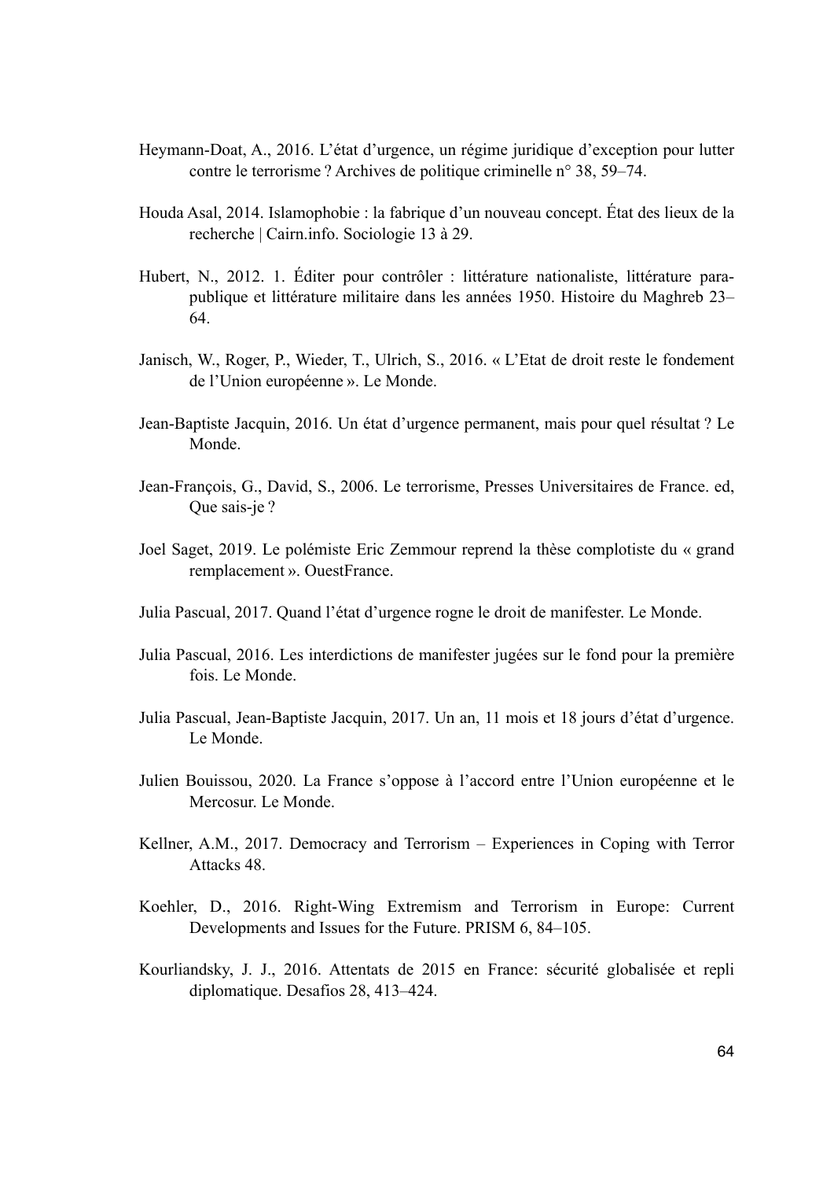Heymann-Doat, A., 2016. L'état d'urgence, un régime juridique d'exception pour lutter contre le terrorisme ? Archives de politique criminelle n° 38, 59–74.

Houda Asal, 2014. Islamophobie : la fabrique d'un nouveau concept. État des lieux de la recherche | Cairn.info. Sociologie 13 à 29.

Hubert, N., 2012. 1. Éditer pour contrôler : littérature nationaliste, littérature para-publique et littérature militaire dans les années 1950. Histoire du Maghreb 23–64.

Janisch, W., Roger, P., Wieder, T., Ulrich, S., 2016. « L'Etat de droit reste le fondement de l'Union européenne ». Le Monde.

Jean-Baptiste Jacquin, 2016. Un état d'urgence permanent, mais pour quel résultat ? Le Monde.

Jean-François, G., David, S., 2006. Le terrorisme, Presses Universitaires de France. ed, Que sais-je ?

Joel Saget, 2019. Le polémiste Eric Zemmour reprend la thèse complotiste du « grand remplacement ». OuestFrance.

Julia Pascual, 2017. Quand l'état d'urgence rogne le droit de manifester. Le Monde.

Julia Pascual, 2016. Les interdictions de manifester jugées sur le fond pour la première fois. Le Monde.

Julia Pascual, Jean-Baptiste Jacquin, 2017. Un an, 11 mois et 18 jours d'état d'urgence. Le Monde.

Julien Bouissou, 2020. La France s'oppose à l'accord entre l'Union européenne et le Mercosur. Le Monde.

Kellner, A.M., 2017. Democracy and Terrorism – Experiences in Coping with Terror Attacks 48.

Koehler, D., 2016. Right-Wing Extremism and Terrorism in Europe: Current Developments and Issues for the Future. PRISM 6, 84–105.

Kourliandsky, J. J., 2016. Attentats de 2015 en France: sécurité globalisée et repli diplomatique. Desafios 28, 413–424.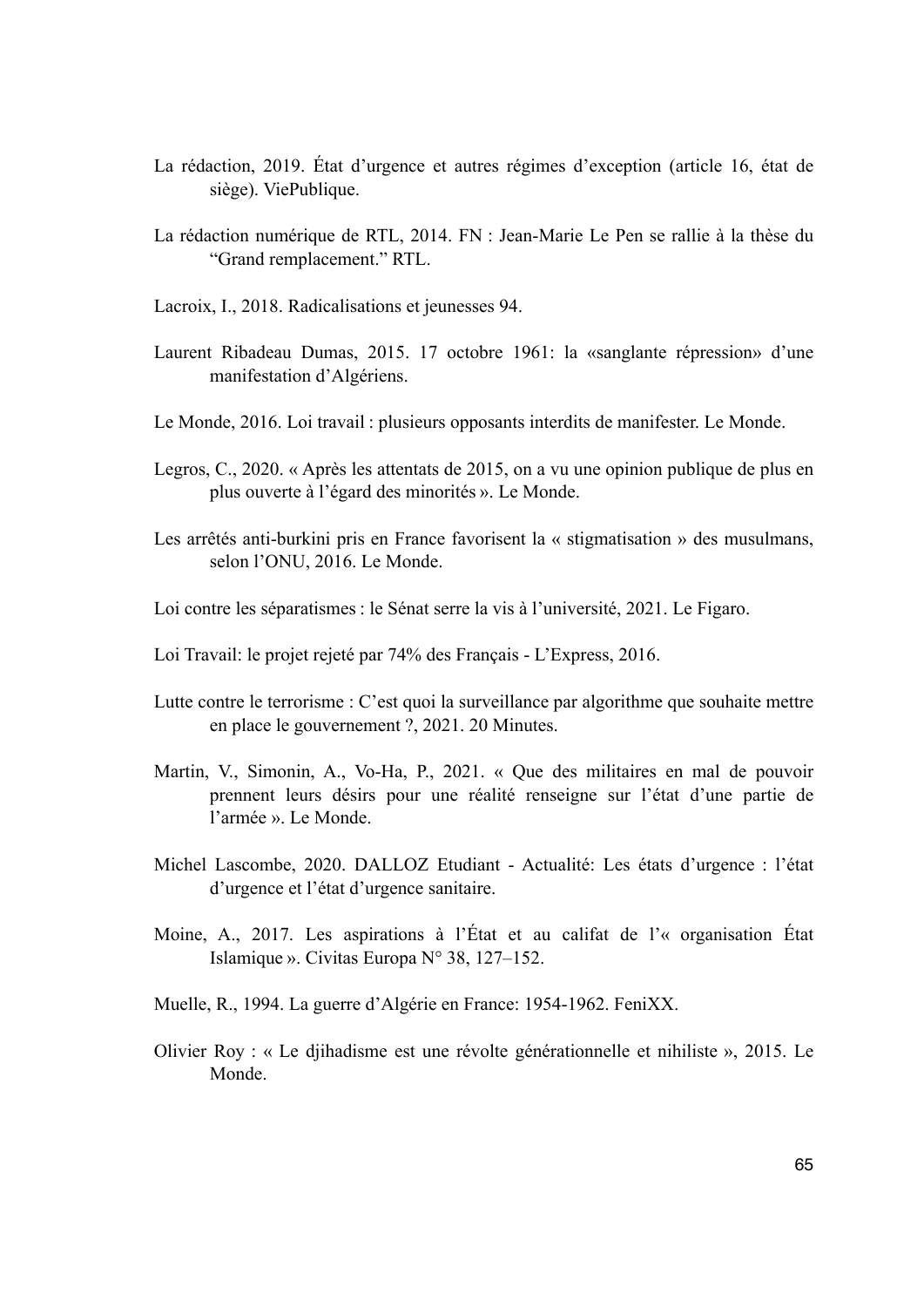La rédaction, 2019. État d'urgence et autres régimes d'exception (article 16, état de siège). ViePublique.

La rédaction numérique de RTL, 2014. FN : Jean-Marie Le Pen se rallie à la thèse du "Grand remplacement." RTL.

Lacroix, I., 2018. Radicalisations et jeunesses 94.

Laurent Ribadeau Dumas, 2015. 17 octobre 1961: la «sanglante répression» d'une manifestation d'Algériens.

Le Monde, 2016. Loi travail : plusieurs opposants interdits de manifester. Le Monde.

Legros, C., 2020. « Après les attentats de 2015, on a vu une opinion publique de plus en plus ouverte à l'égard des minorités ». Le Monde.

Les arrêtés anti-burkini pris en France favorisent la « stigmatisation » des musulmans, selon l'ONU, 2016. Le Monde.

Loi contre les séparatismes : le Sénat serre la vis à l'université, 2021. Le Figaro.

Loi Travail: le projet rejeté par 74% des Français - L'Express, 2016.

Lutte contre le terrorisme : C'est quoi la surveillance par algorithme que souhaite mettre en place le gouvernement ?, 2021. 20 Minutes.

Martin, V., Simonin, A., Vo-Ha, P., 2021. « Que des militaires en mal de pouvoir prennent leurs désirs pour une réalité renseigne sur l'état d'une partie de l'armée ». Le Monde.

Michel Lascombe, 2020. DALLOZ Etudiant - Actualité: Les états d'urgence : l'état d'urgence et l'état d'urgence sanitaire.

Moine, A., 2017. Les aspirations à l'État et au califat de l'« organisation État Islamique ». Civitas Europa N° 38, 127–152.

Muelle, R., 1994. La guerre d'Algérie en France: 1954-1962. FeniXX.

Olivier Roy : « Le djihadisme est une révolte générationnelle et nihiliste », 2015. Le Monde.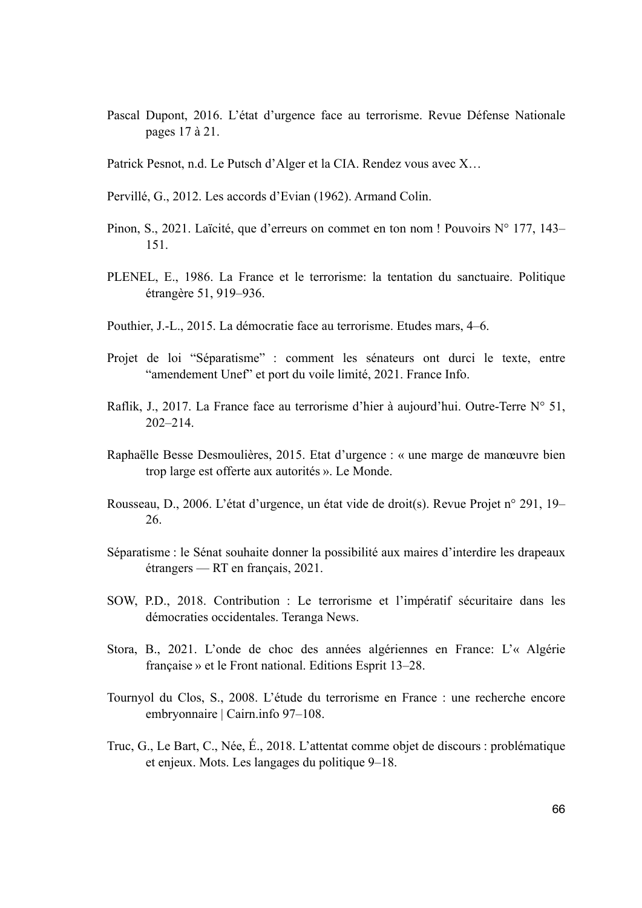Pascal Dupont, 2016. L'état d'urgence face au terrorisme. Revue Défense Nationale pages 17 à 21.

Patrick Pesnot, n.d. Le Putsch d'Alger et la CIA. Rendez vous avec X…

Pervillé, G., 2012. Les accords d'Evian (1962). Armand Colin.

Pinon, S., 2021. Laïcité, que d'erreurs on commet en ton nom ! Pouvoirs N° 177, 143–151.

PLENEL, E., 1986. La France et le terrorisme: la tentation du sanctuaire. Politique étrangère 51, 919–936.

Pouthier, J.-L., 2015. La démocratie face au terrorisme. Etudes mars, 4–6.

Projet de loi "Séparatisme" : comment les sénateurs ont durci le texte, entre "amendement Unef" et port du voile limité, 2021. France Info.

Raflik, J., 2017. La France face au terrorisme d'hier à aujourd'hui. Outre-Terre N° 51, 202–214.

Raphaëlle Besse Desmoulières, 2015. Etat d'urgence : « une marge de manœuvre bien trop large est offerte aux autorités ». Le Monde.

Rousseau, D., 2006. L'état d'urgence, un état vide de droit(s). Revue Projet n° 291, 19–26.

Séparatisme : le Sénat souhaite donner la possibilité aux maires d'interdire les drapeaux étrangers — RT en français, 2021.

SOW, P.D., 2018. Contribution : Le terrorisme et l'impératif sécuritaire dans les démocraties occidentales. Teranga News.

Stora, B., 2021. L'onde de choc des années algériennes en France: L'« Algérie française » et le Front national. Editions Esprit 13–28.

Tournyol du Clos, S., 2008. L'étude du terrorisme en France : une recherche encore embryonnaire | Cairn.info 97–108.

Truc, G., Le Bart, C., Née, É., 2018. L'attentat comme objet de discours : problématique et enjeux. Mots. Les langages du politique 9–18.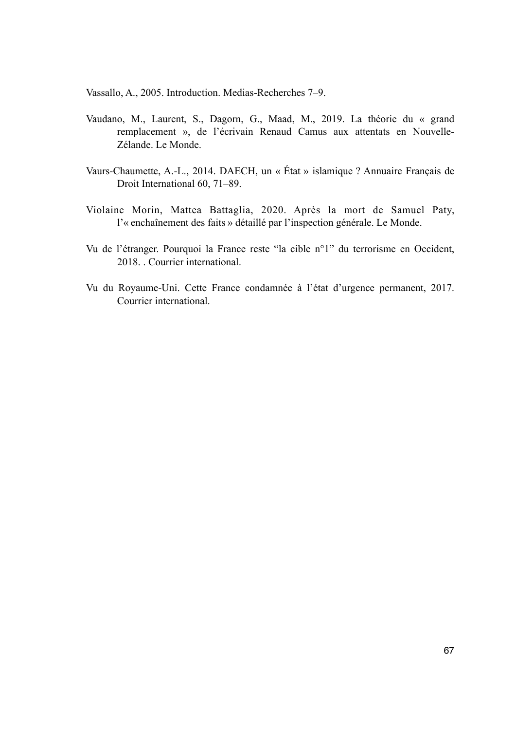Vassallo, A., 2005. Introduction. Medias-Recherches 7–9.

Vaudano, M., Laurent, S., Dagorn, G., Maad, M., 2019. La théorie du « grand remplacement », de l'écrivain Renaud Camus aux attentats en Nouvelle-Zélande. Le Monde.

Vaurs-Chaumette, A.-L., 2014. DAECH, un « État » islamique ? Annuaire Français de Droit International 60, 71–89.

Violaine Morin, Mattea Battaglia, 2020. Après la mort de Samuel Paty, l'« enchaînement des faits » détaillé par l'inspection générale. Le Monde.

Vu de l'étranger. Pourquoi la France reste "la cible n°1" du terrorisme en Occident, 2018. . Courrier international.

Vu du Royaume-Uni. Cette France condamnée à l'état d'urgence permanent, 2017. Courrier international.